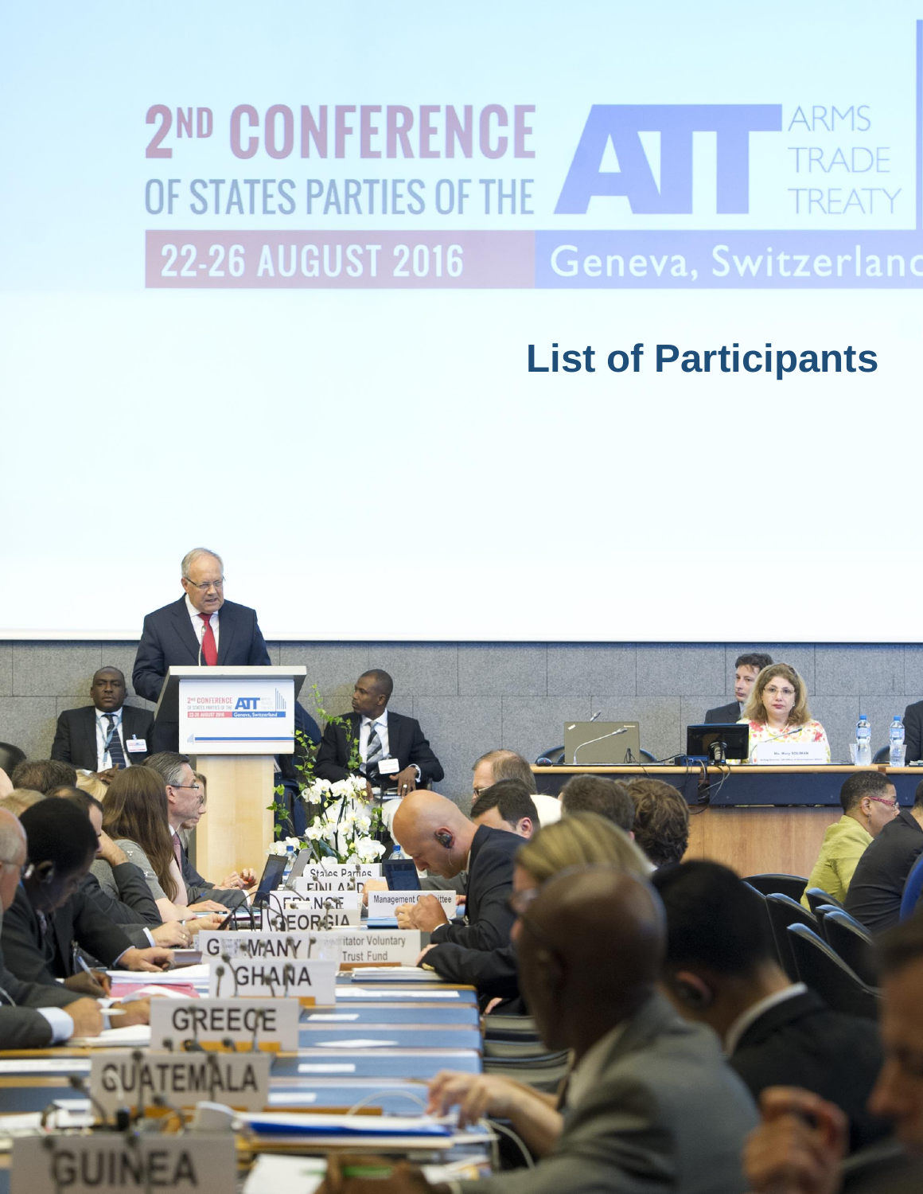# 2ND CONFERENCE OF STATES PARTIES OF THE ATT ARMS TRADE TREATY

22-26 AUGUST 2016

Geneva, Switzerland

## List of Participants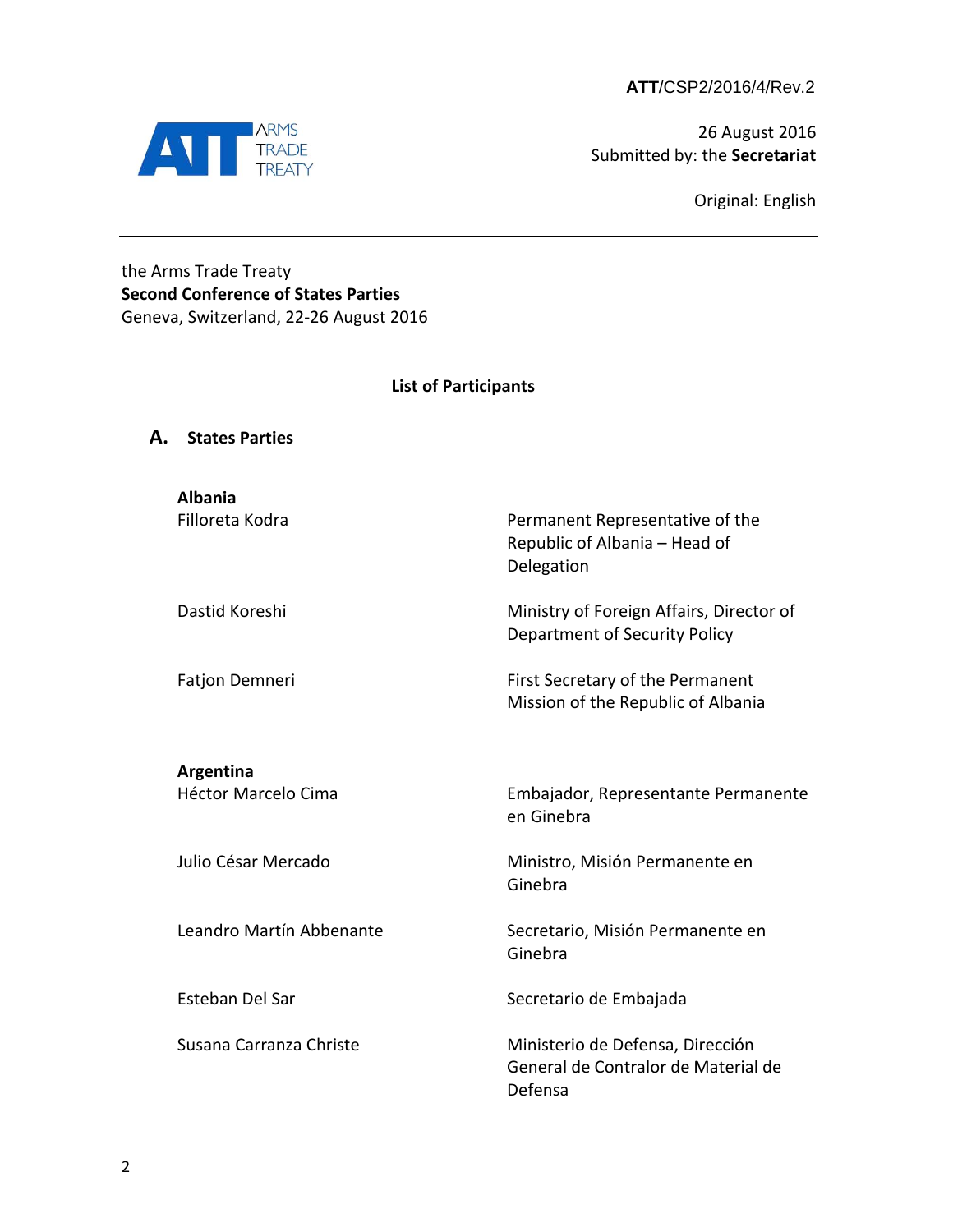ATT/CSP2/2016/4/Rev.2

26 August 2016
Submitted by: the **Secretariat**

Original: English

the Arms Trade Treaty
**Second Conference of States Parties**
Geneva, Switzerland, 22-26 August 2016

**List of Participants**

## A. States Parties

**Albania**

| | |
|---|---|
| Filloreta Kodra | Permanent Representative of the Republic of Albania – Head of Delegation |
| Dastid Koreshi | Ministry of Foreign Affairs, Director of Department of Security Policy |
| Fatjon Demneri | First Secretary of the Permanent Mission of the Republic of Albania |

**Argentina**

| | |
|---|---|
| Héctor Marcelo Cima | Embajador, Representante Permanente en Ginebra |
| Julio César Mercado | Ministro, Misión Permanente en Ginebra |
| Leandro Martín Abbenante | Secretario, Misión Permanente en Ginebra |
| Esteban Del Sar | Secretario de Embajada |
| Susana Carranza Christe | Ministerio de Defensa, Dirección General de Contralor de Material de Defensa |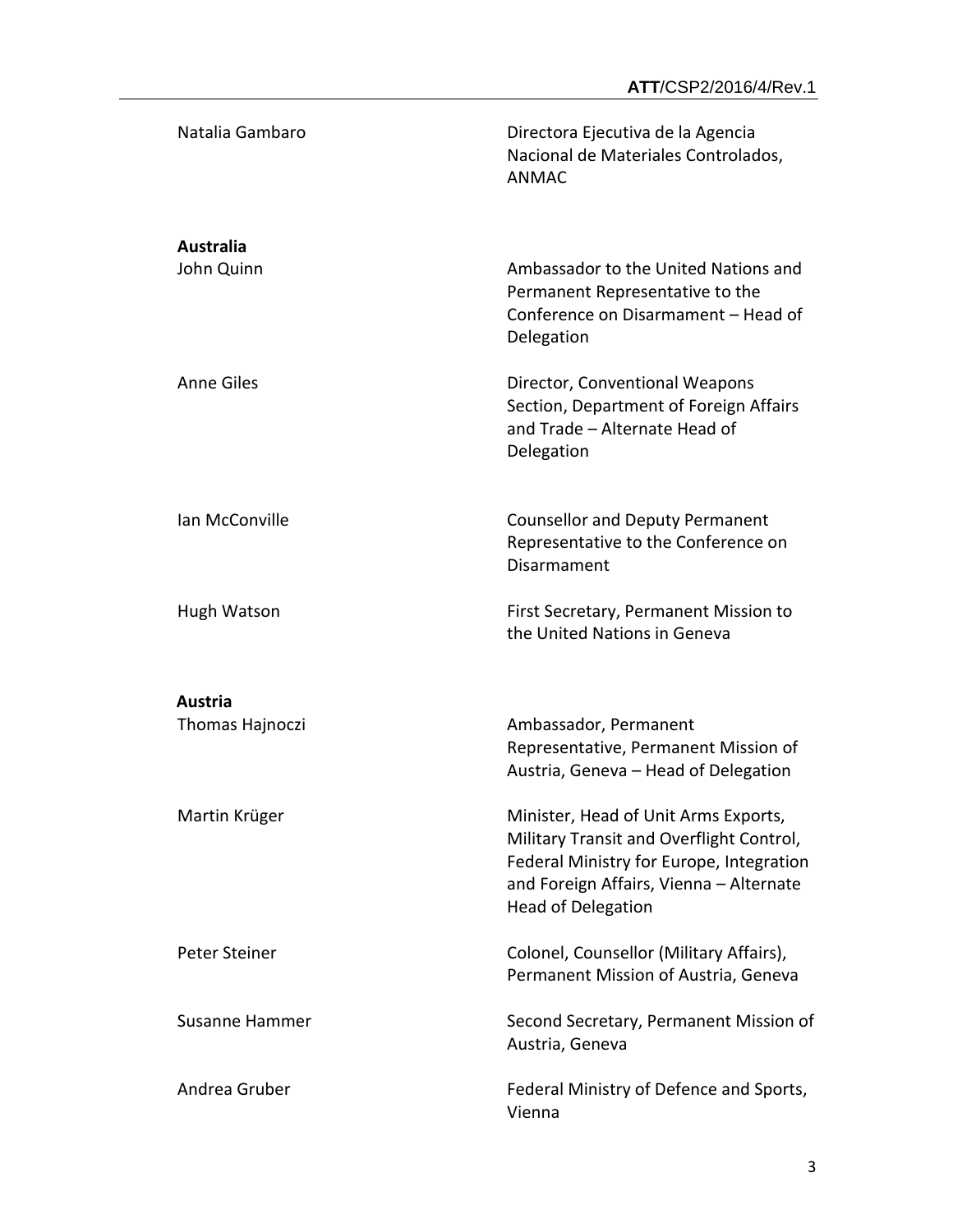| | |
|---|---|
| Natalia Gambaro | Directora Ejecutiva de la Agencia Nacional de Materiales Controlados, ANMAC |
| **Australia** | |
| John Quinn | Ambassador to the United Nations and Permanent Representative to the Conference on Disarmament – Head of Delegation |
| Anne Giles | Director, Conventional Weapons Section, Department of Foreign Affairs and Trade – Alternate Head of Delegation |
| Ian McConville | Counsellor and Deputy Permanent Representative to the Conference on Disarmament |
| Hugh Watson | First Secretary, Permanent Mission to the United Nations in Geneva |
| **Austria** | |
| Thomas Hajnoczi | Ambassador, Permanent Representative, Permanent Mission of Austria, Geneva – Head of Delegation |
| Martin Krüger | Minister, Head of Unit Arms Exports, Military Transit and Overflight Control, Federal Ministry for Europe, Integration and Foreign Affairs, Vienna – Alternate Head of Delegation |
| Peter Steiner | Colonel, Counsellor (Military Affairs), Permanent Mission of Austria, Geneva |
| Susanne Hammer | Second Secretary, Permanent Mission of Austria, Geneva |
| Andrea Gruber | Federal Ministry of Defence and Sports, Vienna |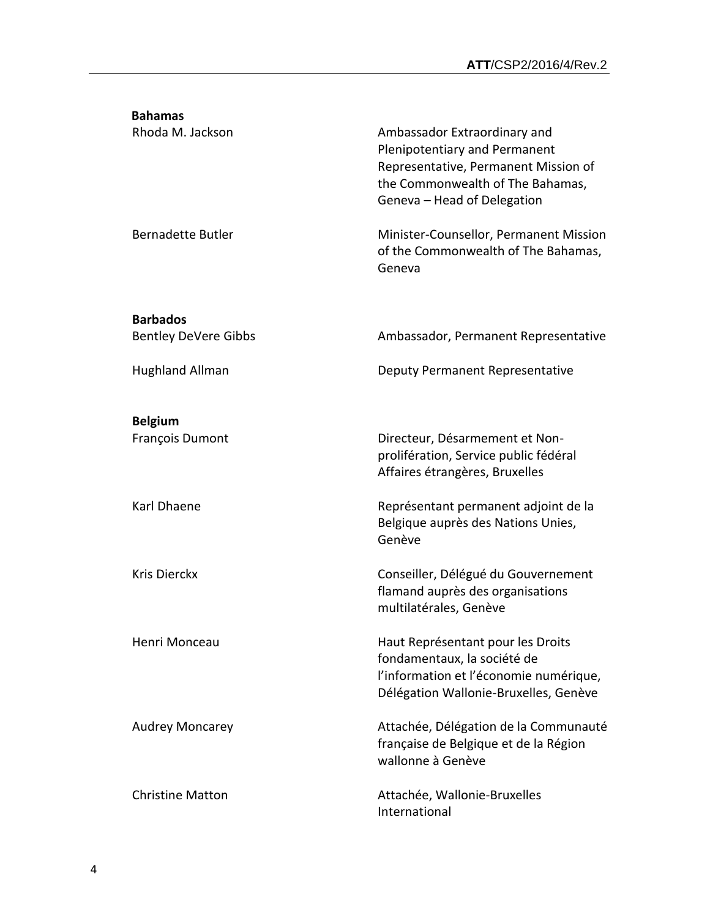**Bahamas**

| | |
|---|---|
| Rhoda M. Jackson | Ambassador Extraordinary and Plenipotentiary and Permanent Representative, Permanent Mission of the Commonwealth of The Bahamas, Geneva – Head of Delegation |
| Bernadette Butler | Minister-Counsellor, Permanent Mission of the Commonwealth of The Bahamas, Geneva |

**Barbados**

| | |
|---|---|
| Bentley DeVere Gibbs | Ambassador, Permanent Representative |
| Hughland Allman | Deputy Permanent Representative |

**Belgium**

| | |
|---|---|
| François Dumont | Directeur, Désarmement et Non-prolifération, Service public fédéral Affaires étrangères, Bruxelles |
| Karl Dhaene | Représentant permanent adjoint de la Belgique auprès des Nations Unies, Genève |
| Kris Dierckx | Conseiller, Délégué du Gouvernement flamand auprès des organisations multilatérales, Genève |
| Henri Monceau | Haut Représentant pour les Droits fondamentaux, la société de l'information et l'économie numérique, Délégation Wallonie-Bruxelles, Genève |
| Audrey Moncarey | Attachée, Délégation de la Communauté française de Belgique et de la Région wallonne à Genève |
| Christine Matton | Attachée, Wallonie-Bruxelles International |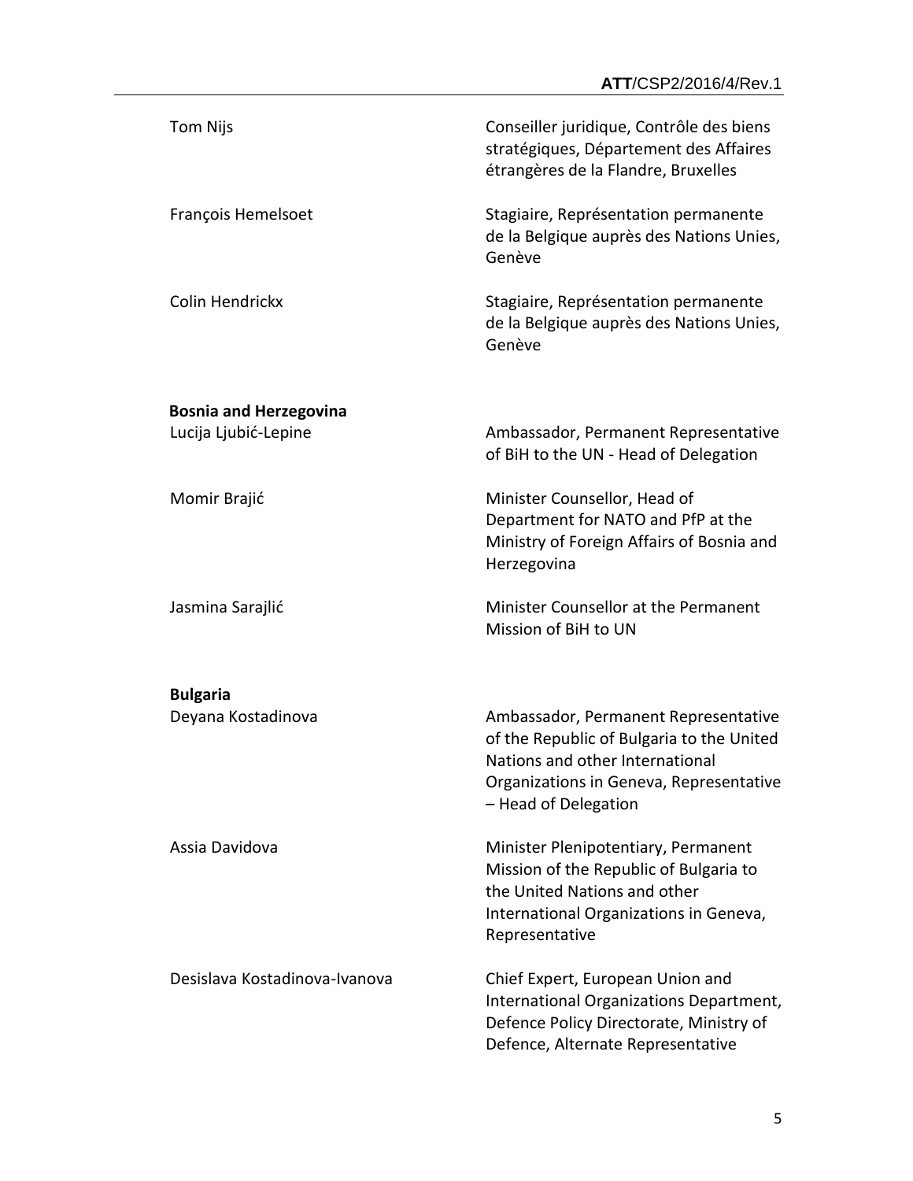| | |
|---|---|
| Tom Nijs | Conseiller juridique, Contrôle des biens stratégiques, Département des Affaires étrangères de la Flandre, Bruxelles |
| François Hemelsoet | Stagiaire, Représentation permanente de la Belgique auprès des Nations Unies, Genève |
| Colin Hendrickx | Stagiaire, Représentation permanente de la Belgique auprès des Nations Unies, Genève |

**Bosnia and Herzegovina**

| | |
|---|---|
| Lucija Ljubić-Lepine | Ambassador, Permanent Representative of BiH to the UN - Head of Delegation |
| Momir Brajić | Minister Counsellor, Head of Department for NATO and PfP at the Ministry of Foreign Affairs of Bosnia and Herzegovina |
| Jasmina Sarajlić | Minister Counsellor at the Permanent Mission of BiH to UN |

**Bulgaria**

| | |
|---|---|
| Deyana Kostadinova | Ambassador, Permanent Representative of the Republic of Bulgaria to the United Nations and other International Organizations in Geneva, Representative – Head of Delegation |
| Assia Davidova | Minister Plenipotentiary, Permanent Mission of the Republic of Bulgaria to the United Nations and other International Organizations in Geneva, Representative |
| Desislava Kostadinova-Ivanova | Chief Expert, European Union and International Organizations Department, Defence Policy Directorate, Ministry of Defence, Alternate Representative |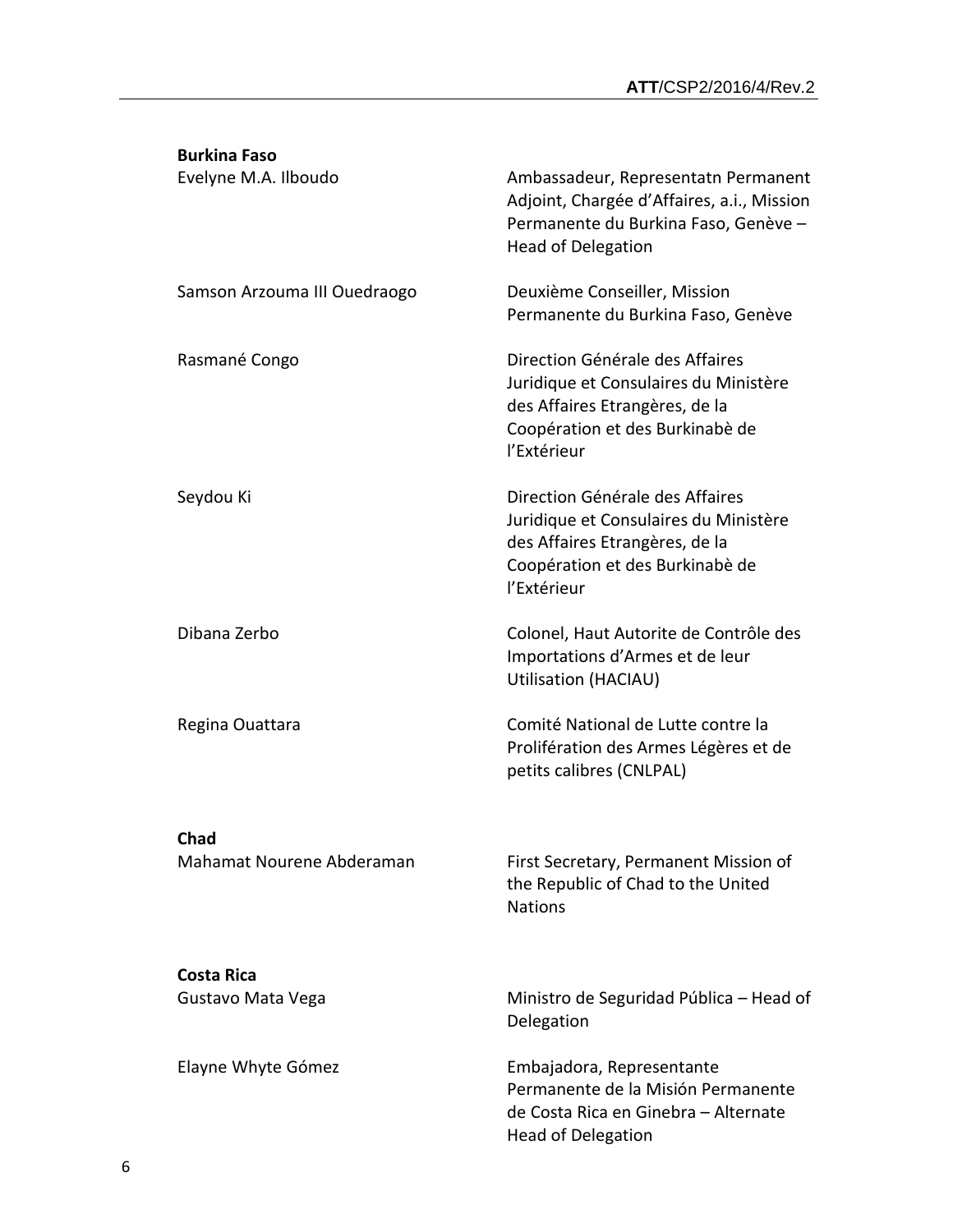**Burkina Faso**

| | |
|---|---|
| Evelyne M.A. Ilboudo | Ambassadeur, Representatn Permanent Adjoint, Chargée d'Affaires, a.i., Mission Permanente du Burkina Faso, Genève – Head of Delegation |
| Samson Arzouma III Ouedraogo | Deuxième Conseiller, Mission Permanente du Burkina Faso, Genève |
| Rasmané Congo | Direction Générale des Affaires Juridique et Consulaires du Ministère des Affaires Etrangères, de la Coopération et des Burkinabè de l'Extérieur |
| Seydou Ki | Direction Générale des Affaires Juridique et Consulaires du Ministère des Affaires Etrangères, de la Coopération et des Burkinabè de l'Extérieur |
| Dibana Zerbo | Colonel, Haut Autorite de Contrôle des Importations d'Armes et de leur Utilisation (HACIAU) |
| Regina Ouattara | Comité National de Lutte contre la Prolifération des Armes Légères et de petits calibres (CNLPAL) |

**Chad**

| | |
|---|---|
| Mahamat Nourene Abderaman | First Secretary, Permanent Mission of the Republic of Chad to the United Nations |

**Costa Rica**

| | |
|---|---|
| Gustavo Mata Vega | Ministro de Seguridad Pública – Head of Delegation |
| Elayne Whyte Gómez | Embajadora, Representante Permanente de la Misión Permanente de Costa Rica en Ginebra – Alternate Head of Delegation |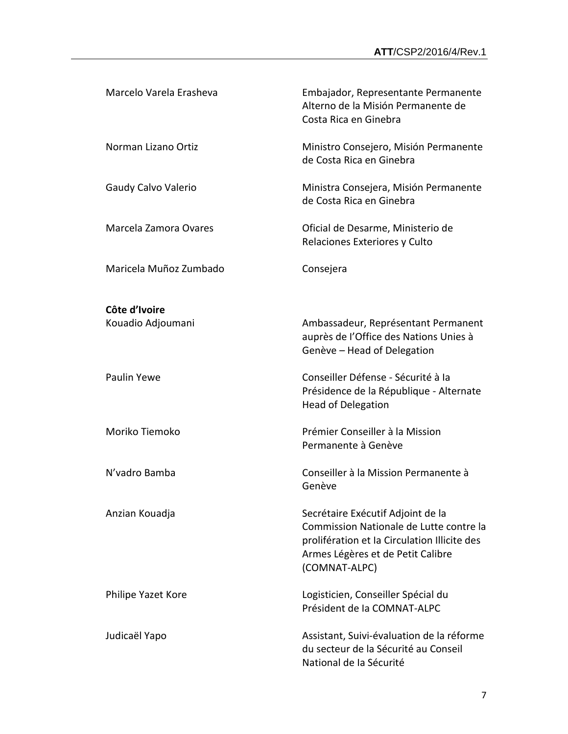| | |
|---|---|
| Marcelo Varela Erasheva | Embajador, Representante Permanente Alterno de la Misión Permanente de Costa Rica en Ginebra |
| Norman Lizano Ortiz | Ministro Consejero, Misión Permanente de Costa Rica en Ginebra |
| Gaudy Calvo Valerio | Ministra Consejera, Misión Permanente de Costa Rica en Ginebra |
| Marcela Zamora Ovares | Oficial de Desarme, Ministerio de Relaciones Exteriores y Culto |
| Maricela Muñoz Zumbado | Consejera |

**Côte d'Ivoire**

| | |
|---|---|
| Kouadio Adjoumani | Ambassadeur, Représentant Permanent auprès de l'Office des Nations Unies à Genève – Head of Delegation |
| Paulin Yewe | Conseiller Défense - Sécurité à la Présidence de la République - Alternate Head of Delegation |
| Moriko Tiemoko | Prémier Conseiller à la Mission Permanente à Genève |
| N'vadro Bamba | Conseiller à la Mission Permanente à Genève |
| Anzian Kouadja | Secrétaire Exécutif Adjoint de la Commission Nationale de Lutte contre la prolifération et la Circulation Illicite des Armes Légères et de Petit Calibre (COMNAT-ALPC) |
| Philipe Yazet Kore | Logisticien, Conseiller Spécial du Président de la COMNAT-ALPC |
| Judicaël Yapo | Assistant, Suivi-évaluation de la réforme du secteur de la Sécurité au Conseil National de la Sécurité |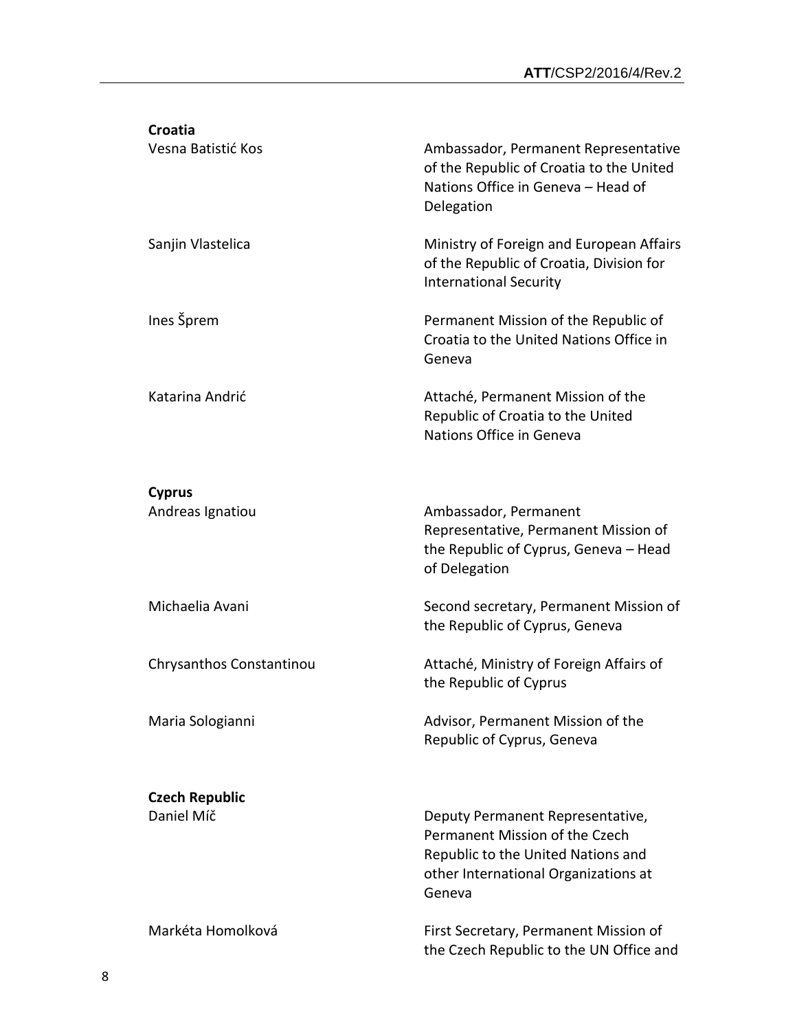**Croatia**

| | |
|---|---|
| Vesna Batistić Kos | Ambassador, Permanent Representative of the Republic of Croatia to the United Nations Office in Geneva – Head of Delegation |
| Sanjin Vlastelica | Ministry of Foreign and European Affairs of the Republic of Croatia, Division for International Security |
| Ines Šprem | Permanent Mission of the Republic of Croatia to the United Nations Office in Geneva |
| Katarina Andrić | Attaché, Permanent Mission of the Republic of Croatia to the United Nations Office in Geneva |

**Cyprus**

| | |
|---|---|
| Andreas Ignatiou | Ambassador, Permanent Representative, Permanent Mission of the Republic of Cyprus, Geneva – Head of Delegation |
| Michaelia Avani | Second secretary, Permanent Mission of the Republic of Cyprus, Geneva |
| Chrysanthos Constantinou | Attaché, Ministry of Foreign Affairs of the Republic of Cyprus |
| Maria Sologianni | Advisor, Permanent Mission of the Republic of Cyprus, Geneva |

**Czech Republic**

| | |
|---|---|
| Daniel Míč | Deputy Permanent Representative, Permanent Mission of the Czech Republic to the United Nations and other International Organizations at Geneva |
| Markéta Homolková | First Secretary, Permanent Mission of the Czech Republic to the UN Office and |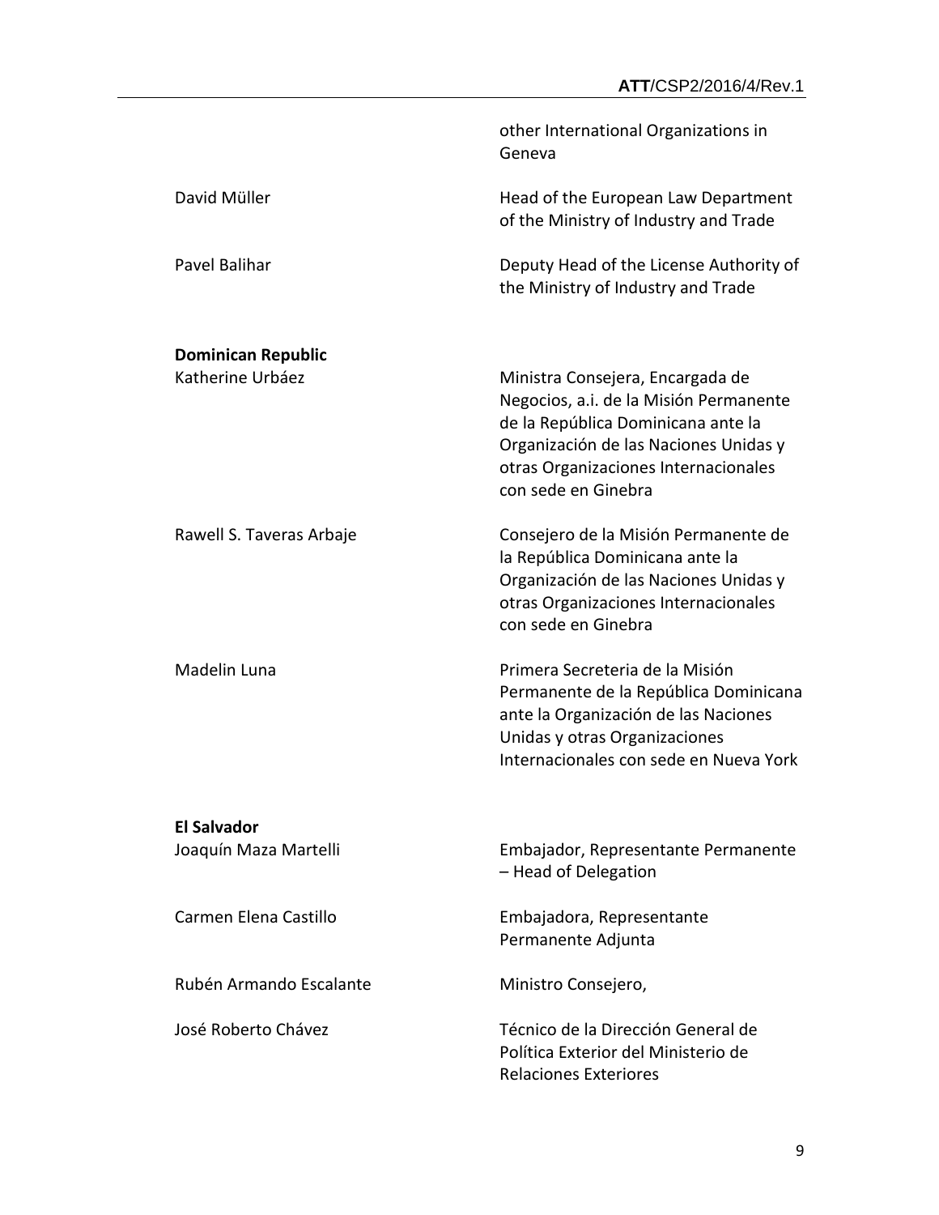| | |
|---|---|
| | other International Organizations in Geneva |
| David Müller | Head of the European Law Department of the Ministry of Industry and Trade |
| Pavel Balihar | Deputy Head of the License Authority of the Ministry of Industry and Trade |

**Dominican Republic**

| | |
|---|---|
| Katherine Urbáez | Ministra Consejera, Encargada de Negocios, a.i. de la Misión Permanente de la República Dominicana ante la Organización de las Naciones Unidas y otras Organizaciones Internacionales con sede en Ginebra |
| Rawell S. Taveras Arbaje | Consejero de la Misión Permanente de la República Dominicana ante la Organización de las Naciones Unidas y otras Organizaciones Internacionales con sede en Ginebra |
| Madelin Luna | Primera Secreteria de la Misión Permanente de la República Dominicana ante la Organización de las Naciones Unidas y otras Organizaciones Internacionales con sede en Nueva York |

**El Salvador**

| | |
|---|---|
| Joaquín Maza Martelli | Embajador, Representante Permanente – Head of Delegation |
| Carmen Elena Castillo | Embajadora, Representante Permanente Adjunta |
| Rubén Armando Escalante | Ministro Consejero, |
| José Roberto Chávez | Técnico de la Dirección General de Política Exterior del Ministerio de Relaciones Exteriores |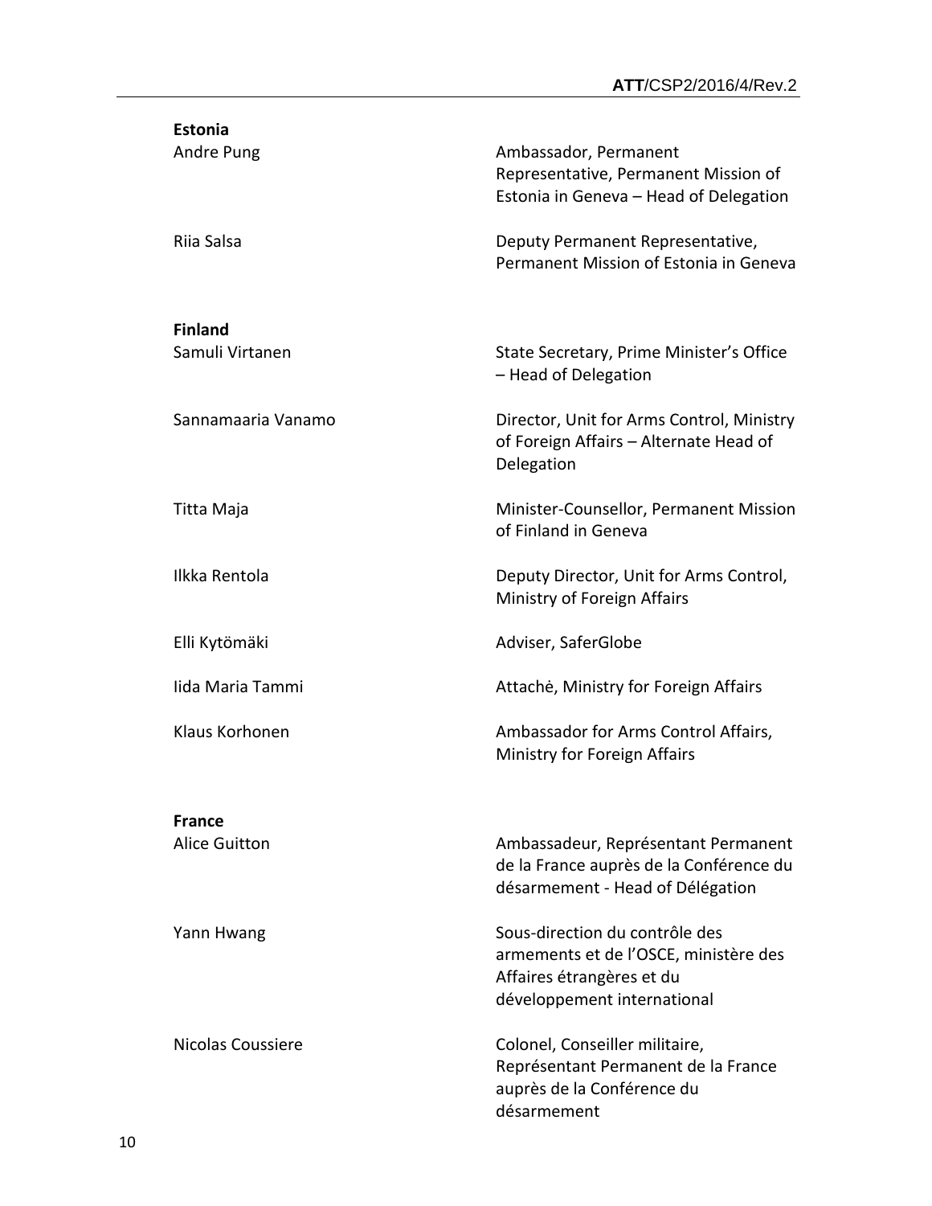**Estonia**

| | |
|---|---|
| Andre Pung | Ambassador, Permanent Representative, Permanent Mission of Estonia in Geneva – Head of Delegation |
| Riia Salsa | Deputy Permanent Representative, Permanent Mission of Estonia in Geneva |

**Finland**

| | |
|---|---|
| Samuli Virtanen | State Secretary, Prime Minister's Office – Head of Delegation |
| Sannamaaria Vanamo | Director, Unit for Arms Control, Ministry of Foreign Affairs – Alternate Head of Delegation |
| Titta Maja | Minister-Counsellor, Permanent Mission of Finland in Geneva |
| Ilkka Rentola | Deputy Director, Unit for Arms Control, Ministry of Foreign Affairs |
| Elli Kytömäki | Adviser, SaferGlobe |
| Iida Maria Tammi | Attachė, Ministry for Foreign Affairs |
| Klaus Korhonen | Ambassador for Arms Control Affairs, Ministry for Foreign Affairs |

**France**

| | |
|---|---|
| Alice Guitton | Ambassadeur, Représentant Permanent de la France auprès de la Conférence du désarmement - Head of Délégation |
| Yann Hwang | Sous-direction du contrôle des armements et de l'OSCE, ministère des Affaires étrangères et du développement international |
| Nicolas Coussiere | Colonel, Conseiller militaire, Représentant Permanent de la France auprès de la Conférence du désarmement |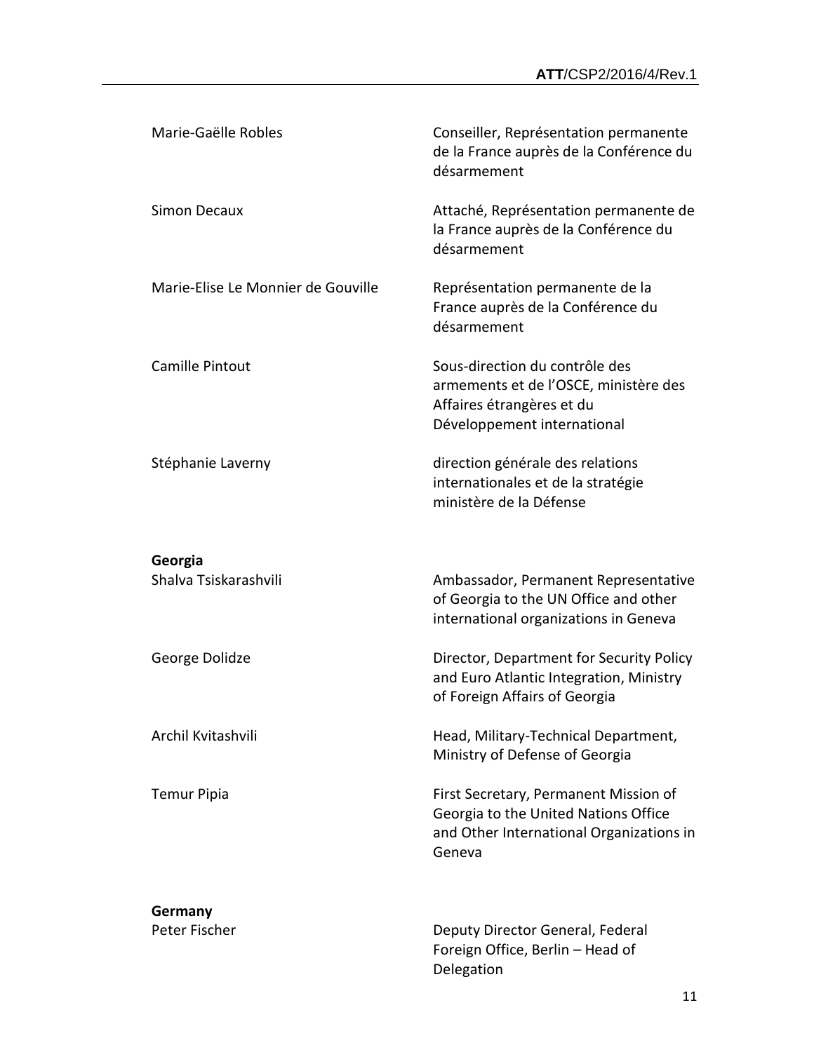| | |
|---|---|
| Marie-Gaëlle Robles | Conseiller, Représentation permanente de la France auprès de la Conférence du désarmement |
| Simon Decaux | Attaché, Représentation permanente de la France auprès de la Conférence du désarmement |
| Marie-Elise Le Monnier de Gouville | Représentation permanente de la France auprès de la Conférence du désarmement |
| Camille Pintout | Sous-direction du contrôle des armements et de l'OSCE, ministère des Affaires étrangères et du Développement international |
| Stéphanie Laverny | direction générale des relations internationales et de la stratégie ministère de la Défense |

**Georgia**

| | |
|---|---|
| Shalva Tsiskarashvili | Ambassador, Permanent Representative of Georgia to the UN Office and other international organizations in Geneva |
| George Dolidze | Director, Department for Security Policy and Euro Atlantic Integration, Ministry of Foreign Affairs of Georgia |
| Archil Kvitashvili | Head, Military-Technical Department, Ministry of Defense of Georgia |
| Temur Pipia | First Secretary, Permanent Mission of Georgia to the United Nations Office and Other International Organizations in Geneva |

**Germany**

| | |
|---|---|
| Peter Fischer | Deputy Director General, Federal Foreign Office, Berlin – Head of Delegation |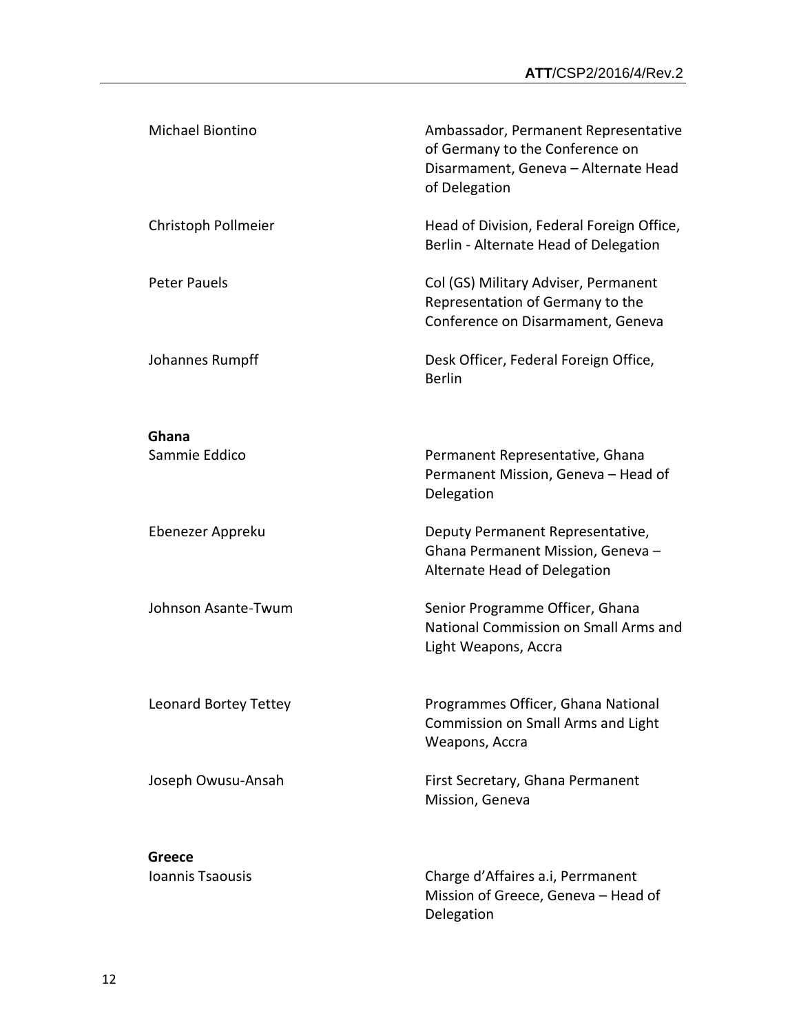| | |
|---|---|
| Michael Biontino | Ambassador, Permanent Representative of Germany to the Conference on Disarmament, Geneva – Alternate Head of Delegation |
| Christoph Pollmeier | Head of Division, Federal Foreign Office, Berlin - Alternate Head of Delegation |
| Peter Pauels | Col (GS) Military Adviser, Permanent Representation of Germany to the Conference on Disarmament, Geneva |
| Johannes Rumpff | Desk Officer, Federal Foreign Office, Berlin |

**Ghana**

| | |
|---|---|
| Sammie Eddico | Permanent Representative, Ghana Permanent Mission, Geneva – Head of Delegation |
| Ebenezer Appreku | Deputy Permanent Representative, Ghana Permanent Mission, Geneva – Alternate Head of Delegation |
| Johnson Asante-Twum | Senior Programme Officer, Ghana National Commission on Small Arms and Light Weapons, Accra |
| Leonard Bortey Tettey | Programmes Officer, Ghana National Commission on Small Arms and Light Weapons, Accra |
| Joseph Owusu-Ansah | First Secretary, Ghana Permanent Mission, Geneva |

**Greece**

| | |
|---|---|
| Ioannis Tsaousis | Charge d'Affaires a.i, Perrmanent Mission of Greece, Geneva – Head of Delegation |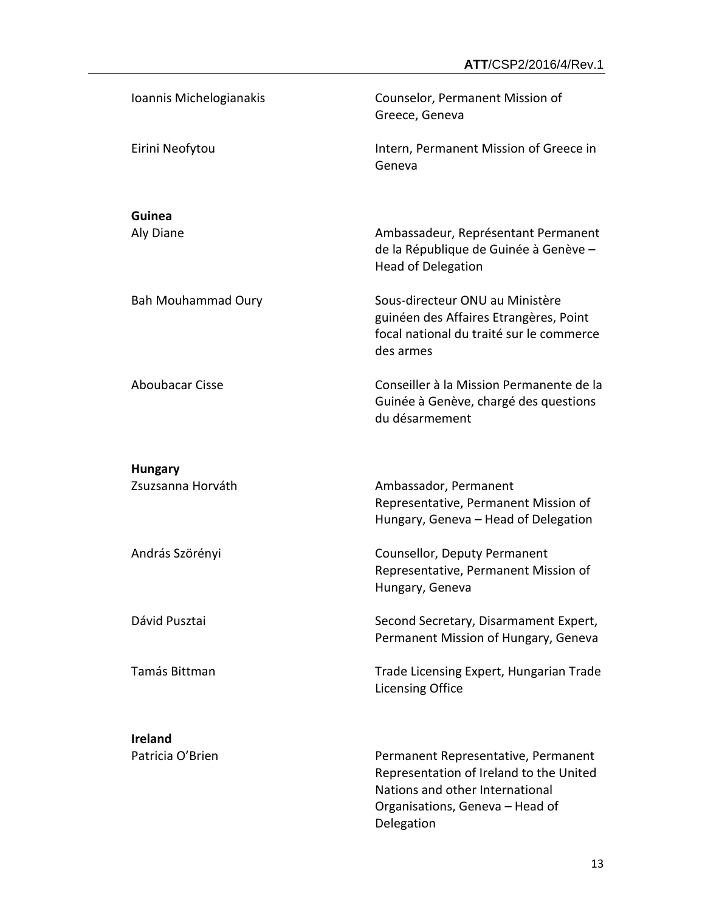| | |
|---|---|
| Ioannis Michelogianakis | Counselor, Permanent Mission of Greece, Geneva |
| Eirini Neofytou | Intern, Permanent Mission of Greece in Geneva |

**Guinea**

| | |
|---|---|
| Aly Diane | Ambassadeur, Représentant Permanent de la République de Guinée à Genève – Head of Delegation |
| Bah Mouhammad Oury | Sous-directeur ONU au Ministère guinéen des Affaires Etrangères, Point focal national du traité sur le commerce des armes |
| Aboubacar Cisse | Conseiller à la Mission Permanente de la Guinée à Genève, chargé des questions du désarmement |

**Hungary**

| | |
|---|---|
| Zsuzsanna Horváth | Ambassador, Permanent Representative, Permanent Mission of Hungary, Geneva – Head of Delegation |
| András Szörényi | Counsellor, Deputy Permanent Representative, Permanent Mission of Hungary, Geneva |
| Dávid Pusztai | Second Secretary, Disarmament Expert, Permanent Mission of Hungary, Geneva |
| Tamás Bittman | Trade Licensing Expert, Hungarian Trade Licensing Office |

**Ireland**

| | |
|---|---|
| Patricia O'Brien | Permanent Representative, Permanent Representation of Ireland to the United Nations and other International Organisations, Geneva – Head of Delegation |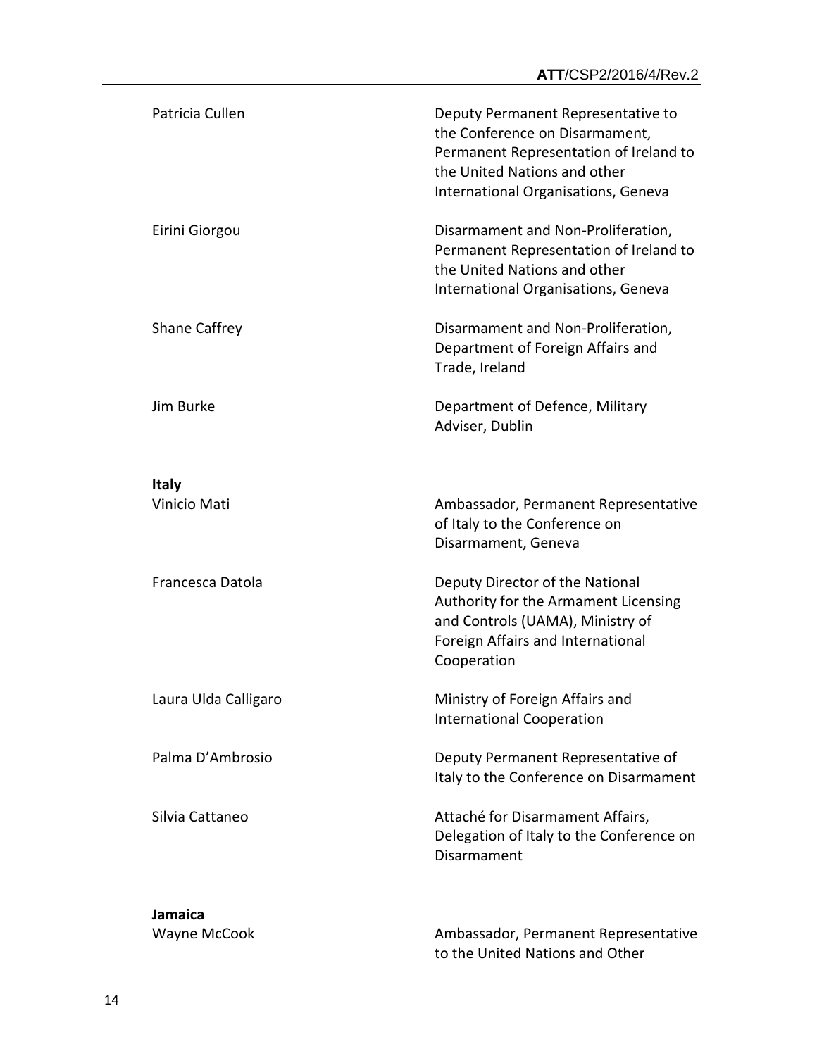| | |
|---|---|
| Patricia Cullen | Deputy Permanent Representative to the Conference on Disarmament, Permanent Representation of Ireland to the United Nations and other International Organisations, Geneva |
| Eirini Giorgou | Disarmament and Non-Proliferation, Permanent Representation of Ireland to the United Nations and other International Organisations, Geneva |
| Shane Caffrey | Disarmament and Non-Proliferation, Department of Foreign Affairs and Trade, Ireland |
| Jim Burke | Department of Defence, Military Adviser, Dublin |

**Italy**

| | |
|---|---|
| Vinicio Mati | Ambassador, Permanent Representative of Italy to the Conference on Disarmament, Geneva |
| Francesca Datola | Deputy Director of the National Authority for the Armament Licensing and Controls (UAMA), Ministry of Foreign Affairs and International Cooperation |
| Laura Ulda Calligaro | Ministry of Foreign Affairs and International Cooperation |
| Palma D'Ambrosio | Deputy Permanent Representative of Italy to the Conference on Disarmament |
| Silvia Cattaneo | Attaché for Disarmament Affairs, Delegation of Italy to the Conference on Disarmament |

**Jamaica**

| | |
|---|---|
| Wayne McCook | Ambassador, Permanent Representative to the United Nations and Other |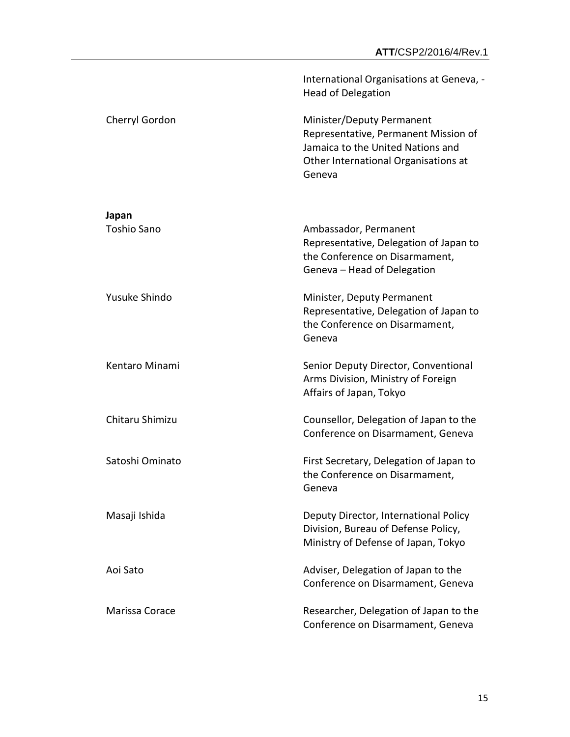| | |
|---|---|
| | International Organisations at Geneva, - Head of Delegation |
| Cherryl Gordon | Minister/Deputy Permanent Representative, Permanent Mission of Jamaica to the United Nations and Other International Organisations at Geneva |

**Japan**

| | |
|---|---|
| Toshio Sano | Ambassador, Permanent Representative, Delegation of Japan to the Conference on Disarmament, Geneva – Head of Delegation |
| Yusuke Shindo | Minister, Deputy Permanent Representative, Delegation of Japan to the Conference on Disarmament, Geneva |
| Kentaro Minami | Senior Deputy Director, Conventional Arms Division, Ministry of Foreign Affairs of Japan, Tokyo |
| Chitaru Shimizu | Counsellor, Delegation of Japan to the Conference on Disarmament, Geneva |
| Satoshi Ominato | First Secretary, Delegation of Japan to the Conference on Disarmament, Geneva |
| Masaji Ishida | Deputy Director, International Policy Division, Bureau of Defense Policy, Ministry of Defense of Japan, Tokyo |
| Aoi Sato | Adviser, Delegation of Japan to the Conference on Disarmament, Geneva |
| Marissa Corace | Researcher, Delegation of Japan to the Conference on Disarmament, Geneva |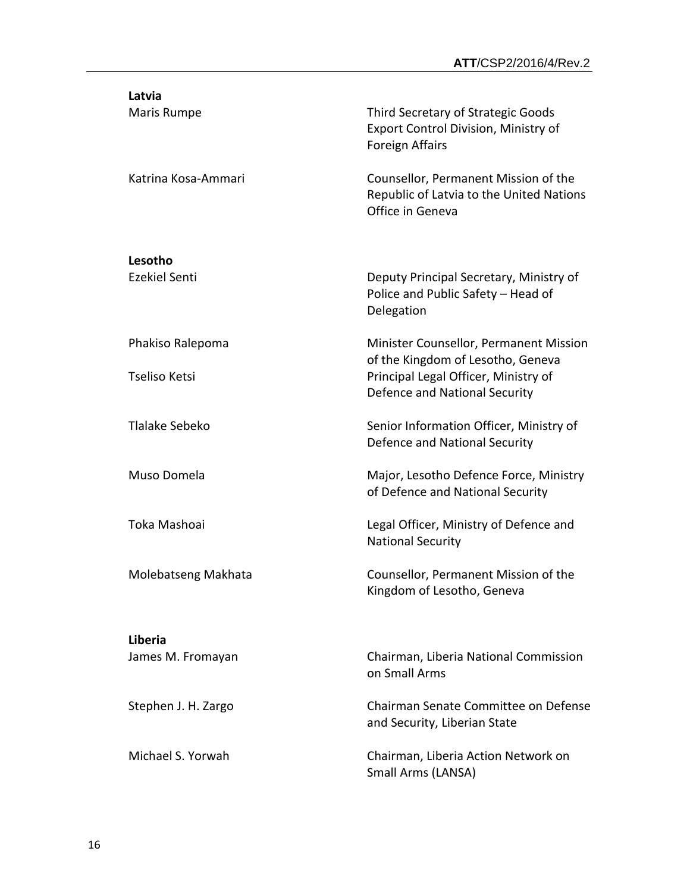**Latvia**

| | |
|---|---|
| Maris Rumpe | Third Secretary of Strategic Goods Export Control Division, Ministry of Foreign Affairs |
| Katrina Kosa-Ammari | Counsellor, Permanent Mission of the Republic of Latvia to the United Nations Office in Geneva |

**Lesotho**

| | |
|---|---|
| Ezekiel Senti | Deputy Principal Secretary, Ministry of Police and Public Safety – Head of Delegation |
| Phakiso Ralepoma | Minister Counsellor, Permanent Mission of the Kingdom of Lesotho, Geneva |
| Tseliso Ketsi | Principal Legal Officer, Ministry of Defence and National Security |
| Tlalake Sebeko | Senior Information Officer, Ministry of Defence and National Security |
| Muso Domela | Major, Lesotho Defence Force, Ministry of Defence and National Security |
| Toka Mashoai | Legal Officer, Ministry of Defence and National Security |
| Molebatseng Makhata | Counsellor, Permanent Mission of the Kingdom of Lesotho, Geneva |

**Liberia**

| | |
|---|---|
| James M. Fromayan | Chairman, Liberia National Commission on Small Arms |
| Stephen J. H. Zargo | Chairman Senate Committee on Defense and Security, Liberian State |
| Michael S. Yorwah | Chairman, Liberia Action Network on Small Arms (LANSA) |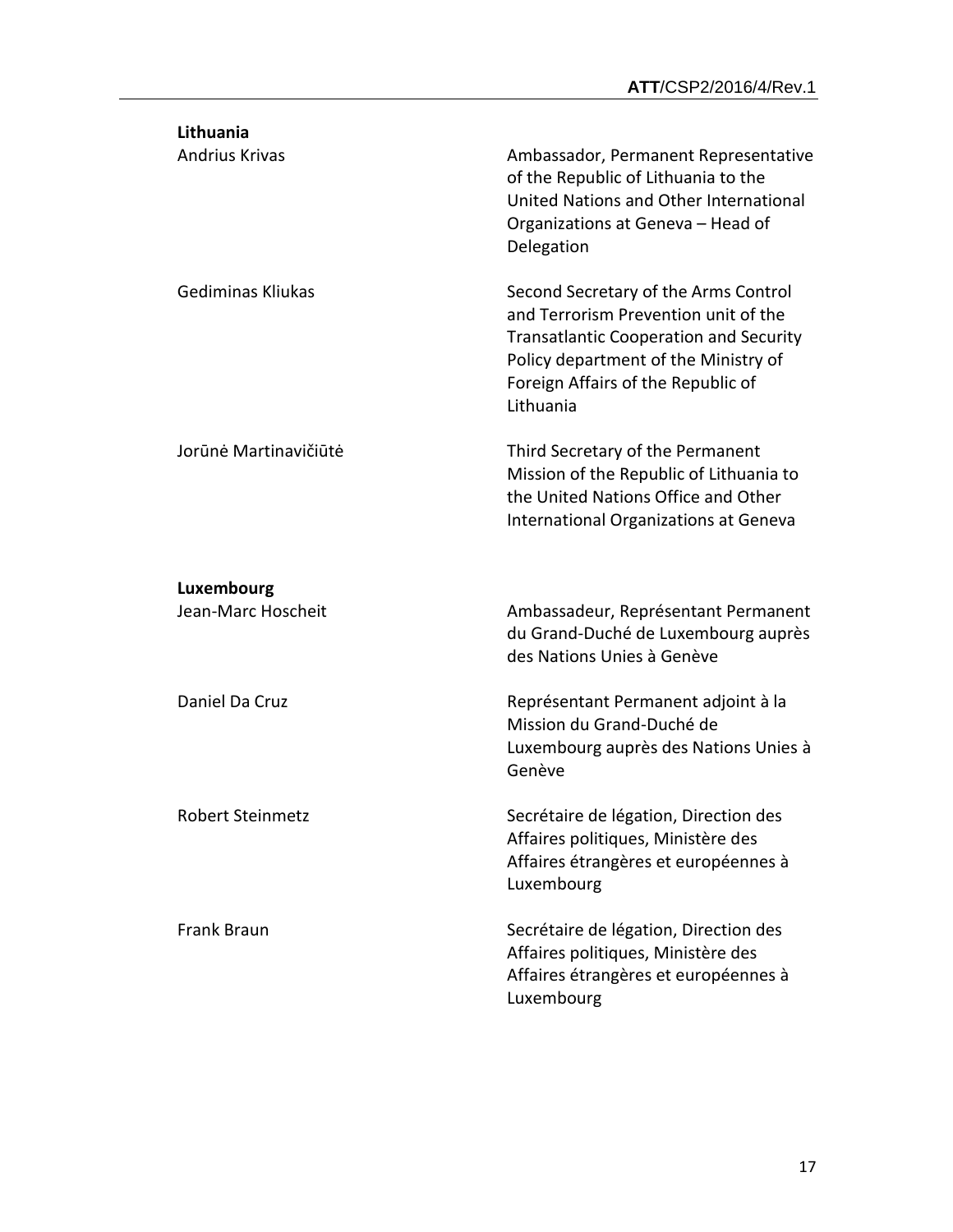**Lithuania**

| | |
|---|---|
| Andrius Krivas | Ambassador, Permanent Representative of the Republic of Lithuania to the United Nations and Other International Organizations at Geneva – Head of Delegation |
| Gediminas Kliukas | Second Secretary of the Arms Control and Terrorism Prevention unit of the Transatlantic Cooperation and Security Policy department of the Ministry of Foreign Affairs of the Republic of Lithuania |
| Jorūnė Martinavičiūtė | Third Secretary of the Permanent Mission of the Republic of Lithuania to the United Nations Office and Other International Organizations at Geneva |

**Luxembourg**

| | |
|---|---|
| Jean-Marc Hoscheit | Ambassadeur, Représentant Permanent du Grand-Duché de Luxembourg auprès des Nations Unies à Genève |
| Daniel Da Cruz | Représentant Permanent adjoint à la Mission du Grand-Duché de Luxembourg auprès des Nations Unies à Genève |
| Robert Steinmetz | Secrétaire de légation, Direction des Affaires politiques, Ministère des Affaires étrangères et européennes à Luxembourg |
| Frank Braun | Secrétaire de légation, Direction des Affaires politiques, Ministère des Affaires étrangères et européennes à Luxembourg |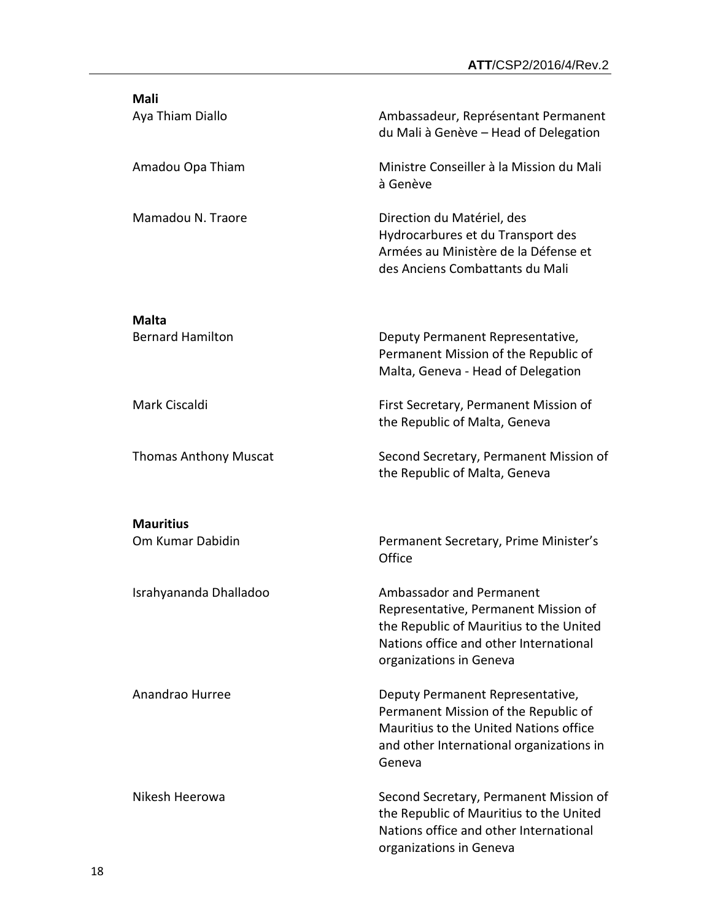**Mali**

| | |
|---|---|
| Aya Thiam Diallo | Ambassadeur, Représentant Permanent du Mali à Genève – Head of Delegation |
| Amadou Opa Thiam | Ministre Conseiller à la Mission du Mali à Genève |
| Mamadou N. Traore | Direction du Matériel, des Hydrocarbures et du Transport des Armées au Ministère de la Défense et des Anciens Combattants du Mali |

**Malta**

| | |
|---|---|
| Bernard Hamilton | Deputy Permanent Representative, Permanent Mission of the Republic of Malta, Geneva - Head of Delegation |
| Mark Ciscaldi | First Secretary, Permanent Mission of the Republic of Malta, Geneva |
| Thomas Anthony Muscat | Second Secretary, Permanent Mission of the Republic of Malta, Geneva |

**Mauritius**

| | |
|---|---|
| Om Kumar Dabidin | Permanent Secretary, Prime Minister's Office |
| Israhyananda Dhalladoo | Ambassador and Permanent Representative, Permanent Mission of the Republic of Mauritius to the United Nations office and other International organizations in Geneva |
| Anandrao Hurree | Deputy Permanent Representative, Permanent Mission of the Republic of Mauritius to the United Nations office and other International organizations in Geneva |
| Nikesh Heerowa | Second Secretary, Permanent Mission of the Republic of Mauritius to the United Nations office and other International organizations in Geneva |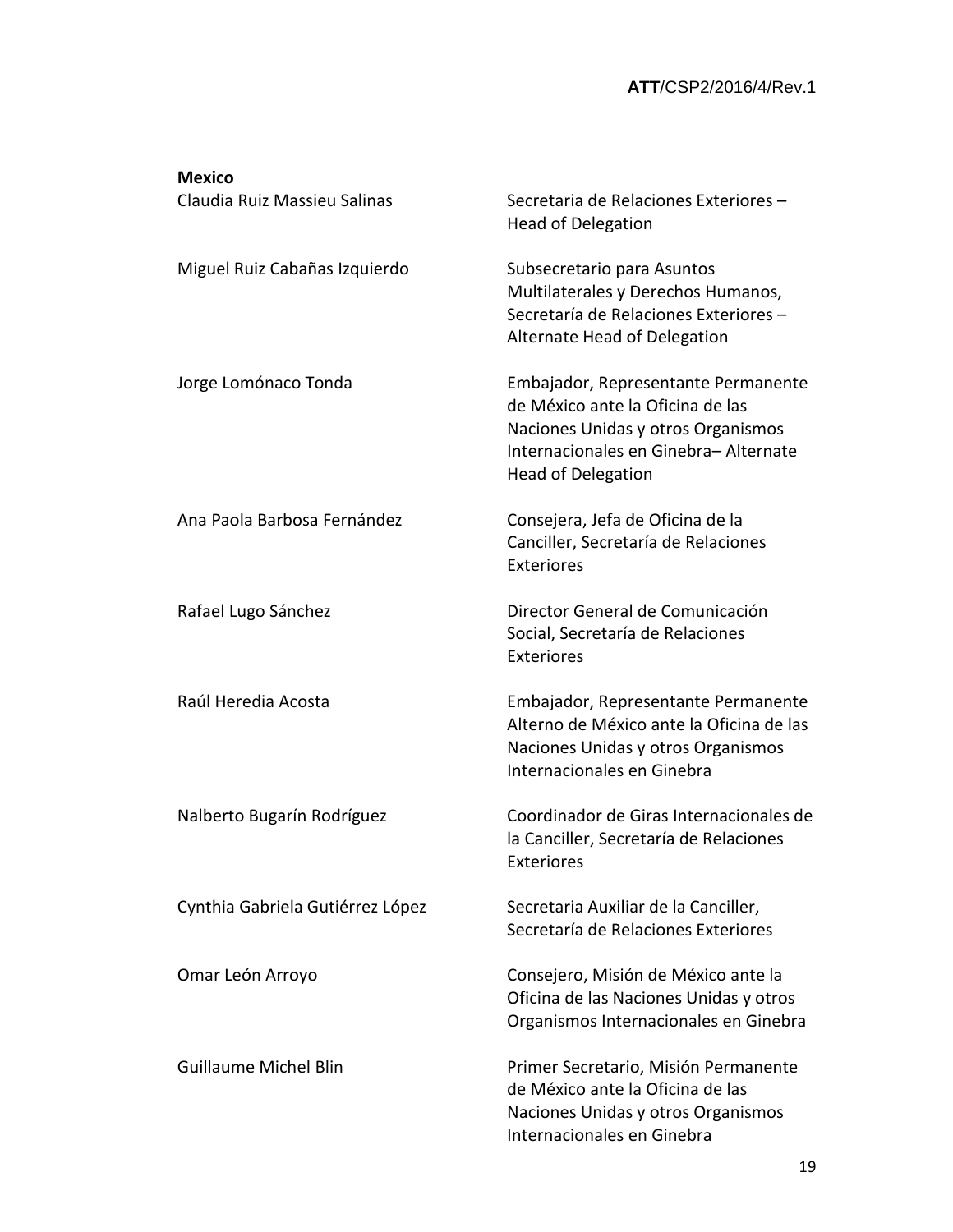**Mexico**

| | |
|---|---|
| Claudia Ruiz Massieu Salinas | Secretaria de Relaciones Exteriores – Head of Delegation |
| Miguel Ruiz Cabañas Izquierdo | Subsecretario para Asuntos Multilaterales y Derechos Humanos, Secretaría de Relaciones Exteriores – Alternate Head of Delegation |
| Jorge Lomónaco Tonda | Embajador, Representante Permanente de México ante la Oficina de las Naciones Unidas y otros Organismos Internacionales en Ginebra– Alternate Head of Delegation |
| Ana Paola Barbosa Fernández | Consejera, Jefa de Oficina de la Canciller, Secretaría de Relaciones Exteriores |
| Rafael Lugo Sánchez | Director General de Comunicación Social, Secretaría de Relaciones Exteriores |
| Raúl Heredia Acosta | Embajador, Representante Permanente Alterno de México ante la Oficina de las Naciones Unidas y otros Organismos Internacionales en Ginebra |
| Nalberto Bugarín Rodríguez | Coordinador de Giras Internacionales de la Canciller, Secretaría de Relaciones Exteriores |
| Cynthia Gabriela Gutiérrez López | Secretaria Auxiliar de la Canciller, Secretaría de Relaciones Exteriores |
| Omar León Arroyo | Consejero, Misión de México ante la Oficina de las Naciones Unidas y otros Organismos Internacionales en Ginebra |
| Guillaume Michel Blin | Primer Secretario, Misión Permanente de México ante la Oficina de las Naciones Unidas y otros Organismos Internacionales en Ginebra |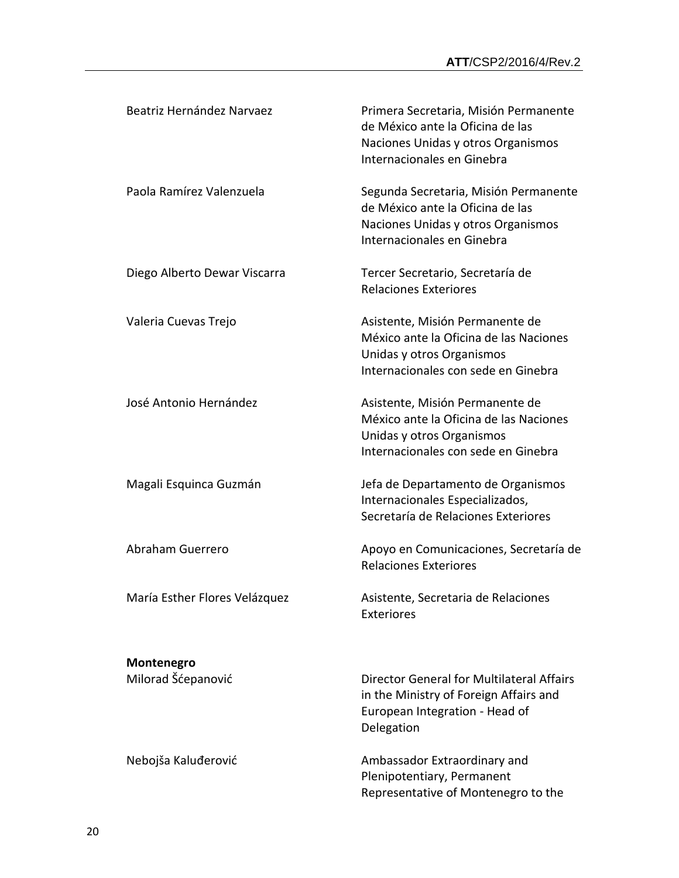| | |
|---|---|
| Beatriz Hernández Narvaez | Primera Secretaria, Misión Permanente de México ante la Oficina de las Naciones Unidas y otros Organismos Internacionales en Ginebra |
| Paola Ramírez Valenzuela | Segunda Secretaria, Misión Permanente de México ante la Oficina de las Naciones Unidas y otros Organismos Internacionales en Ginebra |
| Diego Alberto Dewar Viscarra | Tercer Secretario, Secretaría de Relaciones Exteriores |
| Valeria Cuevas Trejo | Asistente, Misión Permanente de México ante la Oficina de las Naciones Unidas y otros Organismos Internacionales con sede en Ginebra |
| José Antonio Hernández | Asistente, Misión Permanente de México ante la Oficina de las Naciones Unidas y otros Organismos Internacionales con sede en Ginebra |
| Magali Esquinca Guzmán | Jefa de Departamento de Organismos Internacionales Especializados, Secretaría de Relaciones Exteriores |
| Abraham Guerrero | Apoyo en Comunicaciones, Secretaría de Relaciones Exteriores |
| María Esther Flores Velázquez | Asistente, Secretaria de Relaciones Exteriores |

**Montenegro**

| | |
|---|---|
| Milorad Šćepanović | Director General for Multilateral Affairs in the Ministry of Foreign Affairs and European Integration - Head of Delegation |
| Nebojša Kaluđerović | Ambassador Extraordinary and Plenipotentiary, Permanent Representative of Montenegro to the |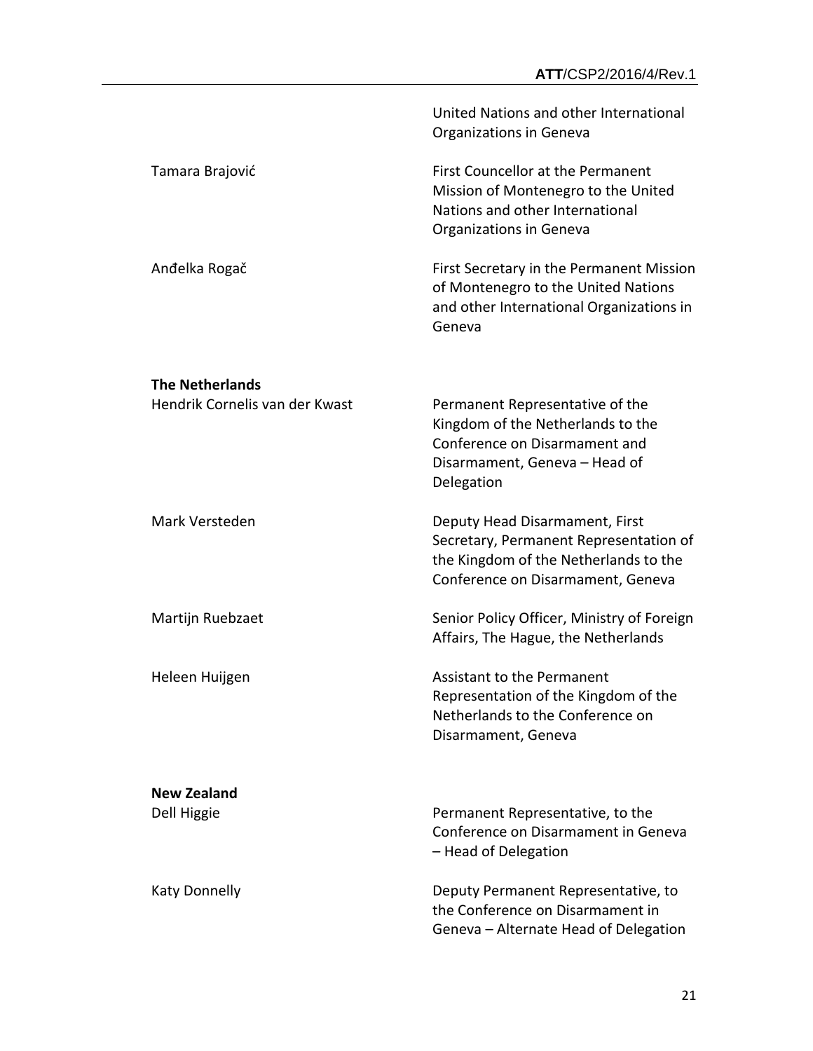United Nations and other International Organizations in Geneva

Tamara Brajović

First Councellor at the Permanent Mission of Montenegro to the United Nations and other International Organizations in Geneva

Anđelka Rogač

First Secretary in the Permanent Mission of Montenegro to the United Nations and other International Organizations in Geneva

**The Netherlands**

Hendrik Cornelis van der Kwast

Permanent Representative of the Kingdom of the Netherlands to the Conference on Disarmament and Disarmament, Geneva – Head of Delegation

Mark Versteden

Deputy Head Disarmament, First Secretary, Permanent Representation of the Kingdom of the Netherlands to the Conference on Disarmament, Geneva

Martijn Ruebzaet

Senior Policy Officer, Ministry of Foreign Affairs, The Hague, the Netherlands

Heleen Huijgen

Assistant to the Permanent Representation of the Kingdom of the Netherlands to the Conference on Disarmament, Geneva

**New Zealand**

Dell Higgie

Permanent Representative, to the Conference on Disarmament in Geneva – Head of Delegation

Katy Donnelly

Deputy Permanent Representative, to the Conference on Disarmament in Geneva – Alternate Head of Delegation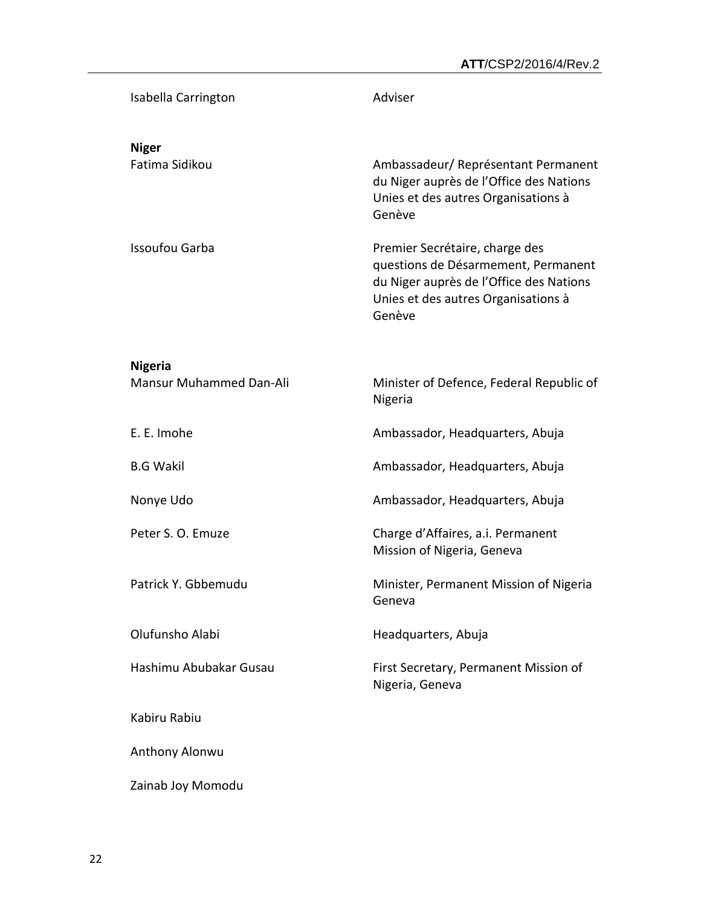| | |
|---|---|
| Isabella Carrington | Adviser |
| **Niger** | |
| Fatima Sidikou | Ambassadeur/ Représentant Permanent du Niger auprès de l'Office des Nations Unies et des autres Organisations à Genève |
| Issoufou Garba | Premier Secrétaire, charge des questions de Désarmement, Permanent du Niger auprès de l'Office des Nations Unies et des autres Organisations à Genève |
| **Nigeria** | |
| Mansur Muhammed Dan-Ali | Minister of Defence, Federal Republic of Nigeria |
| E. E. Imohe | Ambassador, Headquarters, Abuja |
| B.G Wakil | Ambassador, Headquarters, Abuja |
| Nonye Udo | Ambassador, Headquarters, Abuja |
| Peter S. O. Emuze | Charge d'Affaires, a.i. Permanent Mission of Nigeria, Geneva |
| Patrick Y. Gbbemudu | Minister, Permanent Mission of Nigeria Geneva |
| Olufunsho Alabi | Headquarters, Abuja |
| Hashimu Abubakar Gusau | First Secretary, Permanent Mission of Nigeria, Geneva |
| Kabiru Rabiu | |
| Anthony Alonwu | |
| Zainab Joy Momodu | |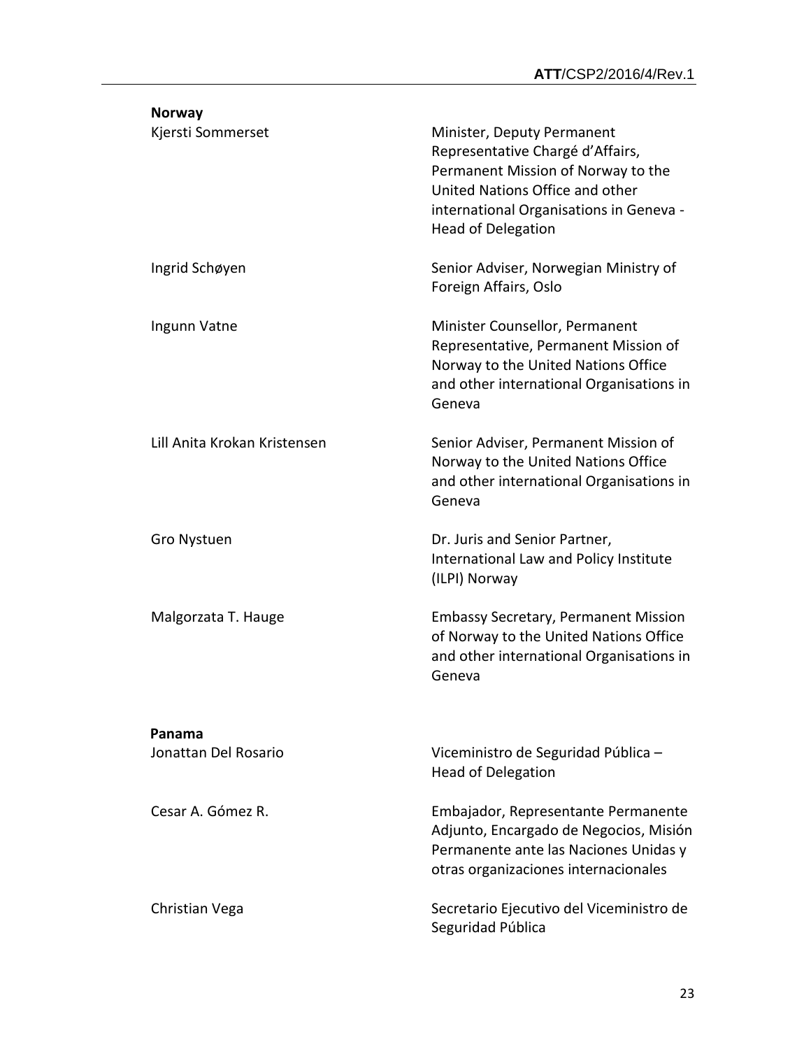**Norway**

| | |
|---|---|
| Kjersti Sommerset | Minister, Deputy Permanent Representative Chargé d'Affairs, Permanent Mission of Norway to the United Nations Office and other international Organisations in Geneva - Head of Delegation |
| Ingrid Schøyen | Senior Adviser, Norwegian Ministry of Foreign Affairs, Oslo |
| Ingunn Vatne | Minister Counsellor, Permanent Representative, Permanent Mission of Norway to the United Nations Office and other international Organisations in Geneva |
| Lill Anita Krokan Kristensen | Senior Adviser, Permanent Mission of Norway to the United Nations Office and other international Organisations in Geneva |
| Gro Nystuen | Dr. Juris and Senior Partner, International Law and Policy Institute (ILPI) Norway |
| Malgorzata T. Hauge | Embassy Secretary, Permanent Mission of Norway to the United Nations Office and other international Organisations in Geneva |

**Panama**

| | |
|---|---|
| Jonattan Del Rosario | Viceministro de Seguridad Pública – Head of Delegation |
| Cesar A. Gómez R. | Embajador, Representante Permanente Adjunto, Encargado de Negocios, Misión Permanente ante las Naciones Unidas y otras organizaciones internacionales |
| Christian Vega | Secretario Ejecutivo del Viceministro de Seguridad Pública |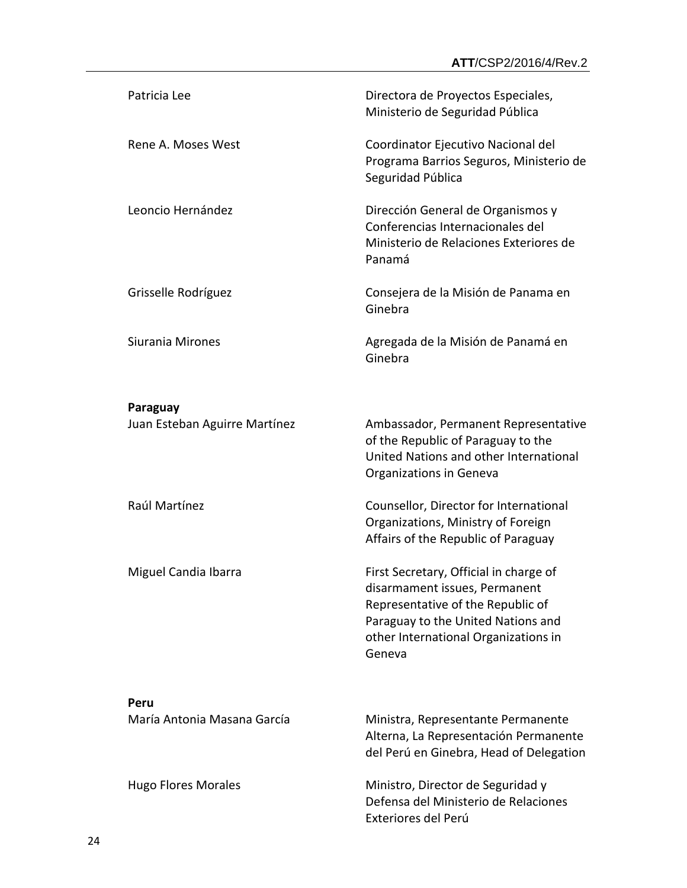| | |
|---|---|
| Patricia Lee | Directora de Proyectos Especiales, Ministerio de Seguridad Pública |
| Rene A. Moses West | Coordinator Ejecutivo Nacional del Programa Barrios Seguros, Ministerio de Seguridad Pública |
| Leoncio Hernández | Dirección General de Organismos y Conferencias Internacionales del Ministerio de Relaciones Exteriores de Panamá |
| Grisselle Rodríguez | Consejera de la Misión de Panama en Ginebra |
| Siurania Mirones | Agregada de la Misión de Panamá en Ginebra |

**Paraguay**

| | |
|---|---|
| Juan Esteban Aguirre Martínez | Ambassador, Permanent Representative of the Republic of Paraguay to the United Nations and other International Organizations in Geneva |
| Raúl Martínez | Counsellor, Director for International Organizations, Ministry of Foreign Affairs of the Republic of Paraguay |
| Miguel Candia Ibarra | First Secretary, Official in charge of disarmament issues, Permanent Representative of the Republic of Paraguay to the United Nations and other International Organizations in Geneva |

**Peru**

| | |
|---|---|
| María Antonia Masana García | Ministra, Representante Permanente Alterna, La Representación Permanente del Perú en Ginebra, Head of Delegation |
| Hugo Flores Morales | Ministro, Director de Seguridad y Defensa del Ministerio de Relaciones Exteriores del Perú |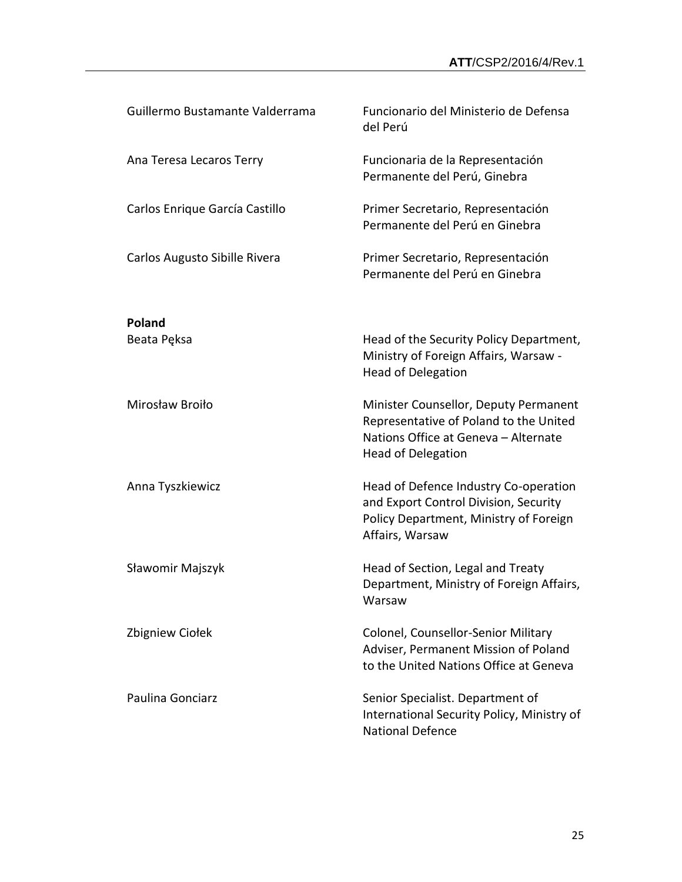| | |
|---|---|
| Guillermo Bustamante Valderrama | Funcionario del Ministerio de Defensa del Perú |
| Ana Teresa Lecaros Terry | Funcionaria de la Representación Permanente del Perú, Ginebra |
| Carlos Enrique García Castillo | Primer Secretario, Representación Permanente del Perú en Ginebra |
| Carlos Augusto Sibille Rivera | Primer Secretario, Representación Permanente del Perú en Ginebra |

**Poland**

| | |
|---|---|
| Beata Pęksa | Head of the Security Policy Department, Ministry of Foreign Affairs, Warsaw - Head of Delegation |
| Mirosław Broiło | Minister Counsellor, Deputy Permanent Representative of Poland to the United Nations Office at Geneva – Alternate Head of Delegation |
| Anna Tyszkiewicz | Head of Defence Industry Co-operation and Export Control Division, Security Policy Department, Ministry of Foreign Affairs, Warsaw |
| Sławomir Majszyk | Head of Section, Legal and Treaty Department, Ministry of Foreign Affairs, Warsaw |
| Zbigniew Ciołek | Colonel, Counsellor-Senior Military Adviser, Permanent Mission of Poland to the United Nations Office at Geneva |
| Paulina Gonciarz | Senior Specialist. Department of International Security Policy, Ministry of National Defence |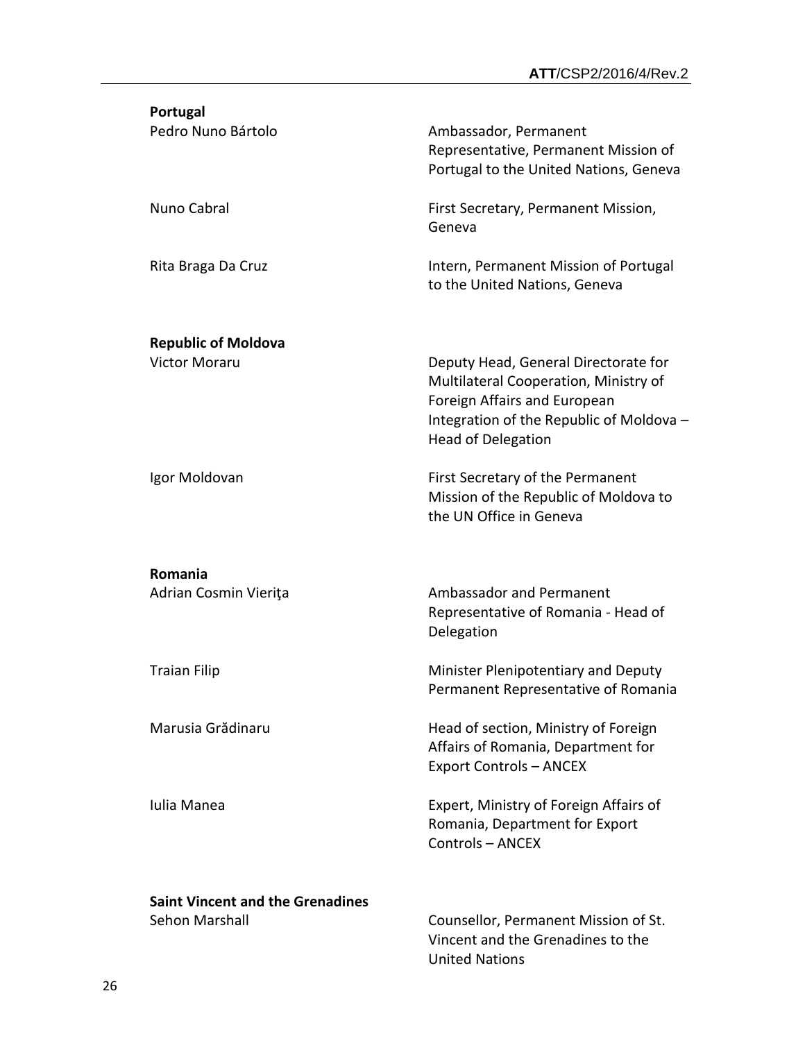**Portugal**

| | |
|---|---|
| Pedro Nuno Bártolo | Ambassador, Permanent Representative, Permanent Mission of Portugal to the United Nations, Geneva |
| Nuno Cabral | First Secretary, Permanent Mission, Geneva |
| Rita Braga Da Cruz | Intern, Permanent Mission of Portugal to the United Nations, Geneva |

**Republic of Moldova**

| | |
|---|---|
| Victor Moraru | Deputy Head, General Directorate for Multilateral Cooperation, Ministry of Foreign Affairs and European Integration of the Republic of Moldova – Head of Delegation |
| Igor Moldovan | First Secretary of the Permanent Mission of the Republic of Moldova to the UN Office in Geneva |

**Romania**

| | |
|---|---|
| Adrian Cosmin Vieriţa | Ambassador and Permanent Representative of Romania - Head of Delegation |
| Traian Filip | Minister Plenipotentiary and Deputy Permanent Representative of Romania |
| Marusia Grădinaru | Head of section, Ministry of Foreign Affairs of Romania, Department for Export Controls – ANCEX |
| Iulia Manea | Expert, Ministry of Foreign Affairs of Romania, Department for Export Controls – ANCEX |

**Saint Vincent and the Grenadines**

| | |
|---|---|
| Sehon Marshall | Counsellor, Permanent Mission of St. Vincent and the Grenadines to the United Nations |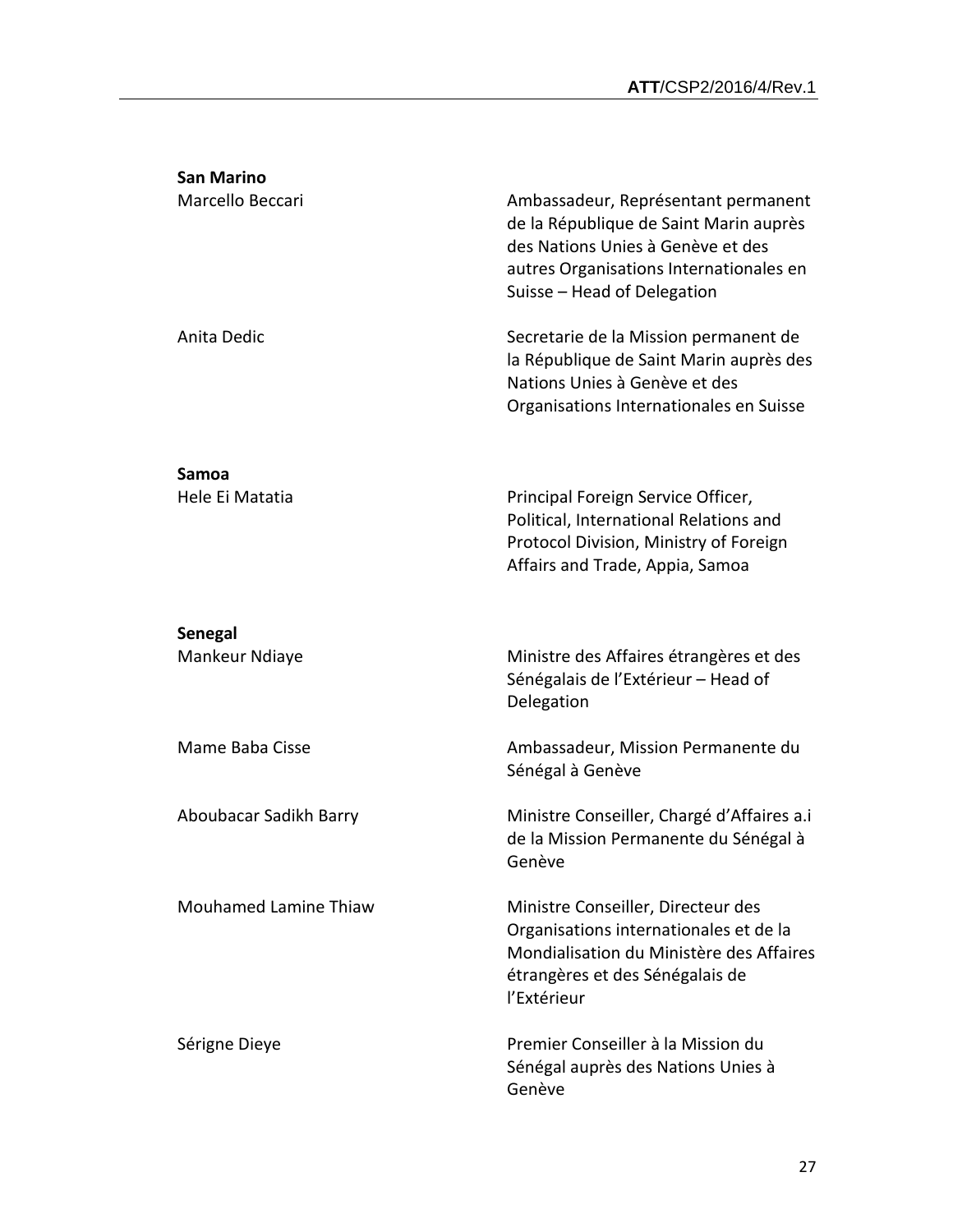**San Marino**

| | |
|---|---|
| Marcello Beccari | Ambassadeur, Représentant permanent de la République de Saint Marin auprès des Nations Unies à Genève et des autres Organisations Internationales en Suisse – Head of Delegation |
| Anita Dedic | Secretarie de la Mission permanent de la République de Saint Marin auprès des Nations Unies à Genève et des Organisations Internationales en Suisse |

**Samoa**

| | |
|---|---|
| Hele Ei Matatia | Principal Foreign Service Officer, Political, International Relations and Protocol Division, Ministry of Foreign Affairs and Trade, Appia, Samoa |

**Senegal**

| | |
|---|---|
| Mankeur Ndiaye | Ministre des Affaires étrangères et des Sénégalais de l'Extérieur – Head of Delegation |
| Mame Baba Cisse | Ambassadeur, Mission Permanente du Sénégal à Genève |
| Aboubacar Sadikh Barry | Ministre Conseiller, Chargé d'Affaires a.i de la Mission Permanente du Sénégal à Genève |
| Mouhamed Lamine Thiaw | Ministre Conseiller, Directeur des Organisations internationales et de la Mondialisation du Ministère des Affaires étrangères et des Sénégalais de l'Extérieur |
| Sérigne Dieye | Premier Conseiller à la Mission du Sénégal auprès des Nations Unies à Genève |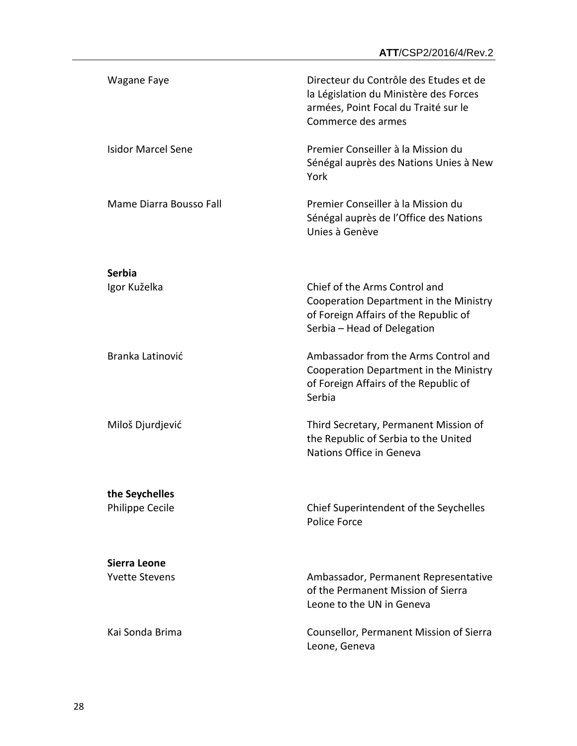| | |
|---|---|
| Wagane Faye | Directeur du Contrôle des Etudes et de la Législation du Ministère des Forces armées, Point Focal du Traité sur le Commerce des armes |
| Isidor Marcel Sene | Premier Conseiller à la Mission du Sénégal auprès des Nations Unies à New York |
| Mame Diarra Bousso Fall | Premier Conseiller à la Mission du Sénégal auprès de l'Office des Nations Unies à Genève |

**Serbia**

| | |
|---|---|
| Igor Kuželka | Chief of the Arms Control and Cooperation Department in the Ministry of Foreign Affairs of the Republic of Serbia – Head of Delegation |
| Branka Latinović | Ambassador from the Arms Control and Cooperation Department in the Ministry of Foreign Affairs of the Republic of Serbia |
| Miloš Djurdjević | Third Secretary, Permanent Mission of the Republic of Serbia to the United Nations Office in Geneva |

**the Seychelles**

| | |
|---|---|
| Philippe Cecile | Chief Superintendent of the Seychelles Police Force |

**Sierra Leone**

| | |
|---|---|
| Yvette Stevens | Ambassador, Permanent Representative of the Permanent Mission of Sierra Leone to the UN in Geneva |
| Kai Sonda Brima | Counsellor, Permanent Mission of Sierra Leone, Geneva |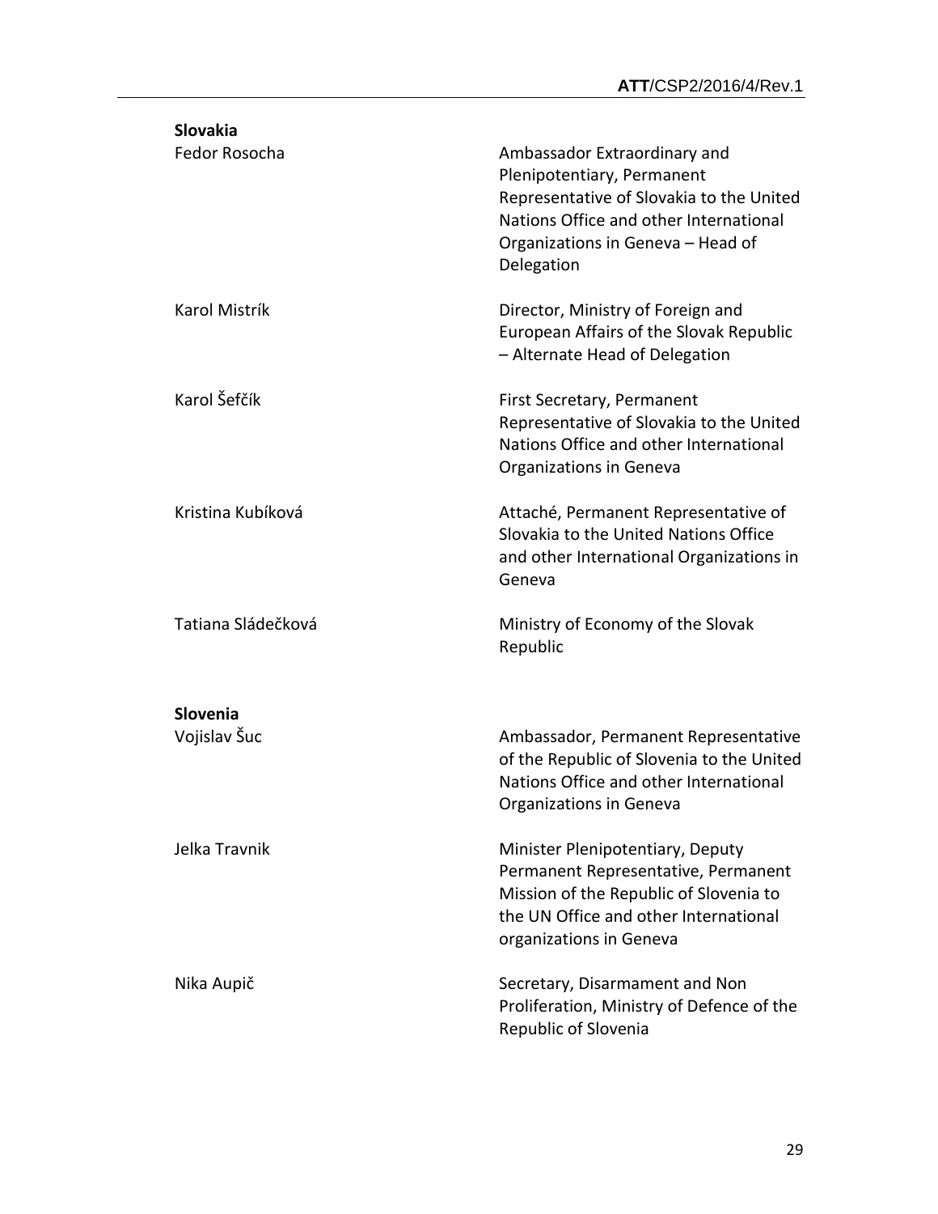**Slovakia**

| | |
|---|---|
| Fedor Rosocha | Ambassador Extraordinary and Plenipotentiary, Permanent Representative of Slovakia to the United Nations Office and other International Organizations in Geneva – Head of Delegation |
| Karol Mistrík | Director, Ministry of Foreign and European Affairs of the Slovak Republic – Alternate Head of Delegation |
| Karol Šefčík | First Secretary, Permanent Representative of Slovakia to the United Nations Office and other International Organizations in Geneva |
| Kristina Kubíková | Attaché, Permanent Representative of Slovakia to the United Nations Office and other International Organizations in Geneva |
| Tatiana Sládečková | Ministry of Economy of the Slovak Republic |

**Slovenia**

| | |
|---|---|
| Vojislav Šuc | Ambassador, Permanent Representative of the Republic of Slovenia to the United Nations Office and other International Organizations in Geneva |
| Jelka Travnik | Minister Plenipotentiary, Deputy Permanent Representative, Permanent Mission of the Republic of Slovenia to the UN Office and other International organizations in Geneva |
| Nika Aupič | Secretary, Disarmament and Non Proliferation, Ministry of Defence of the Republic of Slovenia |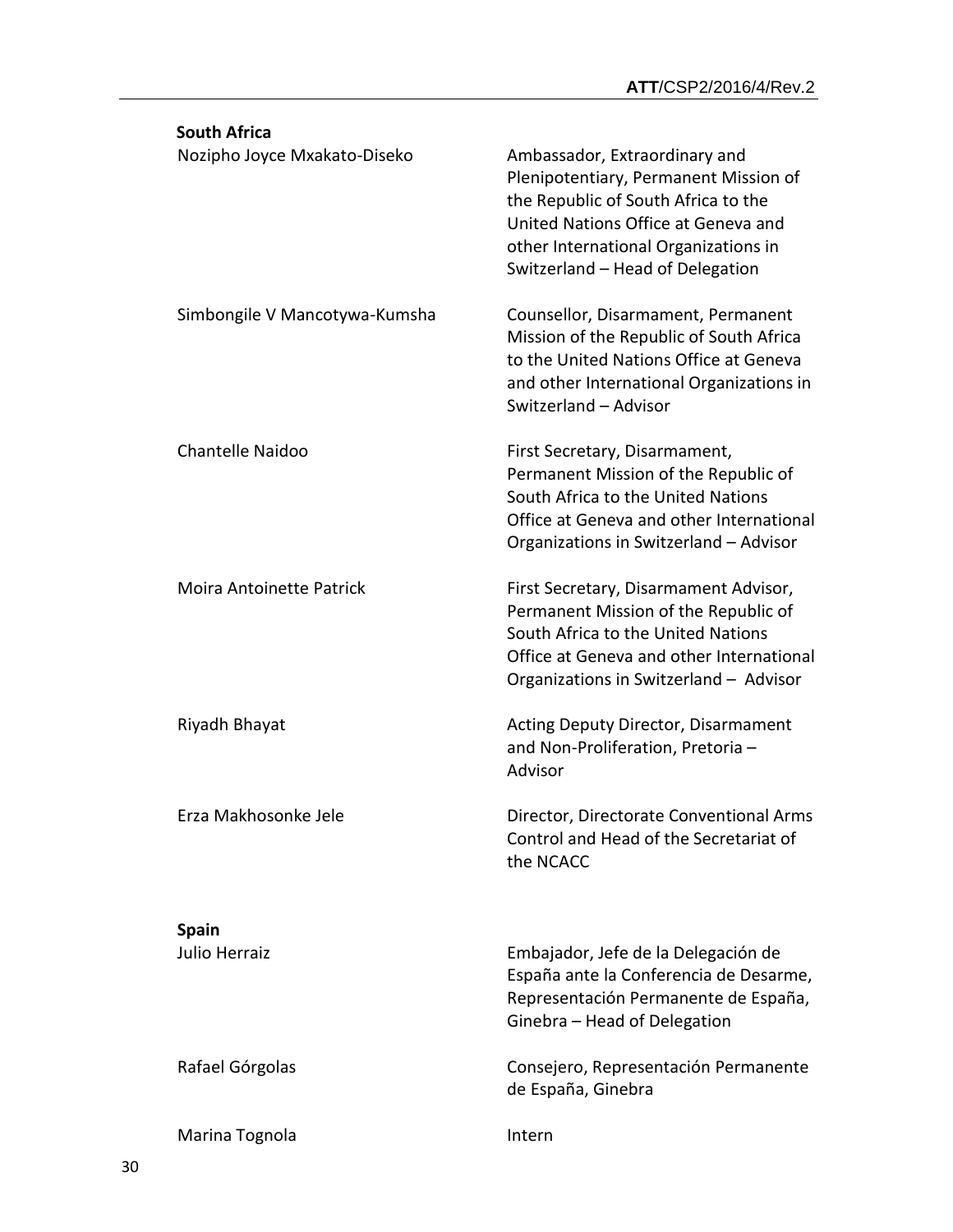**South Africa**

| | |
|---|---|
| Nozipho Joyce Mxakato-Diseko | Ambassador, Extraordinary and Plenipotentiary, Permanent Mission of the Republic of South Africa to the United Nations Office at Geneva and other International Organizations in Switzerland – Head of Delegation |
| Simbongile V Mancotywa-Kumsha | Counsellor, Disarmament, Permanent Mission of the Republic of South Africa to the United Nations Office at Geneva and other International Organizations in Switzerland – Advisor |
| Chantelle Naidoo | First Secretary, Disarmament, Permanent Mission of the Republic of South Africa to the United Nations Office at Geneva and other International Organizations in Switzerland – Advisor |
| Moira Antoinette Patrick | First Secretary, Disarmament Advisor, Permanent Mission of the Republic of South Africa to the United Nations Office at Geneva and other International Organizations in Switzerland – Advisor |
| Riyadh Bhayat | Acting Deputy Director, Disarmament and Non-Proliferation, Pretoria – Advisor |
| Erza Makhosonke Jele | Director, Directorate Conventional Arms Control and Head of the Secretariat of the NCACC |

**Spain**

| | |
|---|---|
| Julio Herraiz | Embajador, Jefe de la Delegación de España ante la Conferencia de Desarme, Representación Permanente de España, Ginebra – Head of Delegation |
| Rafael Górgolas | Consejero, Representación Permanente de España, Ginebra |
| Marina Tognola | Intern |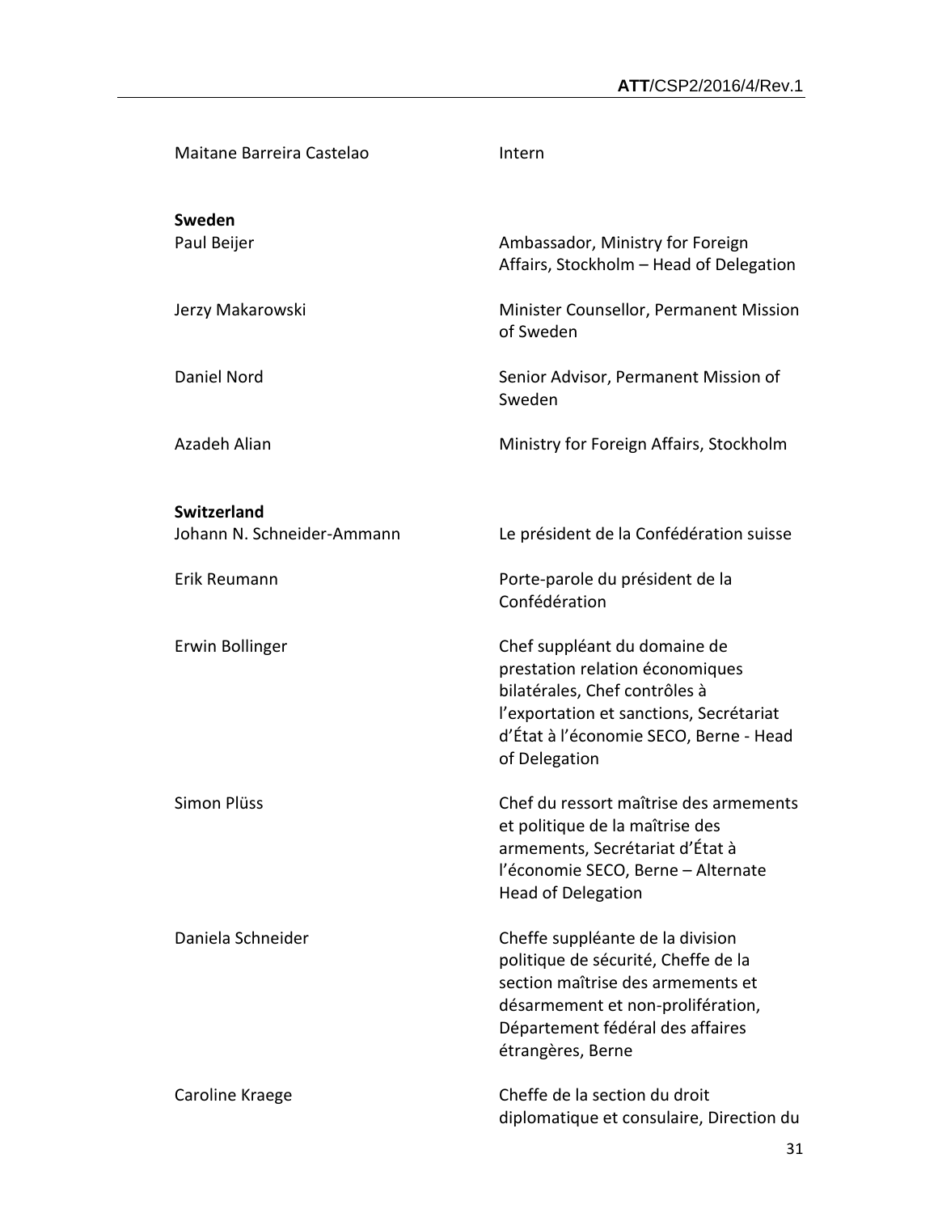| | |
|---|---|
| Maitane Barreira Castelao | Intern |

**Sweden**

| | |
|---|---|
| Paul Beijer | Ambassador, Ministry for Foreign Affairs, Stockholm – Head of Delegation |
| Jerzy Makarowski | Minister Counsellor, Permanent Mission of Sweden |
| Daniel Nord | Senior Advisor, Permanent Mission of Sweden |
| Azadeh Alian | Ministry for Foreign Affairs, Stockholm |

**Switzerland**

| | |
|---|---|
| Johann N. Schneider-Ammann | Le président de la Confédération suisse |
| Erik Reumann | Porte-parole du président de la Confédération |
| Erwin Bollinger | Chef suppléant du domaine de prestation relation économiques bilatérales, Chef contrôles à l'exportation et sanctions, Secrétariat d'État à l'économie SECO, Berne - Head of Delegation |
| Simon Plüss | Chef du ressort maîtrise des armements et politique de la maîtrise des armements, Secrétariat d'État à l'économie SECO, Berne – Alternate Head of Delegation |
| Daniela Schneider | Cheffe suppléante de la division politique de sécurité, Cheffe de la section maîtrise des armements et désarmement et non-prolifération, Département fédéral des affaires étrangères, Berne |
| Caroline Kraege | Cheffe de la section du droit diplomatique et consulaire, Direction du |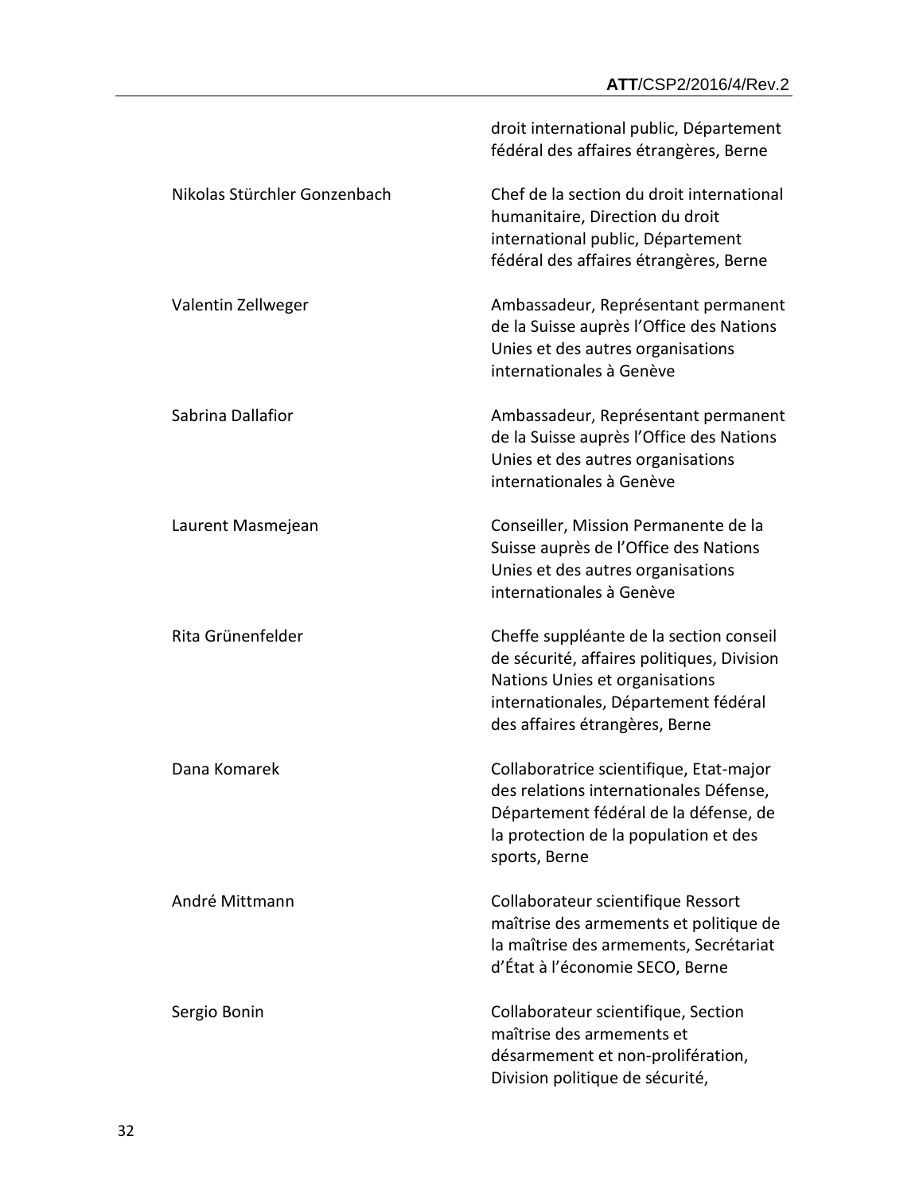| | |
|---|---|
| | droit international public, Département fédéral des affaires étrangères, Berne |
| Nikolas Stürchler Gonzenbach | Chef de la section du droit international humanitaire, Direction du droit international public, Département fédéral des affaires étrangères, Berne |
| Valentin Zellweger | Ambassadeur, Représentant permanent de la Suisse auprès l'Office des Nations Unies et des autres organisations internationales à Genève |
| Sabrina Dallafior | Ambassadeur, Représentant permanent de la Suisse auprès l'Office des Nations Unies et des autres organisations internationales à Genève |
| Laurent Masmejean | Conseiller, Mission Permanente de la Suisse auprès de l'Office des Nations Unies et des autres organisations internationales à Genève |
| Rita Grünenfelder | Cheffe suppléante de la section conseil de sécurité, affaires politiques, Division Nations Unies et organisations internationales, Département fédéral des affaires étrangères, Berne |
| Dana Komarek | Collaboratrice scientifique, Etat-major des relations internationales Défense, Département fédéral de la défense, de la protection de la population et des sports, Berne |
| André Mittmann | Collaborateur scientifique Ressort maîtrise des armements et politique de la maîtrise des armements, Secrétariat d'État à l'économie SECO, Berne |
| Sergio Bonin | Collaborateur scientifique, Section maîtrise des armements et désarmement et non-prolifération, Division politique de sécurité, |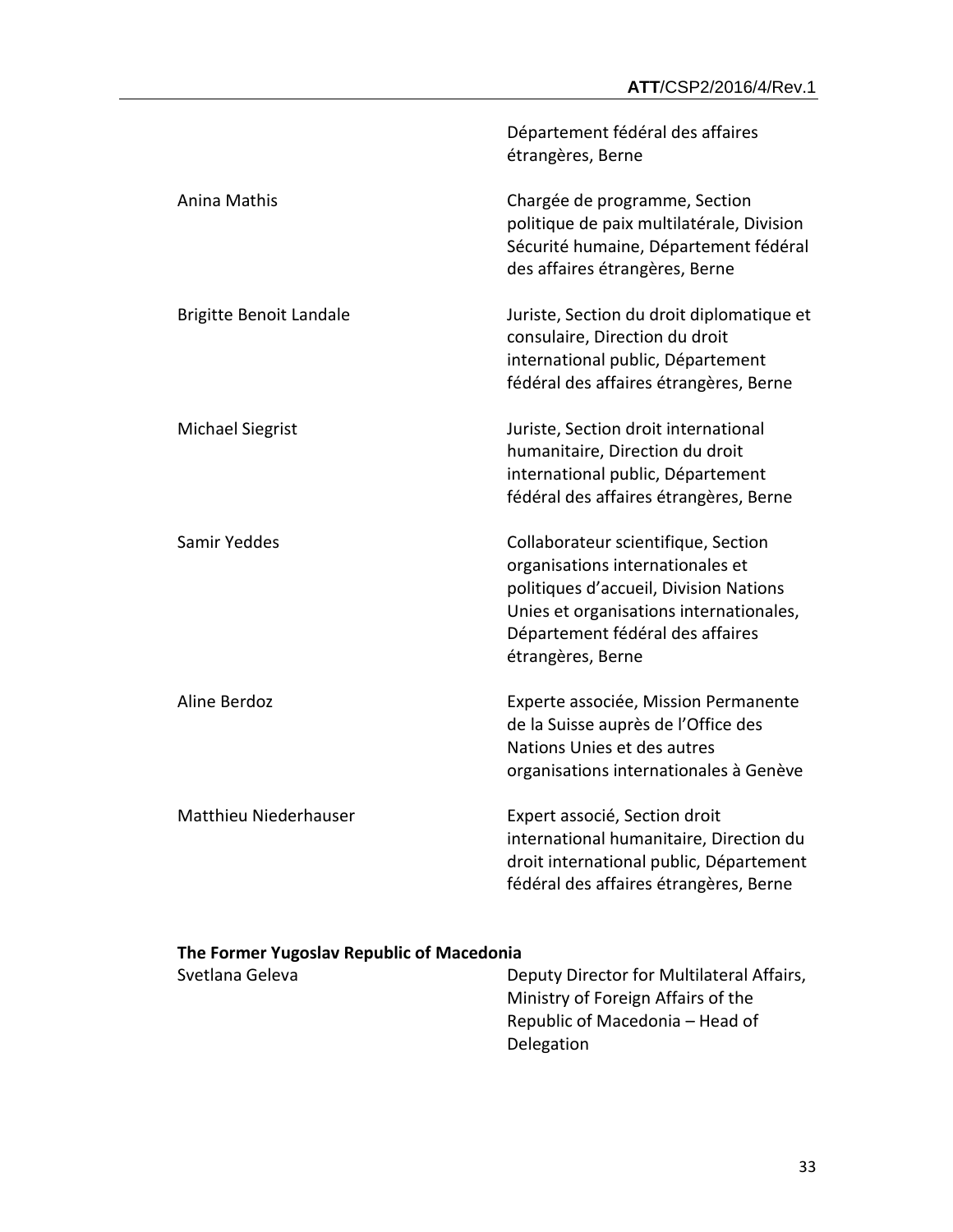| | |
|---|---|
| | Département fédéral des affaires étrangères, Berne |
| Anina Mathis | Chargée de programme, Section politique de paix multilatérale, Division Sécurité humaine, Département fédéral des affaires étrangères, Berne |
| Brigitte Benoit Landale | Juriste, Section du droit diplomatique et consulaire, Direction du droit international public, Département fédéral des affaires étrangères, Berne |
| Michael Siegrist | Juriste, Section droit international humanitaire, Direction du droit international public, Département fédéral des affaires étrangères, Berne |
| Samir Yeddes | Collaborateur scientifique, Section organisations internationales et politiques d'accueil, Division Nations Unies et organisations internationales, Département fédéral des affaires étrangères, Berne |
| Aline Berdoz | Experte associée, Mission Permanente de la Suisse auprès de l'Office des Nations Unies et des autres organisations internationales à Genève |
| Matthieu Niederhauser | Expert associé, Section droit international humanitaire, Direction du droit international public, Département fédéral des affaires étrangères, Berne |

**The Former Yugoslav Republic of Macedonia**

| | |
|---|---|
| Svetlana Geleva | Deputy Director for Multilateral Affairs, Ministry of Foreign Affairs of the Republic of Macedonia – Head of Delegation |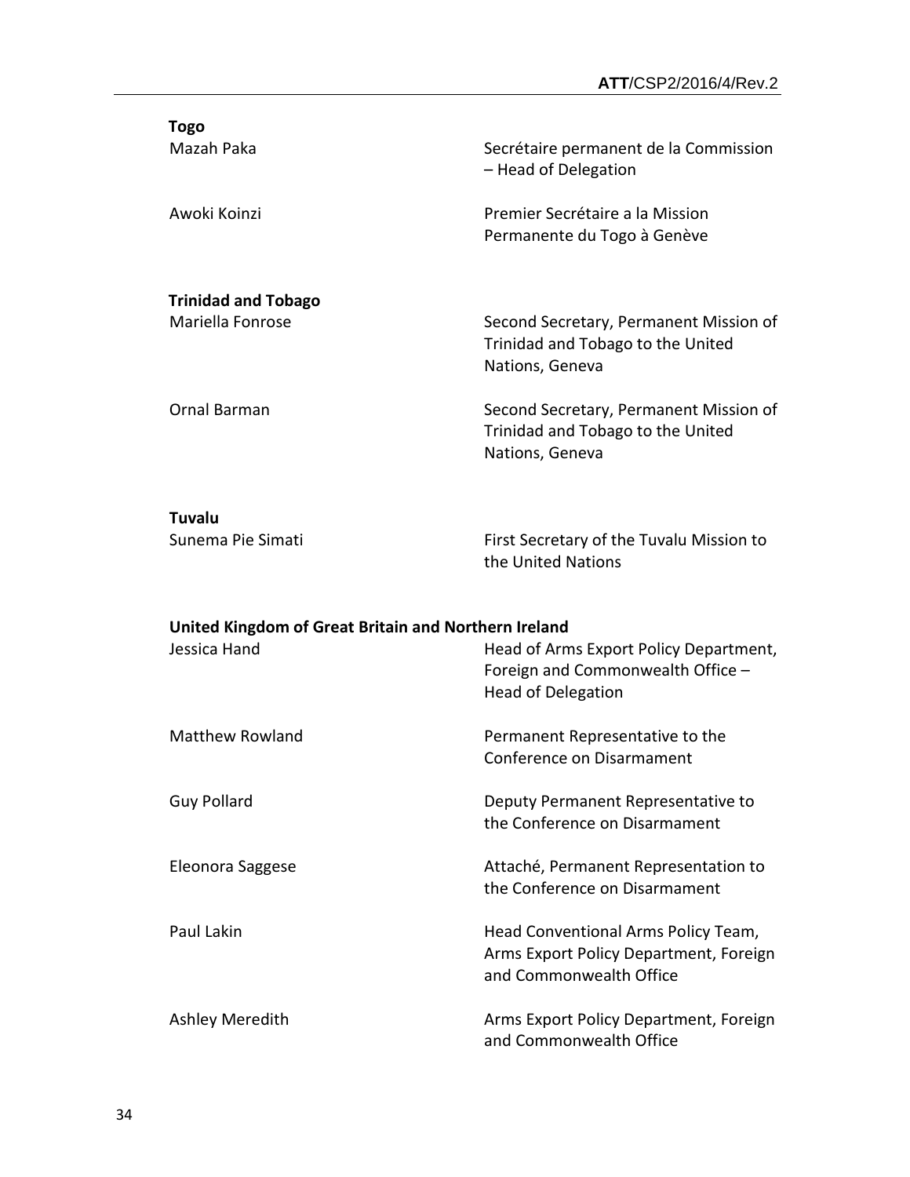**Togo**

| | |
|---|---|
| Mazah Paka | Secrétaire permanent de la Commission – Head of Delegation |
| Awoki Koinzi | Premier Secrétaire a la Mission Permanente du Togo à Genève |

**Trinidad and Tobago**

| | |
|---|---|
| Mariella Fonrose | Second Secretary, Permanent Mission of Trinidad and Tobago to the United Nations, Geneva |
| Ornal Barman | Second Secretary, Permanent Mission of Trinidad and Tobago to the United Nations, Geneva |

**Tuvalu**

| | |
|---|---|
| Sunema Pie Simati | First Secretary of the Tuvalu Mission to the United Nations |

**United Kingdom of Great Britain and Northern Ireland**

| | |
|---|---|
| Jessica Hand | Head of Arms Export Policy Department, Foreign and Commonwealth Office – Head of Delegation |
| Matthew Rowland | Permanent Representative to the Conference on Disarmament |
| Guy Pollard | Deputy Permanent Representative to the Conference on Disarmament |
| Eleonora Saggese | Attaché, Permanent Representation to the Conference on Disarmament |
| Paul Lakin | Head Conventional Arms Policy Team, Arms Export Policy Department, Foreign and Commonwealth Office |
| Ashley Meredith | Arms Export Policy Department, Foreign and Commonwealth Office |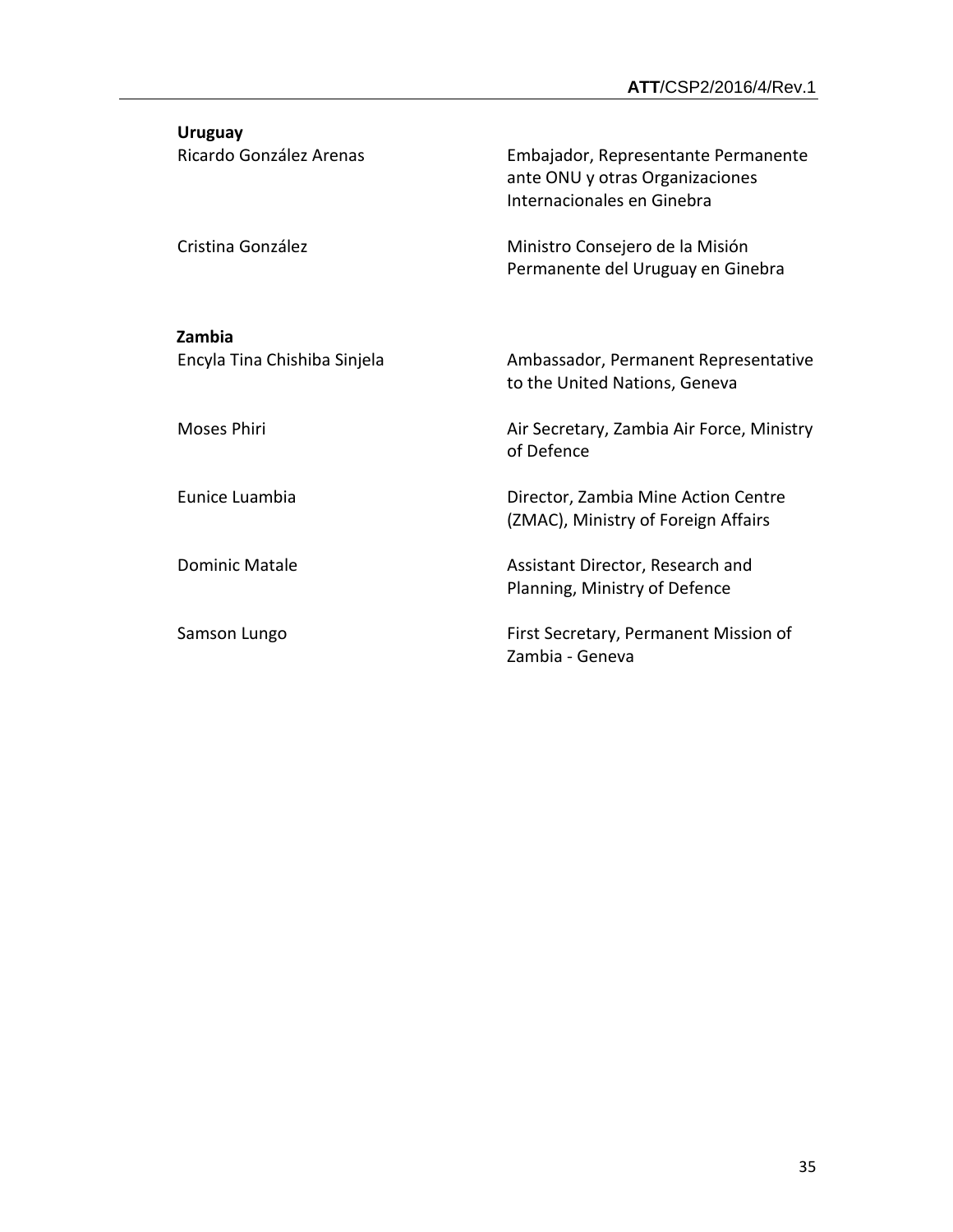**Uruguay**

| | |
|---|---|
| Ricardo González Arenas | Embajador, Representante Permanente ante ONU y otras Organizaciones Internacionales en Ginebra |
| Cristina González | Ministro Consejero de la Misión Permanente del Uruguay en Ginebra |

**Zambia**

| | |
|---|---|
| Encyla Tina Chishiba Sinjela | Ambassador, Permanent Representative to the United Nations, Geneva |
| Moses Phiri | Air Secretary, Zambia Air Force, Ministry of Defence |
| Eunice Luambia | Director, Zambia Mine Action Centre (ZMAC), Ministry of Foreign Affairs |
| Dominic Matale | Assistant Director, Research and Planning, Ministry of Defence |
| Samson Lungo | First Secretary, Permanent Mission of Zambia - Geneva |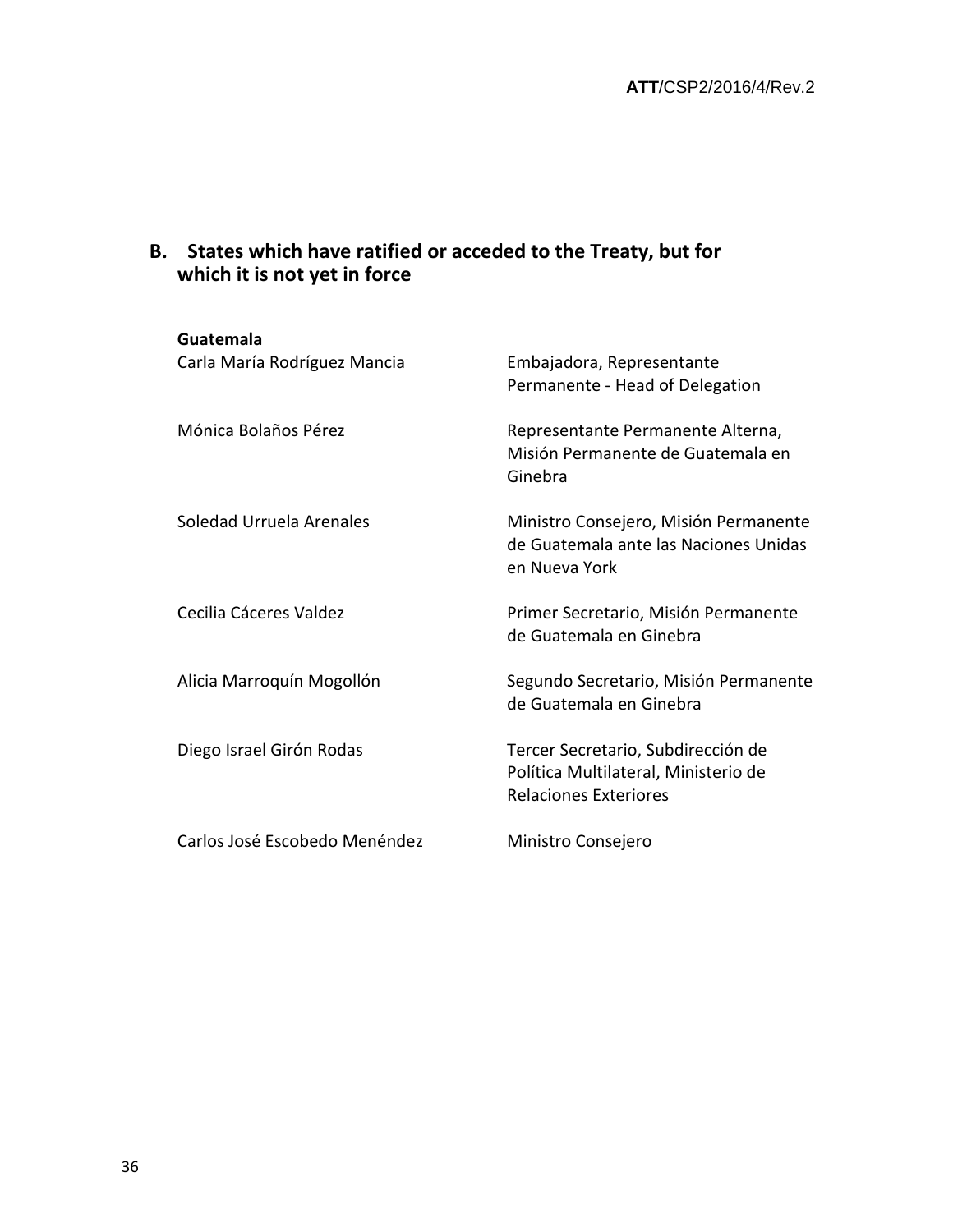## B. States which have ratified or acceded to the Treaty, but for which it is not yet in force

**Guatemala**

| | |
|---|---|
| Carla María Rodríguez Mancia | Embajadora, Representante Permanente - Head of Delegation |
| Mónica Bolaños Pérez | Representante Permanente Alterna, Misión Permanente de Guatemala en Ginebra |
| Soledad Urruela Arenales | Ministro Consejero, Misión Permanente de Guatemala ante las Naciones Unidas en Nueva York |
| Cecilia Cáceres Valdez | Primer Secretario, Misión Permanente de Guatemala en Ginebra |
| Alicia Marroquín Mogollón | Segundo Secretario, Misión Permanente de Guatemala en Ginebra |
| Diego Israel Girón Rodas | Tercer Secretario, Subdirección de Política Multilateral, Ministerio de Relaciones Exteriores |
| Carlos José Escobedo Menéndez | Ministro Consejero |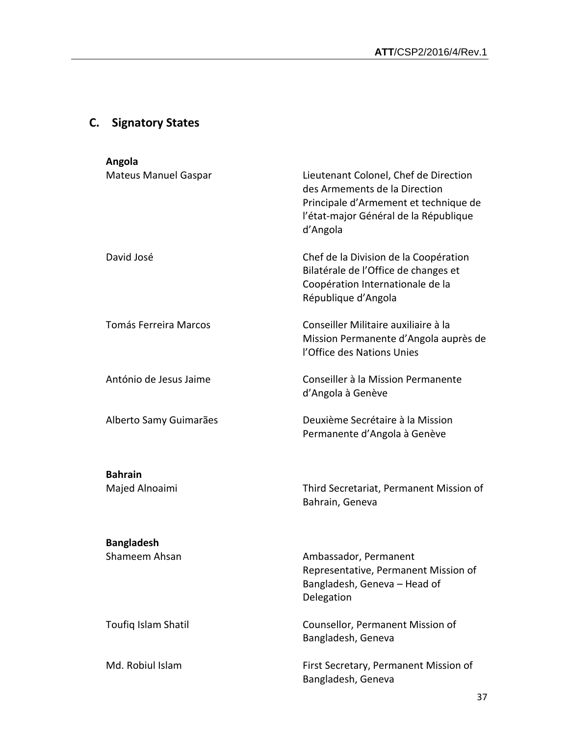## C. Signatory States

**Angola**

| | |
|---|---|
| Mateus Manuel Gaspar | Lieutenant Colonel, Chef de Direction des Armements de la Direction Principale d'Armement et technique de l'état-major Général de la République d'Angola |
| David José | Chef de la Division de la Coopération Bilatérale de l'Office de changes et Coopération Internationale de la République d'Angola |
| Tomás Ferreira Marcos | Conseiller Militaire auxiliaire à la Mission Permanente d'Angola auprès de l'Office des Nations Unies |
| António de Jesus Jaime | Conseiller à la Mission Permanente d'Angola à Genève |
| Alberto Samy Guimarães | Deuxième Secrétaire à la Mission Permanente d'Angola à Genève |

**Bahrain**

| | |
|---|---|
| Majed Alnoaimi | Third Secretariat, Permanent Mission of Bahrain, Geneva |

**Bangladesh**

| | |
|---|---|
| Shameem Ahsan | Ambassador, Permanent Representative, Permanent Mission of Bangladesh, Geneva – Head of Delegation |
| Toufiq Islam Shatil | Counsellor, Permanent Mission of Bangladesh, Geneva |
| Md. Robiul Islam | First Secretary, Permanent Mission of Bangladesh, Geneva |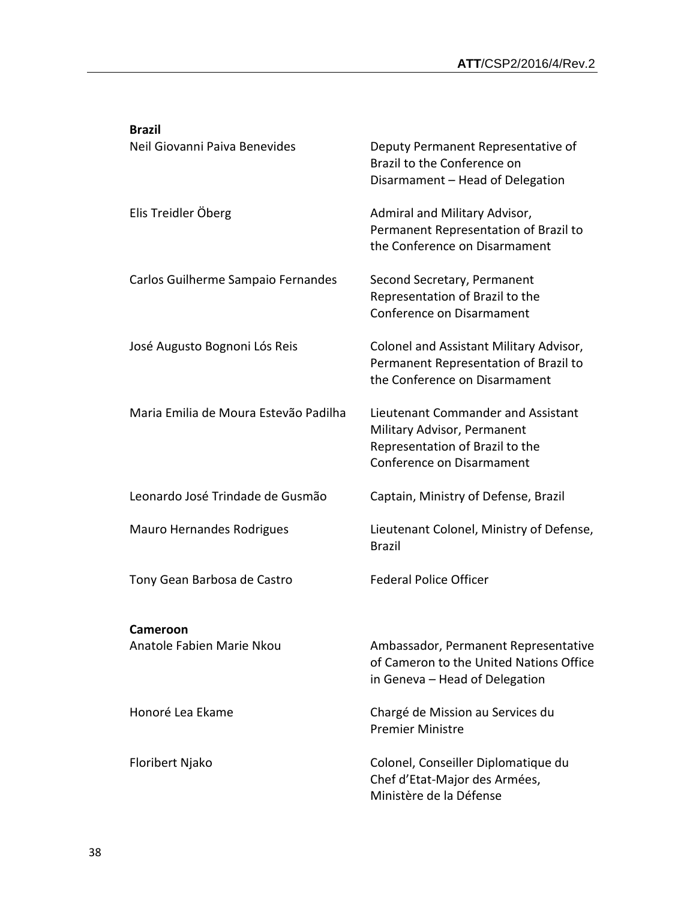**Brazil**

| | |
|---|---|
| Neil Giovanni Paiva Benevides | Deputy Permanent Representative of Brazil to the Conference on Disarmament – Head of Delegation |
| Elis Treidler Öberg | Admiral and Military Advisor, Permanent Representation of Brazil to the Conference on Disarmament |
| Carlos Guilherme Sampaio Fernandes | Second Secretary, Permanent Representation of Brazil to the Conference on Disarmament |
| José Augusto Bognoni Lós Reis | Colonel and Assistant Military Advisor, Permanent Representation of Brazil to the Conference on Disarmament |
| Maria Emilia de Moura Estevão Padilha | Lieutenant Commander and Assistant Military Advisor, Permanent Representation of Brazil to the Conference on Disarmament |
| Leonardo José Trindade de Gusmão | Captain, Ministry of Defense, Brazil |
| Mauro Hernandes Rodrigues | Lieutenant Colonel, Ministry of Defense, Brazil |
| Tony Gean Barbosa de Castro | Federal Police Officer |

**Cameroon**

| | |
|---|---|
| Anatole Fabien Marie Nkou | Ambassador, Permanent Representative of Cameron to the United Nations Office in Geneva – Head of Delegation |
| Honoré Lea Ekame | Chargé de Mission au Services du Premier Ministre |
| Floribert Njako | Colonel, Conseiller Diplomatique du Chef d'Etat-Major des Armées, Ministère de la Défense |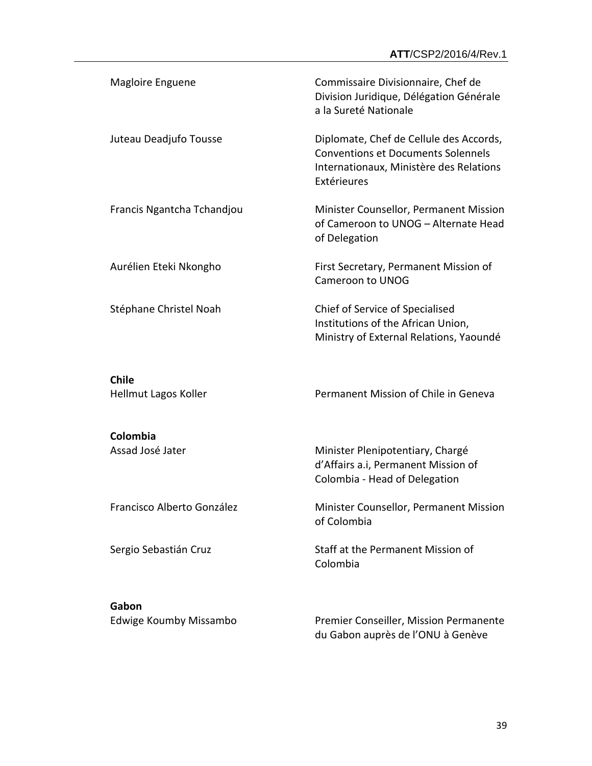| | |
|---|---|
| Magloire Enguene | Commissaire Divisionnaire, Chef de Division Juridique, Délégation Générale a la Sureté Nationale |
| Juteau Deadjufo Tousse | Diplomate, Chef de Cellule des Accords, Conventions et Documents Solennels Internationaux, Ministère des Relations Extérieures |
| Francis Ngantcha Tchandjou | Minister Counsellor, Permanent Mission of Cameroon to UNOG – Alternate Head of Delegation |
| Aurélien Eteki Nkongho | First Secretary, Permanent Mission of Cameroon to UNOG |
| Stéphane Christel Noah | Chief of Service of Specialised Institutions of the African Union, Ministry of External Relations, Yaoundé |

**Chile**

| | |
|---|---|
| Hellmut Lagos Koller | Permanent Mission of Chile in Geneva |

**Colombia**

| | |
|---|---|
| Assad José Jater | Minister Plenipotentiary, Chargé d'Affairs a.i, Permanent Mission of Colombia - Head of Delegation |
| Francisco Alberto González | Minister Counsellor, Permanent Mission of Colombia |
| Sergio Sebastián Cruz | Staff at the Permanent Mission of Colombia |

**Gabon**

| | |
|---|---|
| Edwige Koumby Missambo | Premier Conseiller, Mission Permanente du Gabon auprès de l'ONU à Genève |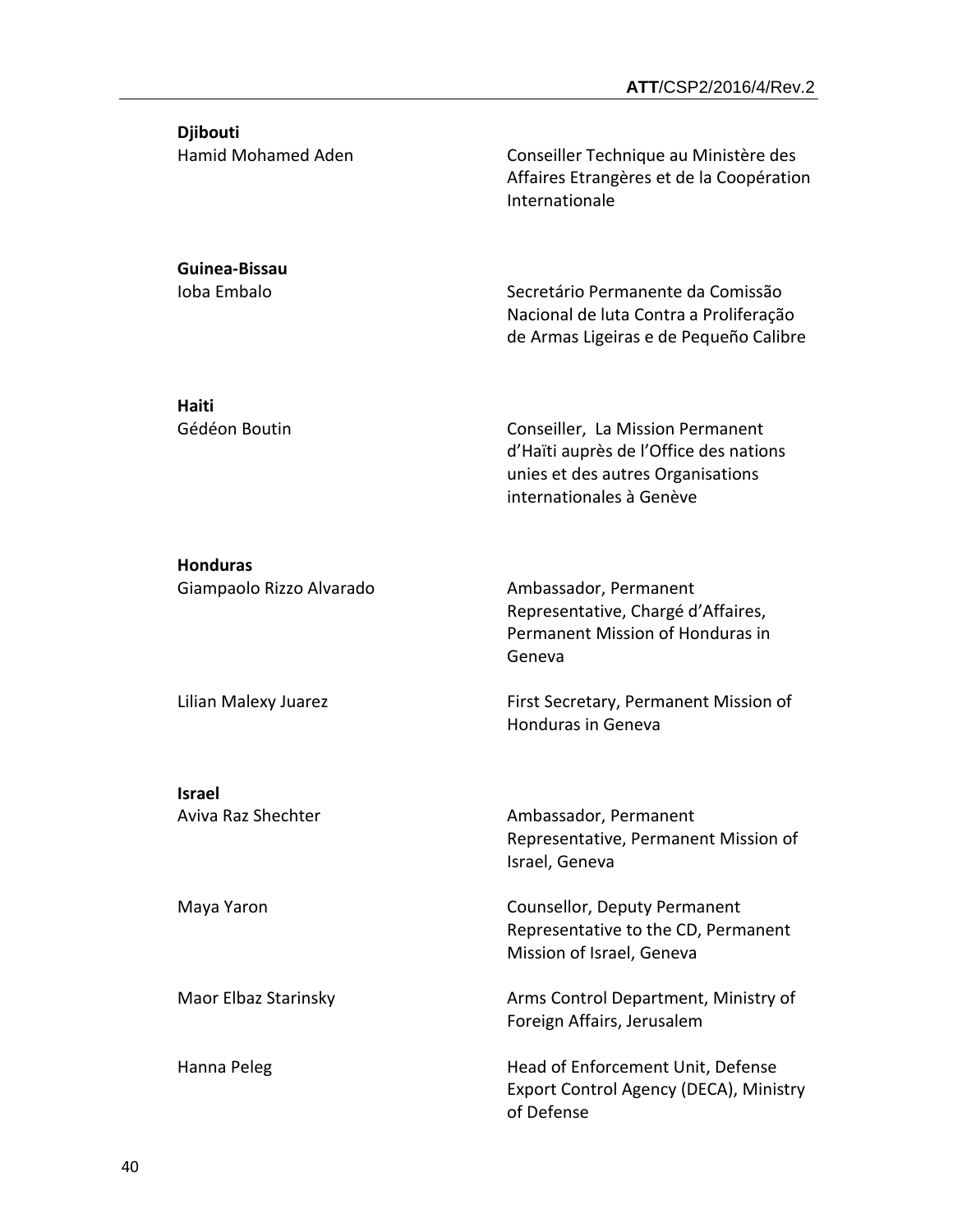**Djibouti**

| | |
|---|---|
| Hamid Mohamed Aden | Conseiller Technique au Ministère des Affaires Etrangères et de la Coopération Internationale |

**Guinea-Bissau**

| | |
|---|---|
| Ioba Embalo | Secretário Permanente da Comissão Nacional de luta Contra a Proliferação de Armas Ligeiras e de Pequeño Calibre |

**Haiti**

| | |
|---|---|
| Gédéon Boutin | Conseiller, La Mission Permanent d'Haïti auprès de l'Office des nations unies et des autres Organisations internationales à Genève |

**Honduras**

| | |
|---|---|
| Giampaolo Rizzo Alvarado | Ambassador, Permanent Representative, Chargé d'Affaires, Permanent Mission of Honduras in Geneva |
| Lilian Malexy Juarez | First Secretary, Permanent Mission of Honduras in Geneva |

**Israel**

| | |
|---|---|
| Aviva Raz Shechter | Ambassador, Permanent Representative, Permanent Mission of Israel, Geneva |
| Maya Yaron | Counsellor, Deputy Permanent Representative to the CD, Permanent Mission of Israel, Geneva |
| Maor Elbaz Starinsky | Arms Control Department, Ministry of Foreign Affairs, Jerusalem |
| Hanna Peleg | Head of Enforcement Unit, Defense Export Control Agency (DECA), Ministry of Defense |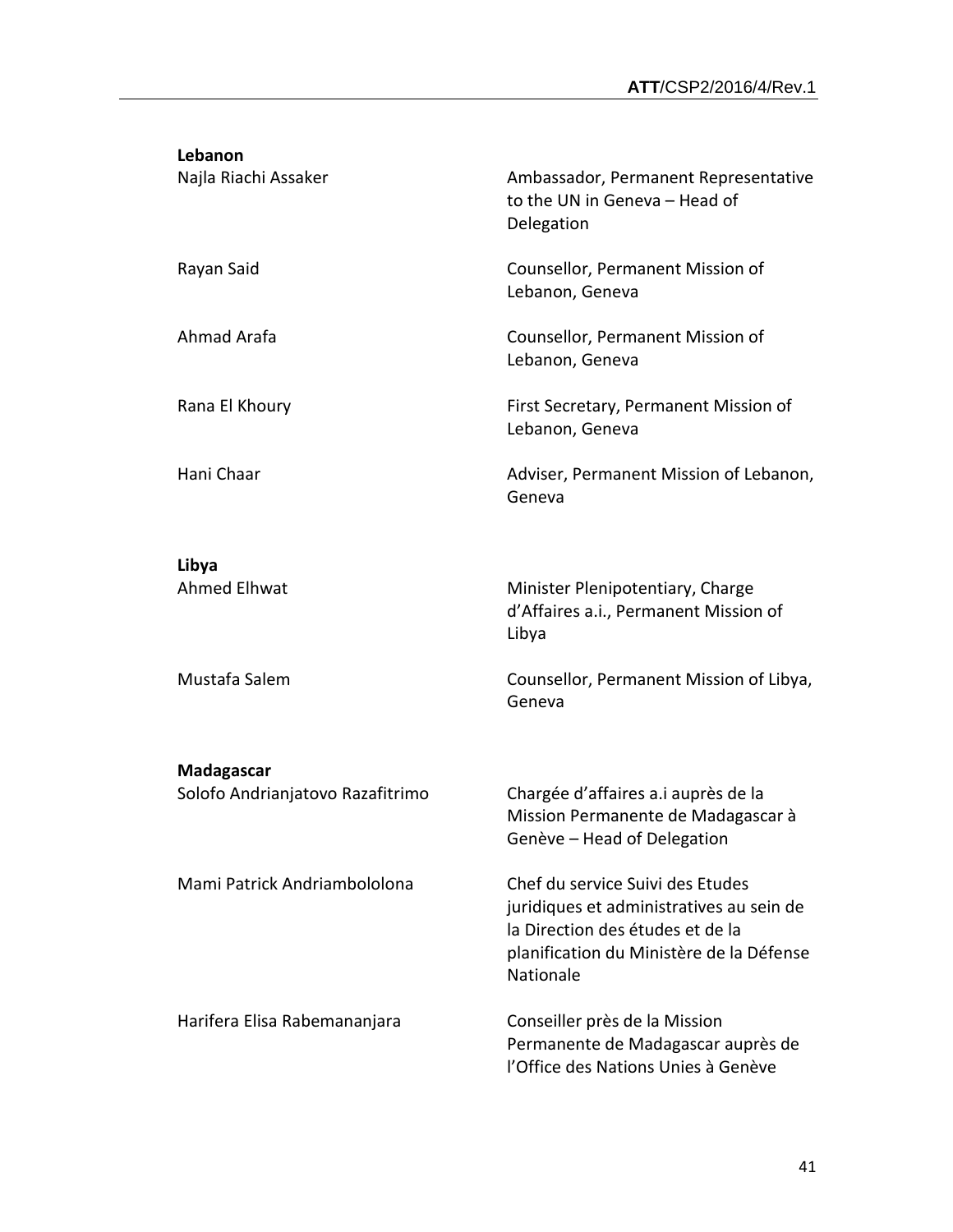**Lebanon**

| | |
|---|---|
| Najla Riachi Assaker | Ambassador, Permanent Representative to the UN in Geneva – Head of Delegation |
| Rayan Said | Counsellor, Permanent Mission of Lebanon, Geneva |
| Ahmad Arafa | Counsellor, Permanent Mission of Lebanon, Geneva |
| Rana El Khoury | First Secretary, Permanent Mission of Lebanon, Geneva |
| Hani Chaar | Adviser, Permanent Mission of Lebanon, Geneva |

**Libya**

| | |
|---|---|
| Ahmed Elhwat | Minister Plenipotentiary, Charge d'Affaires a.i., Permanent Mission of Libya |
| Mustafa Salem | Counsellor, Permanent Mission of Libya, Geneva |

**Madagascar**

| | |
|---|---|
| Solofo Andrianjatovo Razafitrimo | Chargée d'affaires a.i auprès de la Mission Permanente de Madagascar à Genève – Head of Delegation |
| Mami Patrick Andriambololona | Chef du service Suivi des Etudes juridiques et administratives au sein de la Direction des études et de la planification du Ministère de la Défense Nationale |
| Harifera Elisa Rabemananjara | Conseiller près de la Mission Permanente de Madagascar auprès de l'Office des Nations Unies à Genève |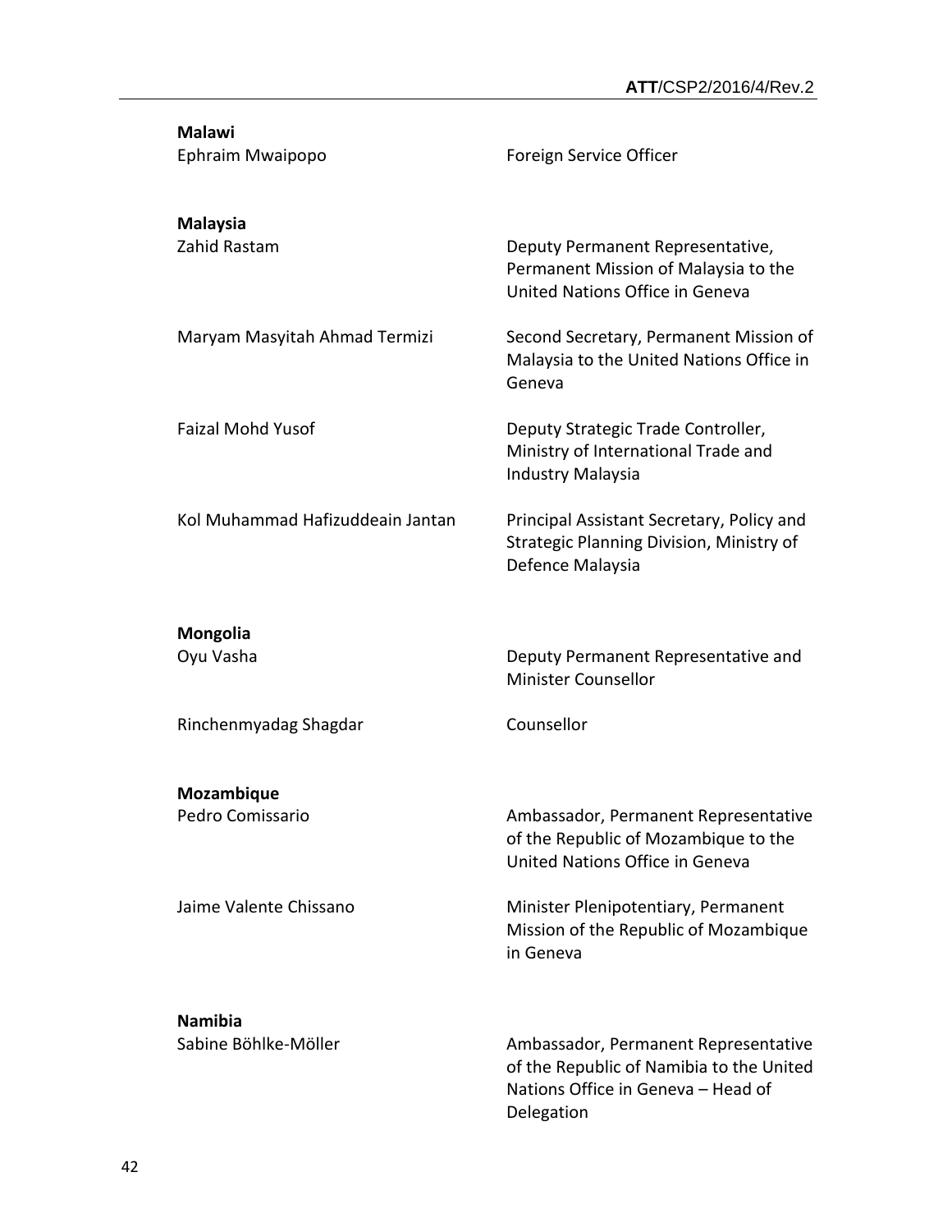**Malawi**

| | |
|---|---|
| Ephraim Mwaipopo | Foreign Service Officer |

**Malaysia**

| | |
|---|---|
| Zahid Rastam | Deputy Permanent Representative, Permanent Mission of Malaysia to the United Nations Office in Geneva |
| Maryam Masyitah Ahmad Termizi | Second Secretary, Permanent Mission of Malaysia to the United Nations Office in Geneva |
| Faizal Mohd Yusof | Deputy Strategic Trade Controller, Ministry of International Trade and Industry Malaysia |
| Kol Muhammad Hafizuddeain Jantan | Principal Assistant Secretary, Policy and Strategic Planning Division, Ministry of Defence Malaysia |

**Mongolia**

| | |
|---|---|
| Oyu Vasha | Deputy Permanent Representative and Minister Counsellor |
| Rinchenmyadag Shagdar | Counsellor |

**Mozambique**

| | |
|---|---|
| Pedro Comissario | Ambassador, Permanent Representative of the Republic of Mozambique to the United Nations Office in Geneva |
| Jaime Valente Chissano | Minister Plenipotentiary, Permanent Mission of the Republic of Mozambique in Geneva |

**Namibia**

| | |
|---|---|
| Sabine Böhlke-Möller | Ambassador, Permanent Representative of the Republic of Namibia to the United Nations Office in Geneva – Head of Delegation |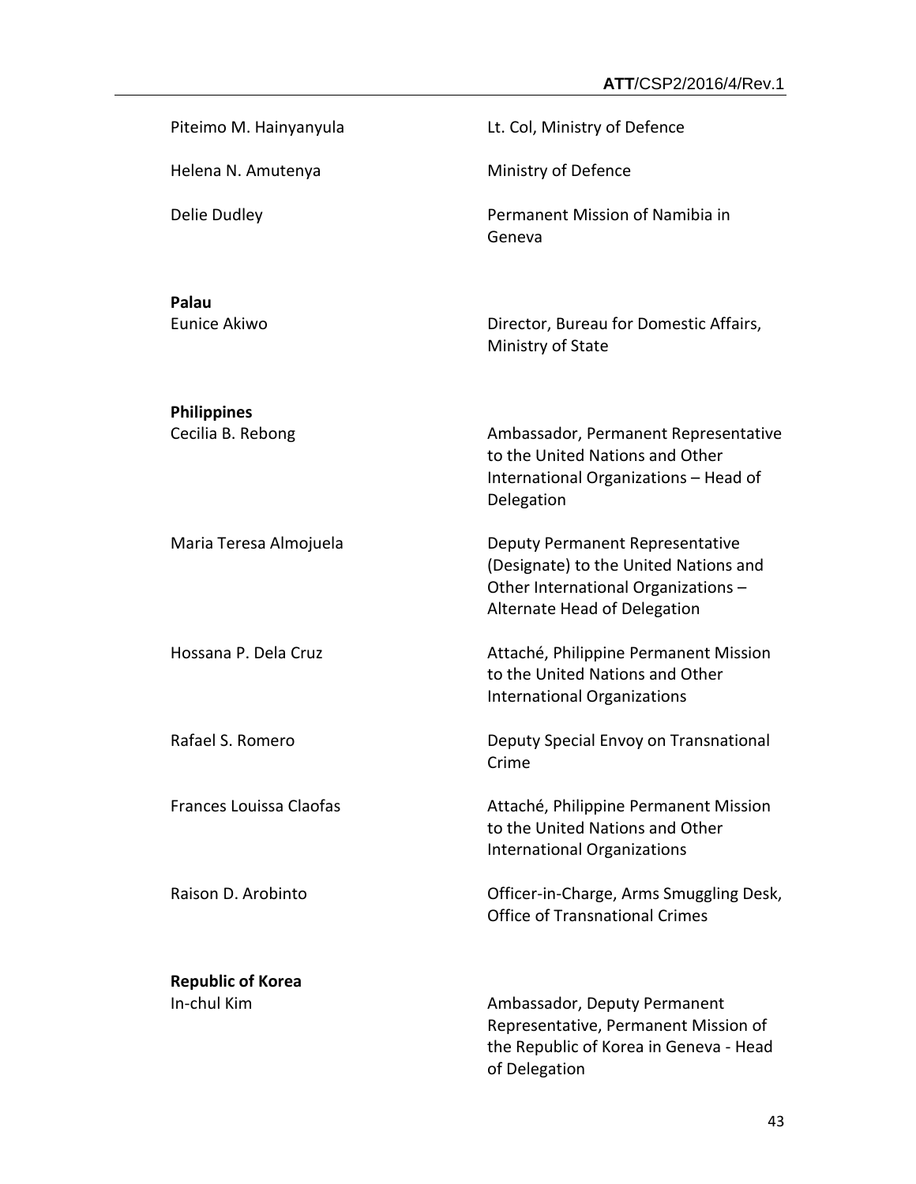| | |
|---|---|
| Piteimo M. Hainyanyula | Lt. Col, Ministry of Defence |
| Helena N. Amutenya | Ministry of Defence |
| Delie Dudley | Permanent Mission of Namibia in Geneva |

**Palau**

| | |
|---|---|
| Eunice Akiwo | Director, Bureau for Domestic Affairs, Ministry of State |

**Philippines**

| | |
|---|---|
| Cecilia B. Rebong | Ambassador, Permanent Representative to the United Nations and Other International Organizations – Head of Delegation |
| Maria Teresa Almojuela | Deputy Permanent Representative (Designate) to the United Nations and Other International Organizations – Alternate Head of Delegation |
| Hossana P. Dela Cruz | Attaché, Philippine Permanent Mission to the United Nations and Other International Organizations |
| Rafael S. Romero | Deputy Special Envoy on Transnational Crime |
| Frances Louissa Claofas | Attaché, Philippine Permanent Mission to the United Nations and Other International Organizations |
| Raison D. Arobinto | Officer-in-Charge, Arms Smuggling Desk, Office of Transnational Crimes |

**Republic of Korea**

| | |
|---|---|
| In-chul Kim | Ambassador, Deputy Permanent Representative, Permanent Mission of the Republic of Korea in Geneva - Head of Delegation |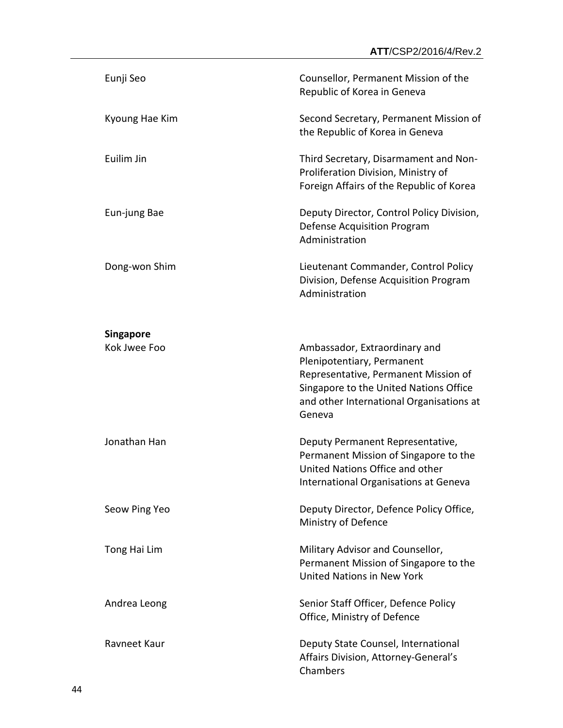| | |
|---|---|
| Eunji Seo | Counsellor, Permanent Mission of the Republic of Korea in Geneva |
| Kyoung Hae Kim | Second Secretary, Permanent Mission of the Republic of Korea in Geneva |
| Euilim Jin | Third Secretary, Disarmament and Non-Proliferation Division, Ministry of Foreign Affairs of the Republic of Korea |
| Eun-jung Bae | Deputy Director, Control Policy Division, Defense Acquisition Program Administration |
| Dong-won Shim | Lieutenant Commander, Control Policy Division, Defense Acquisition Program Administration |

**Singapore**

| | |
|---|---|
| Kok Jwee Foo | Ambassador, Extraordinary and Plenipotentiary, Permanent Representative, Permanent Mission of Singapore to the United Nations Office and other International Organisations at Geneva |
| Jonathan Han | Deputy Permanent Representative, Permanent Mission of Singapore to the United Nations Office and other International Organisations at Geneva |
| Seow Ping Yeo | Deputy Director, Defence Policy Office, Ministry of Defence |
| Tong Hai Lim | Military Advisor and Counsellor, Permanent Mission of Singapore to the United Nations in New York |
| Andrea Leong | Senior Staff Officer, Defence Policy Office, Ministry of Defence |
| Ravneet Kaur | Deputy State Counsel, International Affairs Division, Attorney-General's Chambers |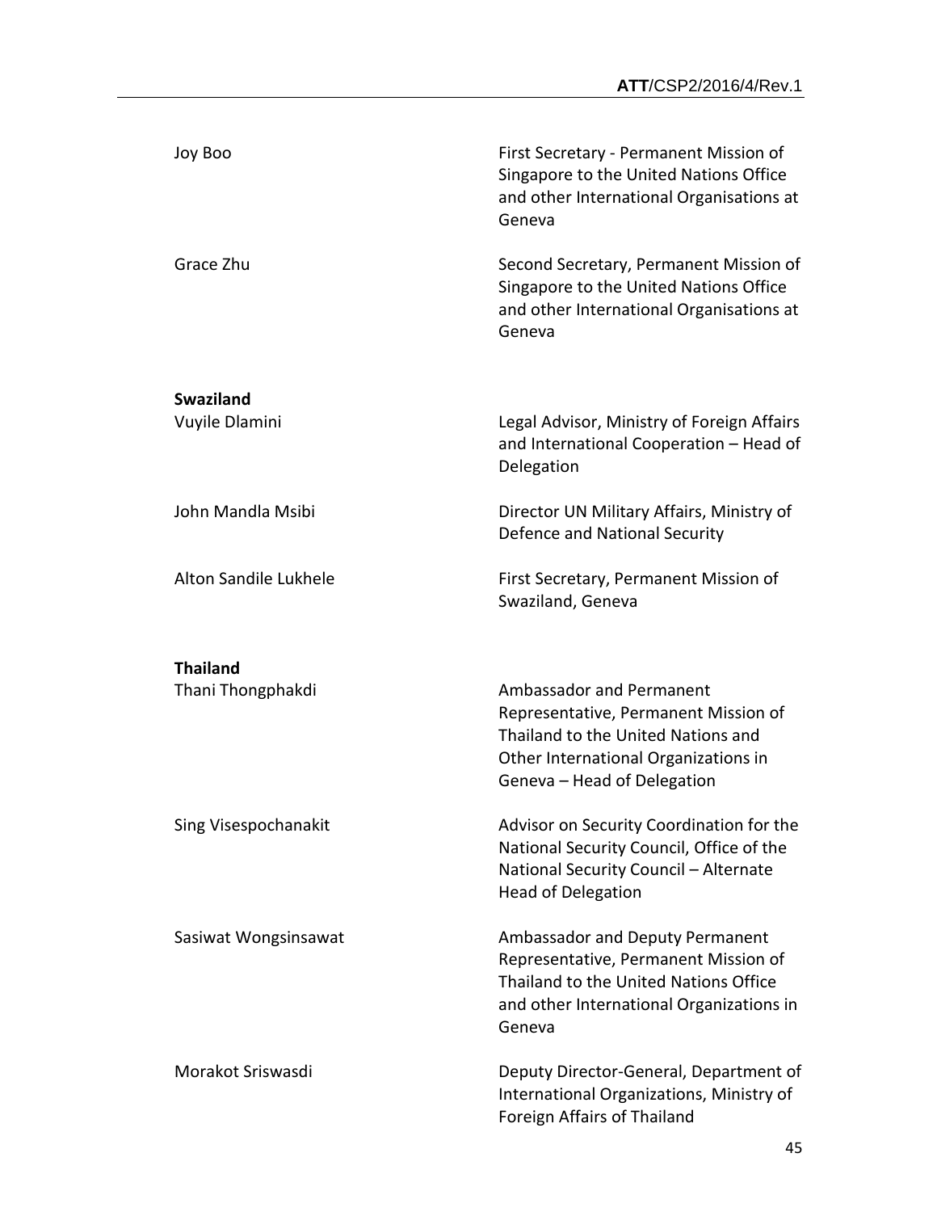| | |
|---|---|
| Joy Boo | First Secretary - Permanent Mission of Singapore to the United Nations Office and other International Organisations at Geneva |
| Grace Zhu | Second Secretary, Permanent Mission of Singapore to the United Nations Office and other International Organisations at Geneva |

**Swaziland**

| | |
|---|---|
| Vuyile Dlamini | Legal Advisor, Ministry of Foreign Affairs and International Cooperation – Head of Delegation |
| John Mandla Msibi | Director UN Military Affairs, Ministry of Defence and National Security |
| Alton Sandile Lukhele | First Secretary, Permanent Mission of Swaziland, Geneva |

**Thailand**

| | |
|---|---|
| Thani Thongphakdi | Ambassador and Permanent Representative, Permanent Mission of Thailand to the United Nations and Other International Organizations in Geneva – Head of Delegation |
| Sing Visespochanakit | Advisor on Security Coordination for the National Security Council, Office of the National Security Council – Alternate Head of Delegation |
| Sasiwat Wongsinsawat | Ambassador and Deputy Permanent Representative, Permanent Mission of Thailand to the United Nations Office and other International Organizations in Geneva |
| Morakot Sriswasdi | Deputy Director-General, Department of International Organizations, Ministry of Foreign Affairs of Thailand |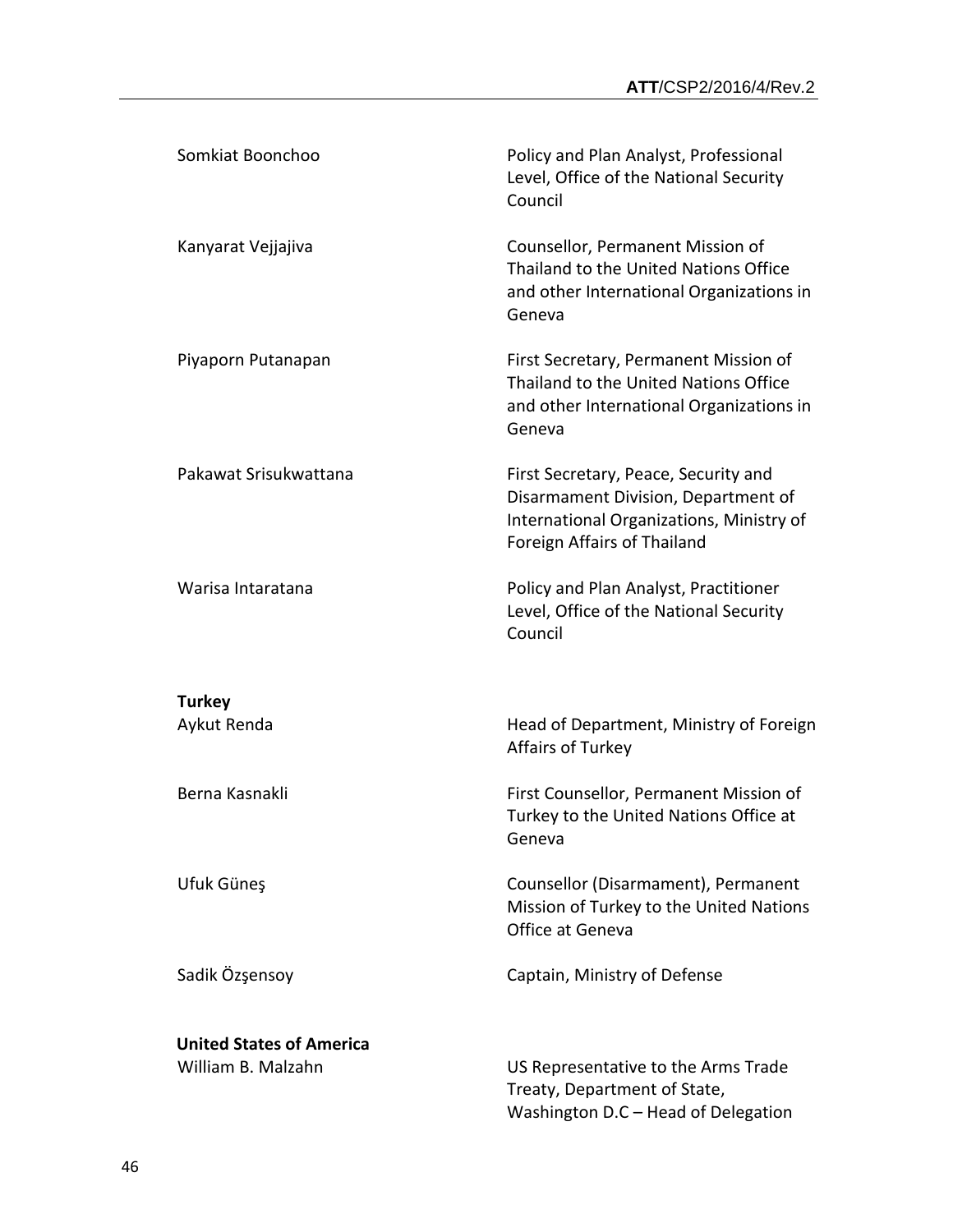| | |
|---|---|
| Somkiat Boonchoo | Policy and Plan Analyst, Professional Level, Office of the National Security Council |
| Kanyarat Vejjajiva | Counsellor, Permanent Mission of Thailand to the United Nations Office and other International Organizations in Geneva |
| Piyaporn Putanapan | First Secretary, Permanent Mission of Thailand to the United Nations Office and other International Organizations in Geneva |
| Pakawat Srisukwattana | First Secretary, Peace, Security and Disarmament Division, Department of International Organizations, Ministry of Foreign Affairs of Thailand |
| Warisa Intaratana | Policy and Plan Analyst, Practitioner Level, Office of the National Security Council |
| **Turkey** | |
| Aykut Renda | Head of Department, Ministry of Foreign Affairs of Turkey |
| Berna Kasnakli | First Counsellor, Permanent Mission of Turkey to the United Nations Office at Geneva |
| Ufuk Güneş | Counsellor (Disarmament), Permanent Mission of Turkey to the United Nations Office at Geneva |
| Sadik Özşensoy | Captain, Ministry of Defense |
| **United States of America** | |
| William B. Malzahn | US Representative to the Arms Trade Treaty, Department of State, Washington D.C – Head of Delegation |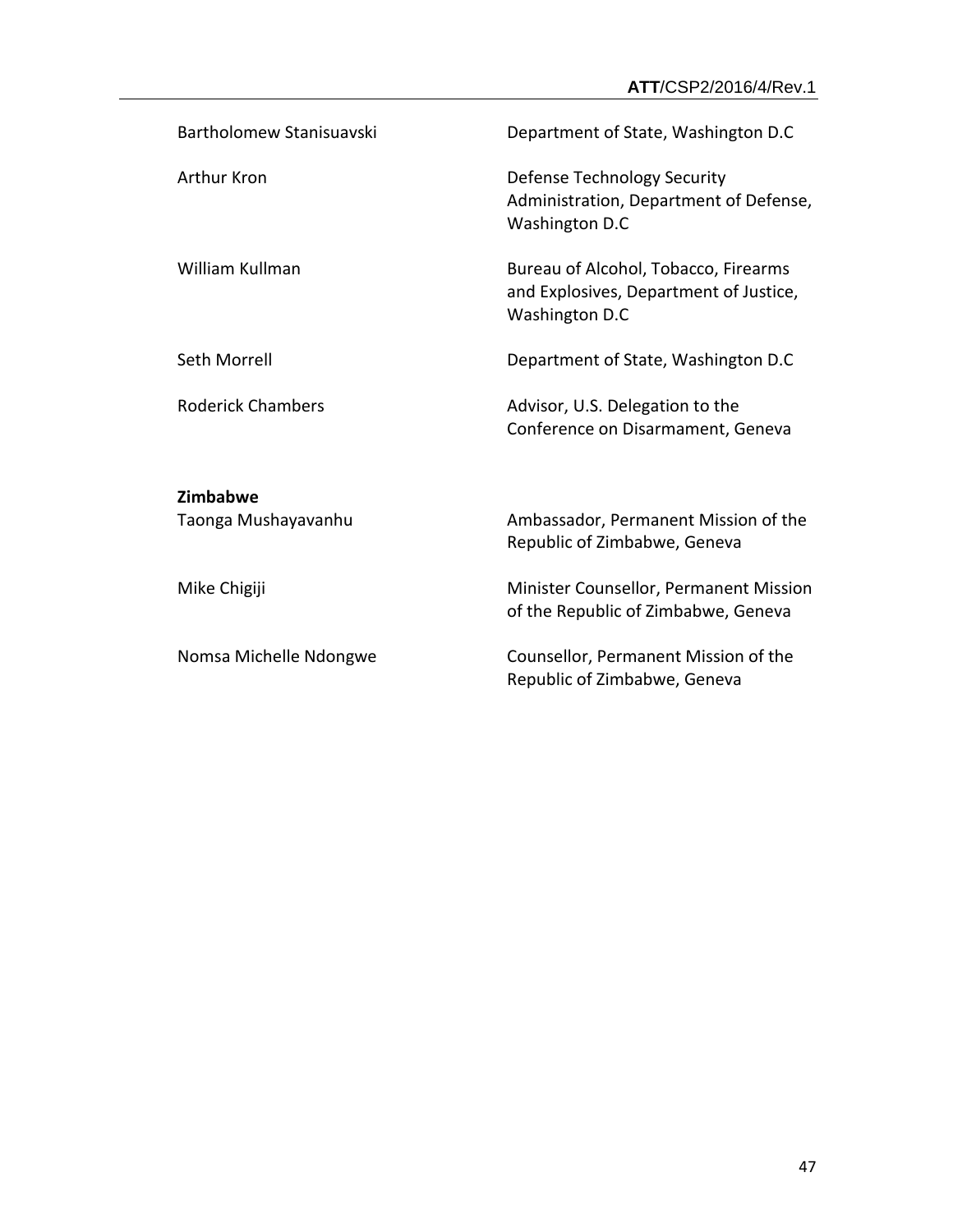| | |
|---|---|
| Bartholomew Stanisuavski | Department of State, Washington D.C |
| Arthur Kron | Defense Technology Security Administration, Department of Defense, Washington D.C |
| William Kullman | Bureau of Alcohol, Tobacco, Firearms and Explosives, Department of Justice, Washington D.C |
| Seth Morrell | Department of State, Washington D.C |
| Roderick Chambers | Advisor, U.S. Delegation to the Conference on Disarmament, Geneva |

**Zimbabwe**

| | |
|---|---|
| Taonga Mushayavanhu | Ambassador, Permanent Mission of the Republic of Zimbabwe, Geneva |
| Mike Chigiji | Minister Counsellor, Permanent Mission of the Republic of Zimbabwe, Geneva |
| Nomsa Michelle Ndongwe | Counsellor, Permanent Mission of the Republic of Zimbabwe, Geneva |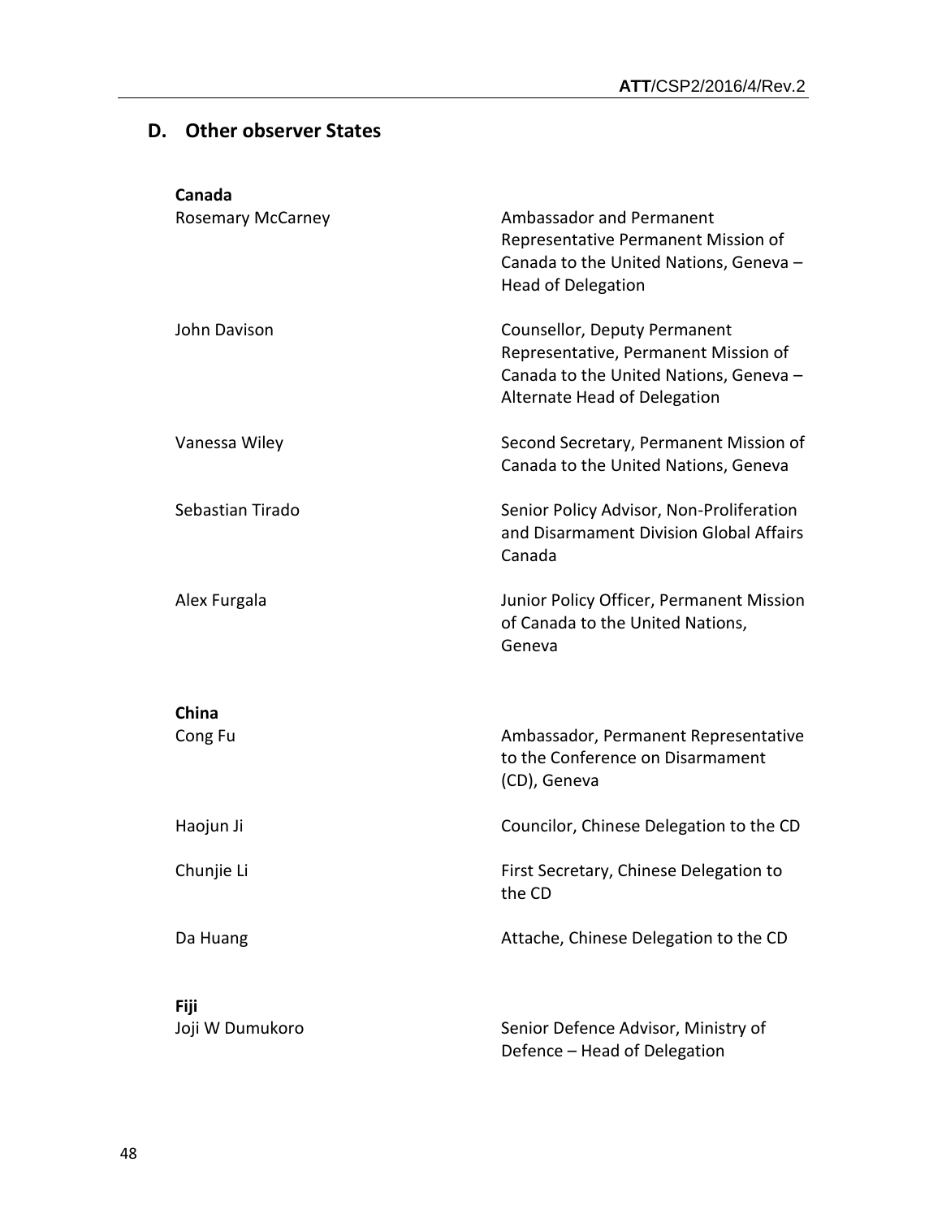## D. Other observer States

**Canada**

| | |
|---|---|
| Rosemary McCarney | Ambassador and Permanent Representative Permanent Mission of Canada to the United Nations, Geneva – Head of Delegation |
| John Davison | Counsellor, Deputy Permanent Representative, Permanent Mission of Canada to the United Nations, Geneva – Alternate Head of Delegation |
| Vanessa Wiley | Second Secretary, Permanent Mission of Canada to the United Nations, Geneva |
| Sebastian Tirado | Senior Policy Advisor, Non-Proliferation and Disarmament Division Global Affairs Canada |
| Alex Furgala | Junior Policy Officer, Permanent Mission of Canada to the United Nations, Geneva |

**China**

| | |
|---|---|
| Cong Fu | Ambassador, Permanent Representative to the Conference on Disarmament (CD), Geneva |
| Haojun Ji | Councilor, Chinese Delegation to the CD |
| Chunjie Li | First Secretary, Chinese Delegation to the CD |
| Da Huang | Attache, Chinese Delegation to the CD |

**Fiji**

| | |
|---|---|
| Joji W Dumukoro | Senior Defence Advisor, Ministry of Defence – Head of Delegation |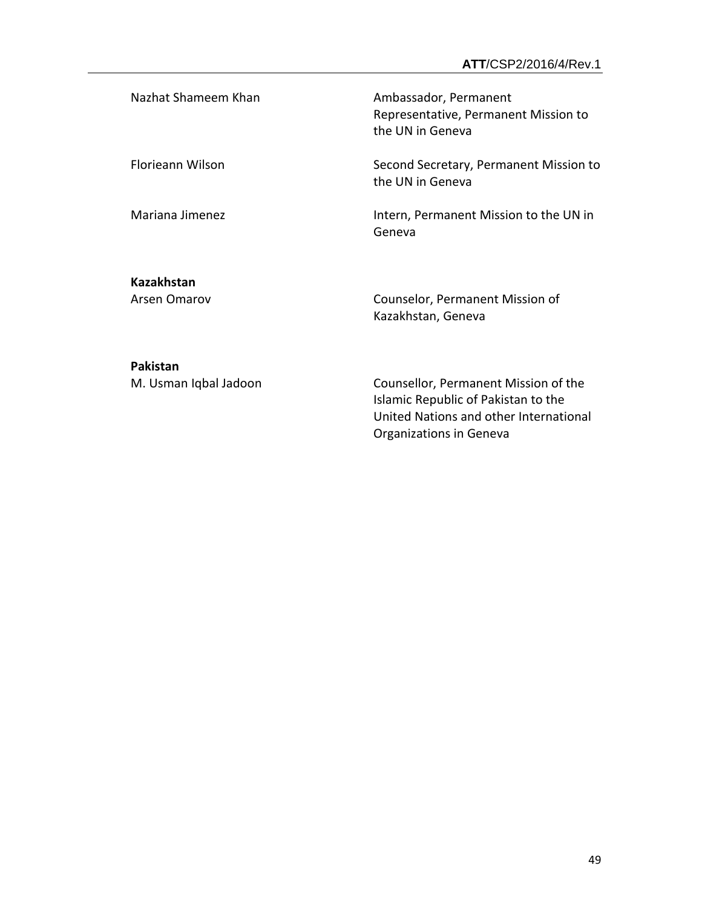| | |
|---|---|
| Nazhat Shameem Khan | Ambassador, Permanent Representative, Permanent Mission to the UN in Geneva |
| Florieann Wilson | Second Secretary, Permanent Mission to the UN in Geneva |
| Mariana Jimenez | Intern, Permanent Mission to the UN in Geneva |

**Kazakhstan**

| | |
|---|---|
| Arsen Omarov | Counselor, Permanent Mission of Kazakhstan, Geneva |

**Pakistan**

| | |
|---|---|
| M. Usman Iqbal Jadoon | Counsellor, Permanent Mission of the Islamic Republic of Pakistan to the United Nations and other International Organizations in Geneva |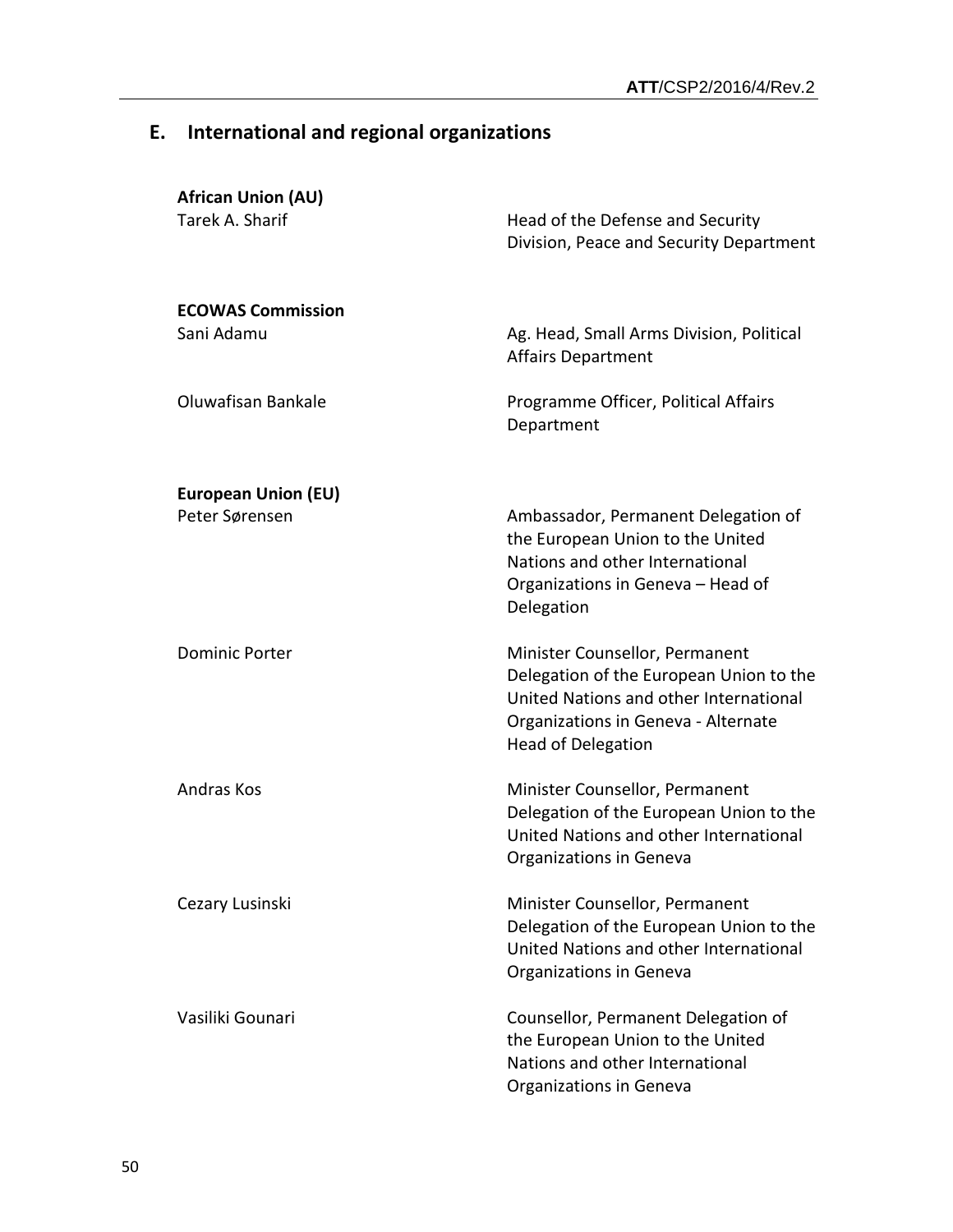## E. International and regional organizations

**African Union (AU)**

| | |
|---|---|
| Tarek A. Sharif | Head of the Defense and Security Division, Peace and Security Department |

**ECOWAS Commission**

| | |
|---|---|
| Sani Adamu | Ag. Head, Small Arms Division, Political Affairs Department |
| Oluwafisan Bankale | Programme Officer, Political Affairs Department |

**European Union (EU)**

| | |
|---|---|
| Peter Sørensen | Ambassador, Permanent Delegation of the European Union to the United Nations and other International Organizations in Geneva – Head of Delegation |
| Dominic Porter | Minister Counsellor, Permanent Delegation of the European Union to the United Nations and other International Organizations in Geneva - Alternate Head of Delegation |
| Andras Kos | Minister Counsellor, Permanent Delegation of the European Union to the United Nations and other International Organizations in Geneva |
| Cezary Lusinski | Minister Counsellor, Permanent Delegation of the European Union to the United Nations and other International Organizations in Geneva |
| Vasiliki Gounari | Counsellor, Permanent Delegation of the European Union to the United Nations and other International Organizations in Geneva |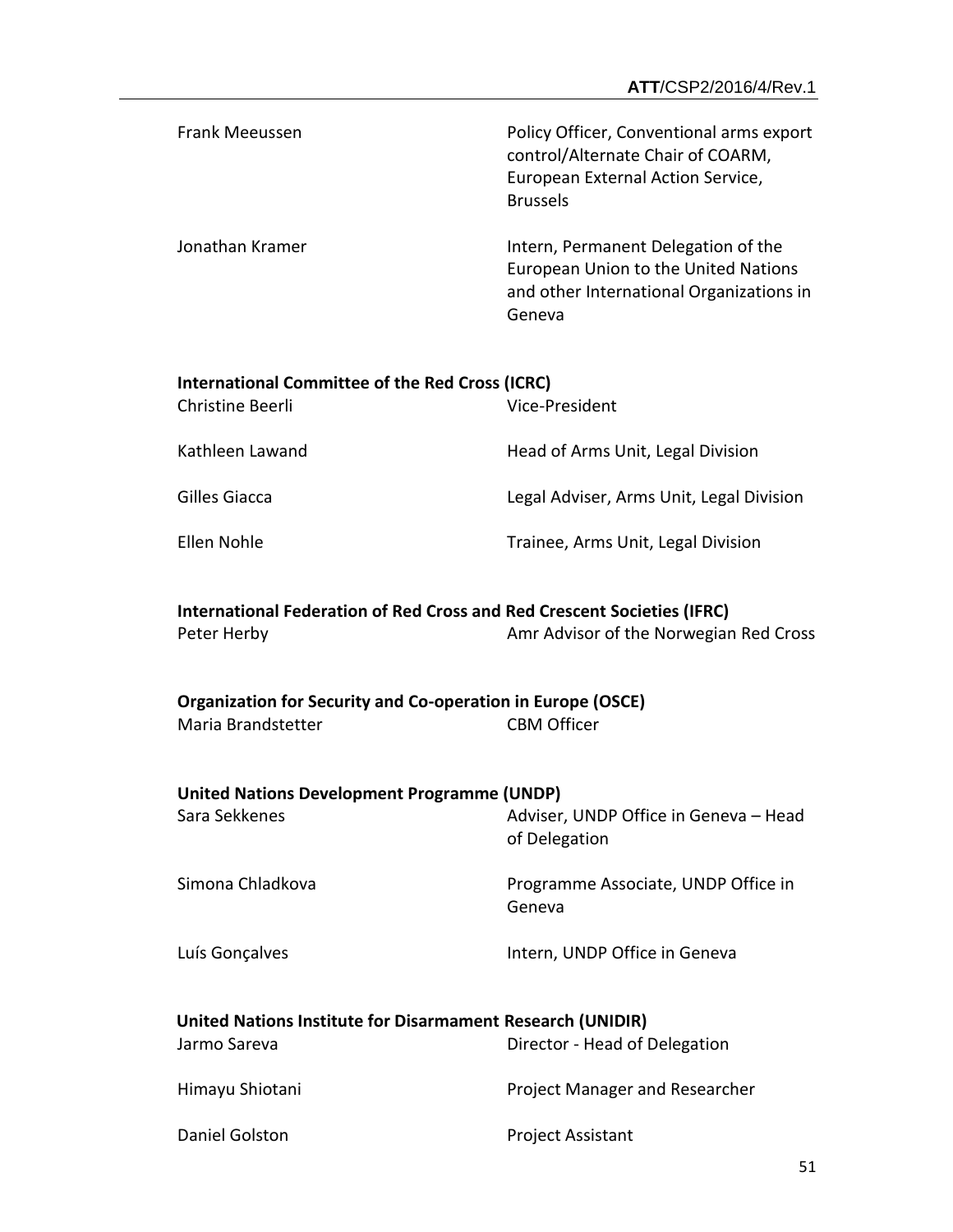| | |
|---|---|
| Frank Meeussen | Policy Officer, Conventional arms export control/Alternate Chair of COARM, European External Action Service, Brussels |
| Jonathan Kramer | Intern, Permanent Delegation of the European Union to the United Nations and other International Organizations in Geneva |

**International Committee of the Red Cross (ICRC)**

| | |
|---|---|
| Christine Beerli | Vice-President |
| Kathleen Lawand | Head of Arms Unit, Legal Division |
| Gilles Giacca | Legal Adviser, Arms Unit, Legal Division |
| Ellen Nohle | Trainee, Arms Unit, Legal Division |

**International Federation of Red Cross and Red Crescent Societies (IFRC)**

| | |
|---|---|
| Peter Herby | Amr Advisor of the Norwegian Red Cross |

**Organization for Security and Co-operation in Europe (OSCE)**

| | |
|---|---|
| Maria Brandstetter | CBM Officer |

**United Nations Development Programme (UNDP)**

| | |
|---|---|
| Sara Sekkenes | Adviser, UNDP Office in Geneva – Head of Delegation |
| Simona Chladkova | Programme Associate, UNDP Office in Geneva |
| Luís Gonçalves | Intern, UNDP Office in Geneva |

**United Nations Institute for Disarmament Research (UNIDIR)**

| | |
|---|---|
| Jarmo Sareva | Director - Head of Delegation |
| Himayu Shiotani | Project Manager and Researcher |
| Daniel Golston | Project Assistant |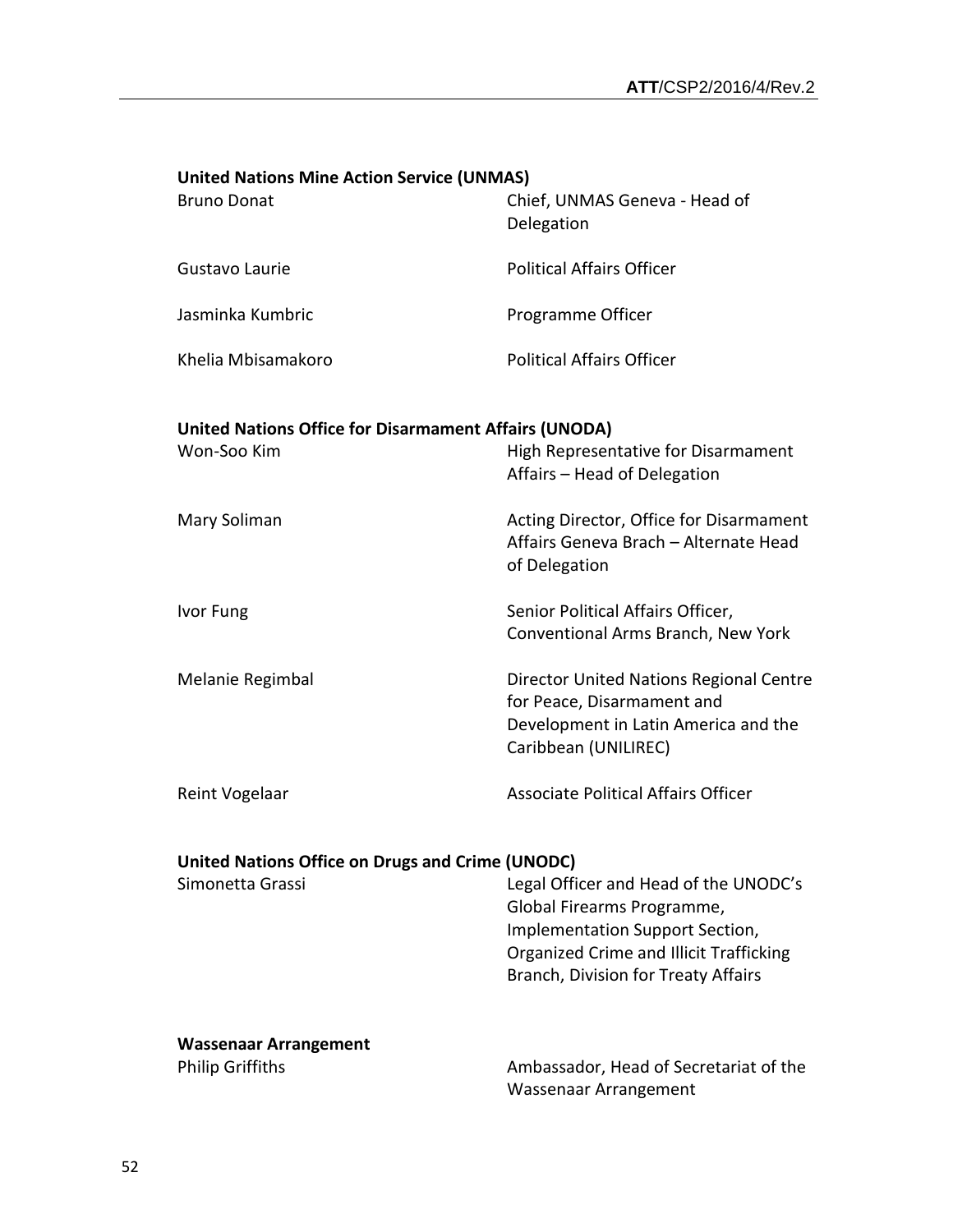**United Nations Mine Action Service (UNMAS)**

| | |
|---|---|
| Bruno Donat | Chief, UNMAS Geneva - Head of Delegation |
| Gustavo Laurie | Political Affairs Officer |
| Jasminka Kumbric | Programme Officer |
| Khelia Mbisamakoro | Political Affairs Officer |

**United Nations Office for Disarmament Affairs (UNODA)**

| | |
|---|---|
| Won-Soo Kim | High Representative for Disarmament Affairs – Head of Delegation |
| Mary Soliman | Acting Director, Office for Disarmament Affairs Geneva Brach – Alternate Head of Delegation |
| Ivor Fung | Senior Political Affairs Officer, Conventional Arms Branch, New York |
| Melanie Regimbal | Director United Nations Regional Centre for Peace, Disarmament and Development in Latin America and the Caribbean (UNILIREC) |
| Reint Vogelaar | Associate Political Affairs Officer |

**United Nations Office on Drugs and Crime (UNODC)**

| | |
|---|---|
| Simonetta Grassi | Legal Officer and Head of the UNODC's Global Firearms Programme, Implementation Support Section, Organized Crime and Illicit Trafficking Branch, Division for Treaty Affairs |

**Wassenaar Arrangement**

| | |
|---|---|
| Philip Griffiths | Ambassador, Head of Secretariat of the Wassenaar Arrangement |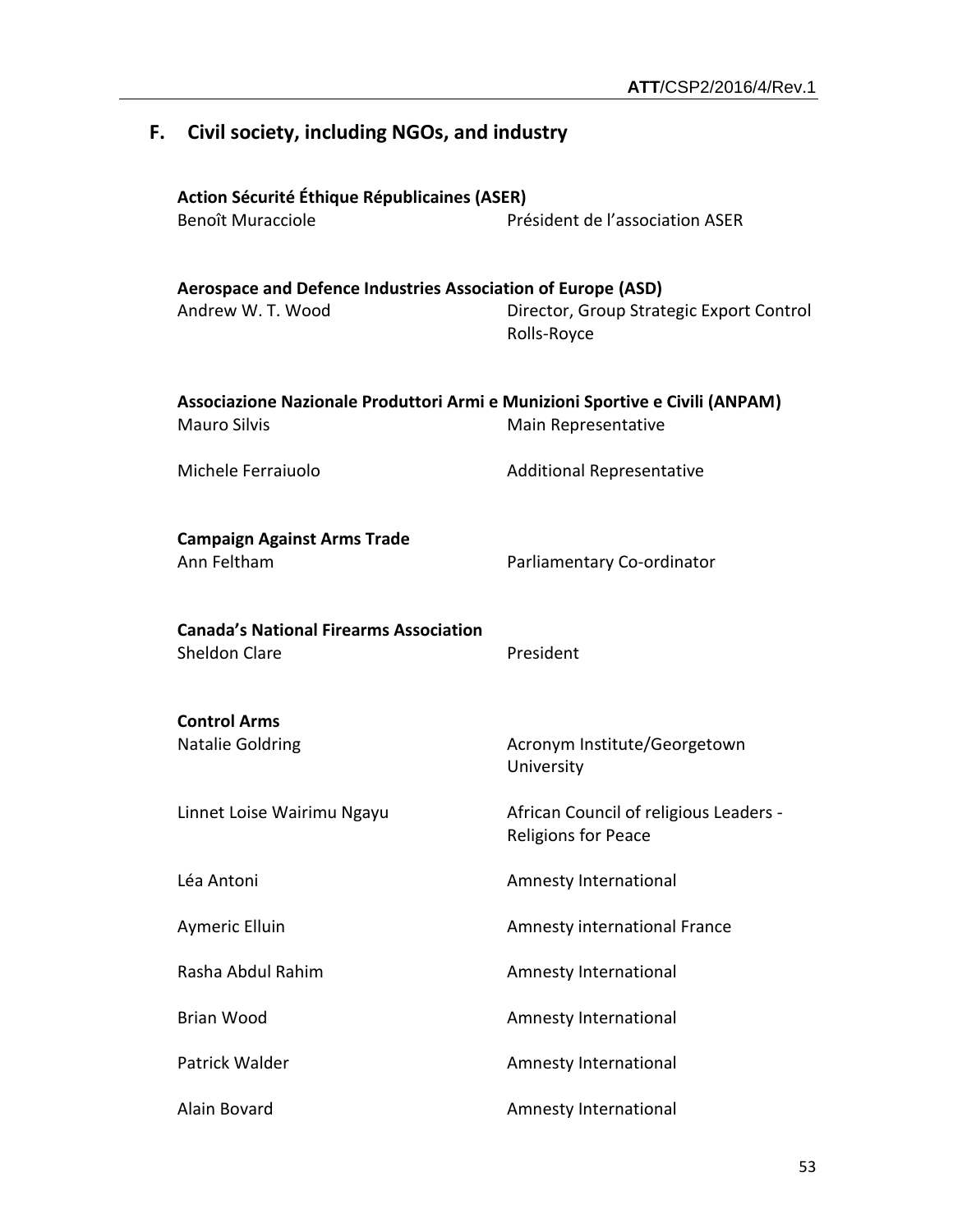## F. Civil society, including NGOs, and industry

**Action Sécurité Éthique Républicaines (ASER)**

| | |
|---|---|
| Benoît Muracciole | Président de l'association ASER |

**Aerospace and Defence Industries Association of Europe (ASD)**

| | |
|---|---|
| Andrew W. T. Wood | Director, Group Strategic Export Control Rolls-Royce |

**Associazione Nazionale Produttori Armi e Munizioni Sportive e Civili (ANPAM)**

| | |
|---|---|
| Mauro Silvis | Main Representative |
| Michele Ferraiuolo | Additional Representative |

**Campaign Against Arms Trade**

| | |
|---|---|
| Ann Feltham | Parliamentary Co-ordinator |

**Canada's National Firearms Association**

| | |
|---|---|
| Sheldon Clare | President |

**Control Arms**

| | |
|---|---|
| Natalie Goldring | Acronym Institute/Georgetown University |
| Linnet Loise Wairimu Ngayu | African Council of religious Leaders - Religions for Peace |
| Léa Antoni | Amnesty International |
| Aymeric Elluin | Amnesty international France |
| Rasha Abdul Rahim | Amnesty International |
| Brian Wood | Amnesty International |
| Patrick Walder | Amnesty International |
| Alain Bovard | Amnesty International |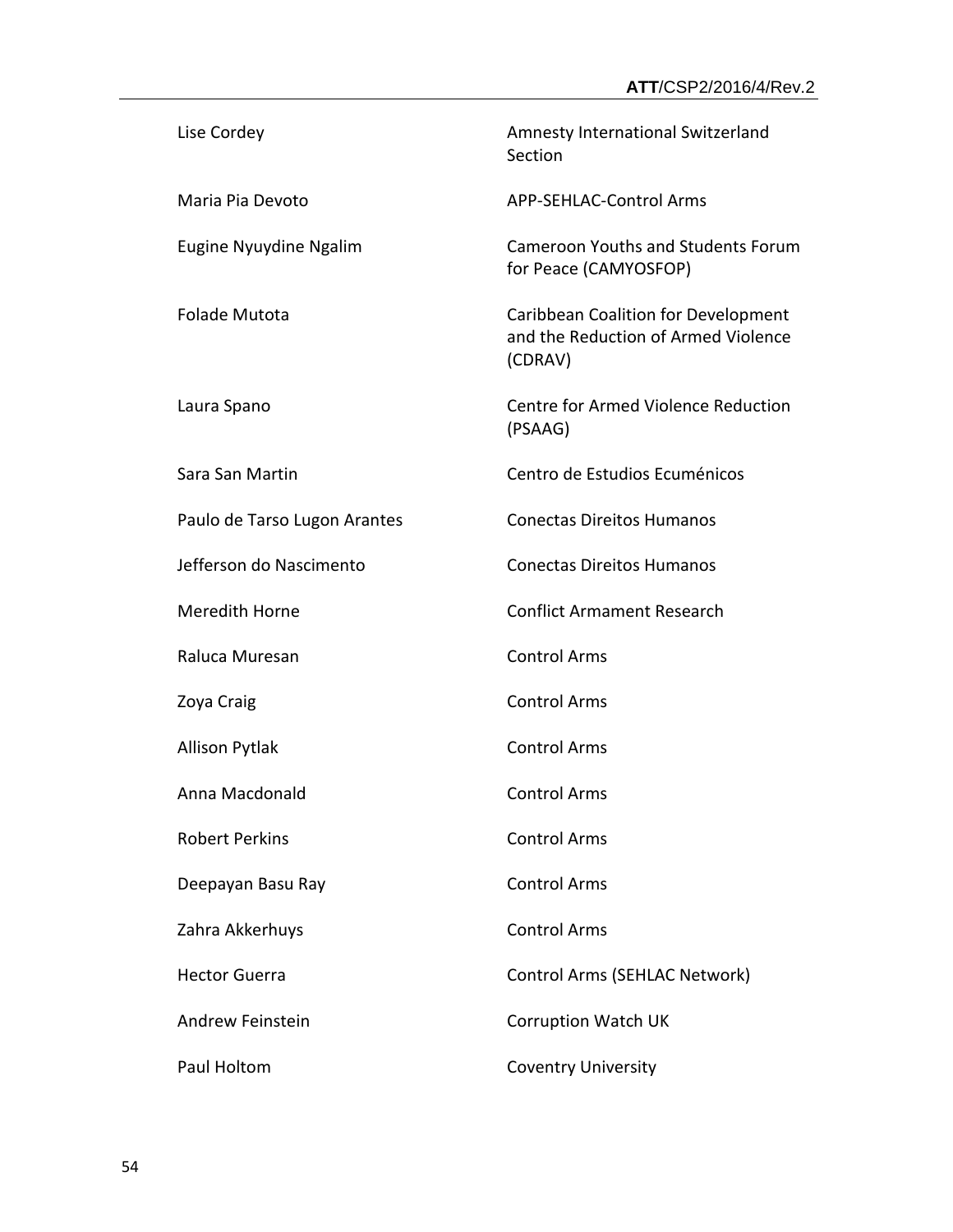| | |
|---|---|
| Lise Cordey | Amnesty International Switzerland Section |
| Maria Pia Devoto | APP-SEHLAC-Control Arms |
| Eugine Nyuydine Ngalim | Cameroon Youths and Students Forum for Peace (CAMYOSFOP) |
| Folade Mutota | Caribbean Coalition for Development and the Reduction of Armed Violence (CDRAV) |
| Laura Spano | Centre for Armed Violence Reduction (PSAAG) |
| Sara San Martin | Centro de Estudios Ecuménicos |
| Paulo de Tarso Lugon Arantes | Conectas Direitos Humanos |
| Jefferson do Nascimento | Conectas Direitos Humanos |
| Meredith Horne | Conflict Armament Research |
| Raluca Muresan | Control Arms |
| Zoya Craig | Control Arms |
| Allison Pytlak | Control Arms |
| Anna Macdonald | Control Arms |
| Robert Perkins | Control Arms |
| Deepayan Basu Ray | Control Arms |
| Zahra Akkerhuys | Control Arms |
| Hector Guerra | Control Arms (SEHLAC Network) |
| Andrew Feinstein | Corruption Watch UK |
| Paul Holtom | Coventry University |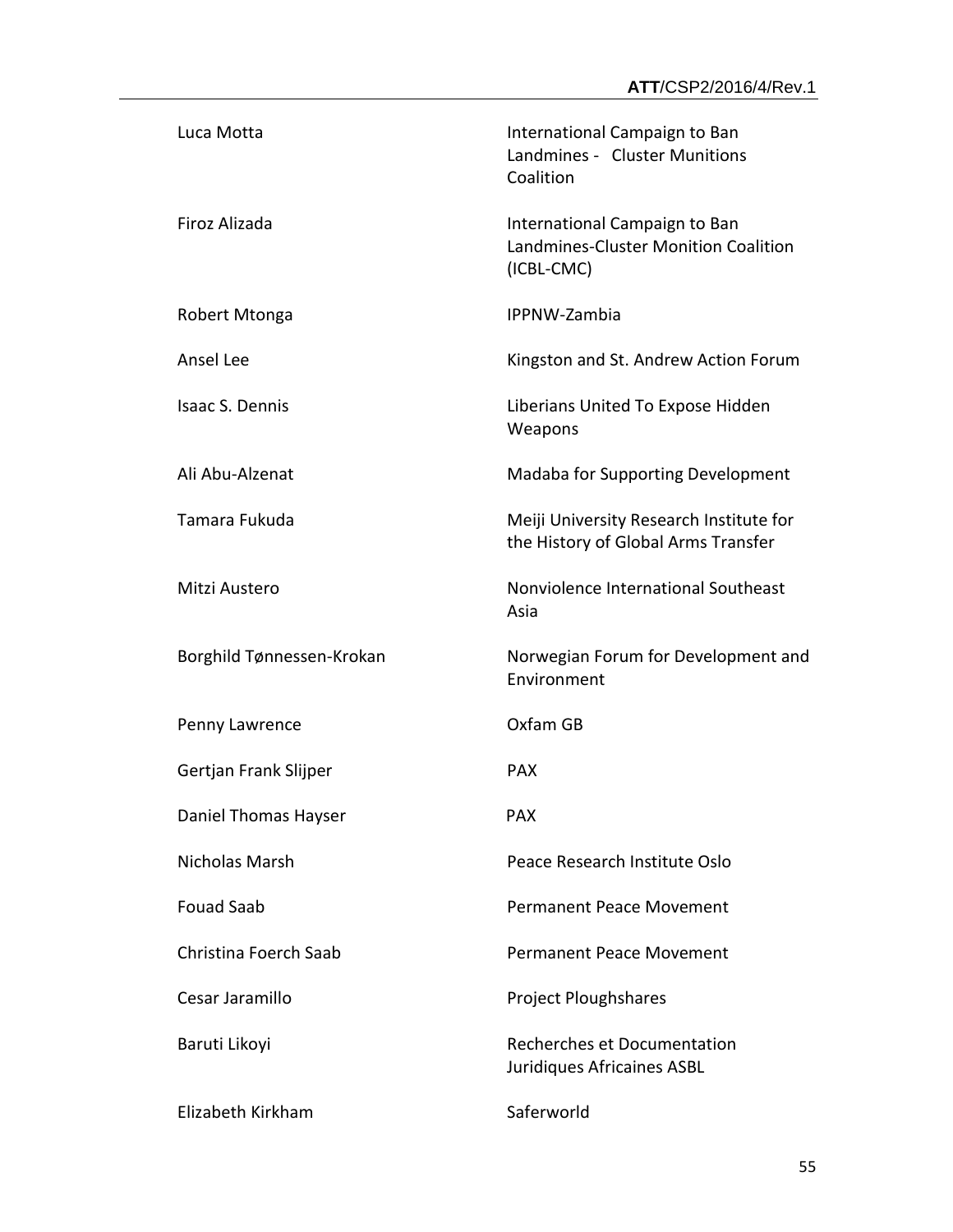| | |
|---|---|
| Luca Motta | International Campaign to Ban Landmines - Cluster Munitions Coalition |
| Firoz Alizada | International Campaign to Ban Landmines-Cluster Monition Coalition (ICBL-CMC) |
| Robert Mtonga | IPPNW-Zambia |
| Ansel Lee | Kingston and St. Andrew Action Forum |
| Isaac S. Dennis | Liberians United To Expose Hidden Weapons |
| Ali Abu-Alzenat | Madaba for Supporting Development |
| Tamara Fukuda | Meiji University Research Institute for the History of Global Arms Transfer |
| Mitzi Austero | Nonviolence International Southeast Asia |
| Borghild Tønnessen-Krokan | Norwegian Forum for Development and Environment |
| Penny Lawrence | Oxfam GB |
| Gertjan Frank Slijper | PAX |
| Daniel Thomas Hayser | PAX |
| Nicholas Marsh | Peace Research Institute Oslo |
| Fouad Saab | Permanent Peace Movement |
| Christina Foerch Saab | Permanent Peace Movement |
| Cesar Jaramillo | Project Ploughshares |
| Baruti Likoyi | Recherches et Documentation Juridiques Africaines ASBL |
| Elizabeth Kirkham | Saferworld |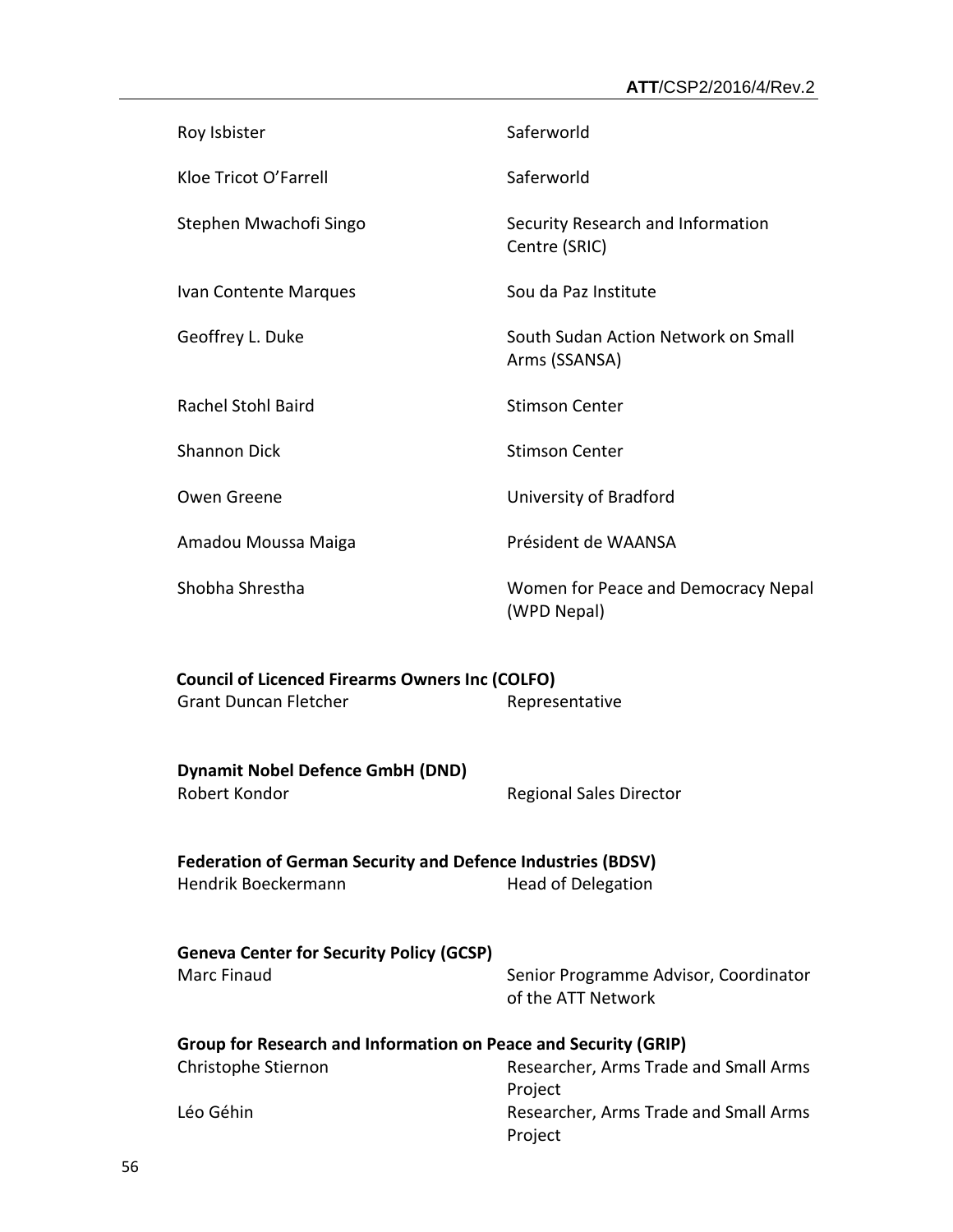| | |
|---|---|
| Roy Isbister | Saferworld |
| Kloe Tricot O'Farrell | Saferworld |
| Stephen Mwachofi Singo | Security Research and Information Centre (SRIC) |
| Ivan Contente Marques | Sou da Paz Institute |
| Geoffrey L. Duke | South Sudan Action Network on Small Arms (SSANSA) |
| Rachel Stohl Baird | Stimson Center |
| Shannon Dick | Stimson Center |
| Owen Greene | University of Bradford |
| Amadou Moussa Maiga | Président de WAANSA |
| Shobha Shrestha | Women for Peace and Democracy Nepal (WPD Nepal) |

**Council of Licenced Firearms Owners Inc (COLFO)**

| | |
|---|---|
| Grant Duncan Fletcher | Representative |

**Dynamit Nobel Defence GmbH (DND)**

| | |
|---|---|
| Robert Kondor | Regional Sales Director |

**Federation of German Security and Defence Industries (BDSV)**

| | |
|---|---|
| Hendrik Boeckermann | Head of Delegation |

**Geneva Center for Security Policy (GCSP)**

| | |
|---|---|
| Marc Finaud | Senior Programme Advisor, Coordinator of the ATT Network |

**Group for Research and Information on Peace and Security (GRIP)**

| | |
|---|---|
| Christophe Stiernon | Researcher, Arms Trade and Small Arms Project |
| Léo Géhin | Researcher, Arms Trade and Small Arms Project |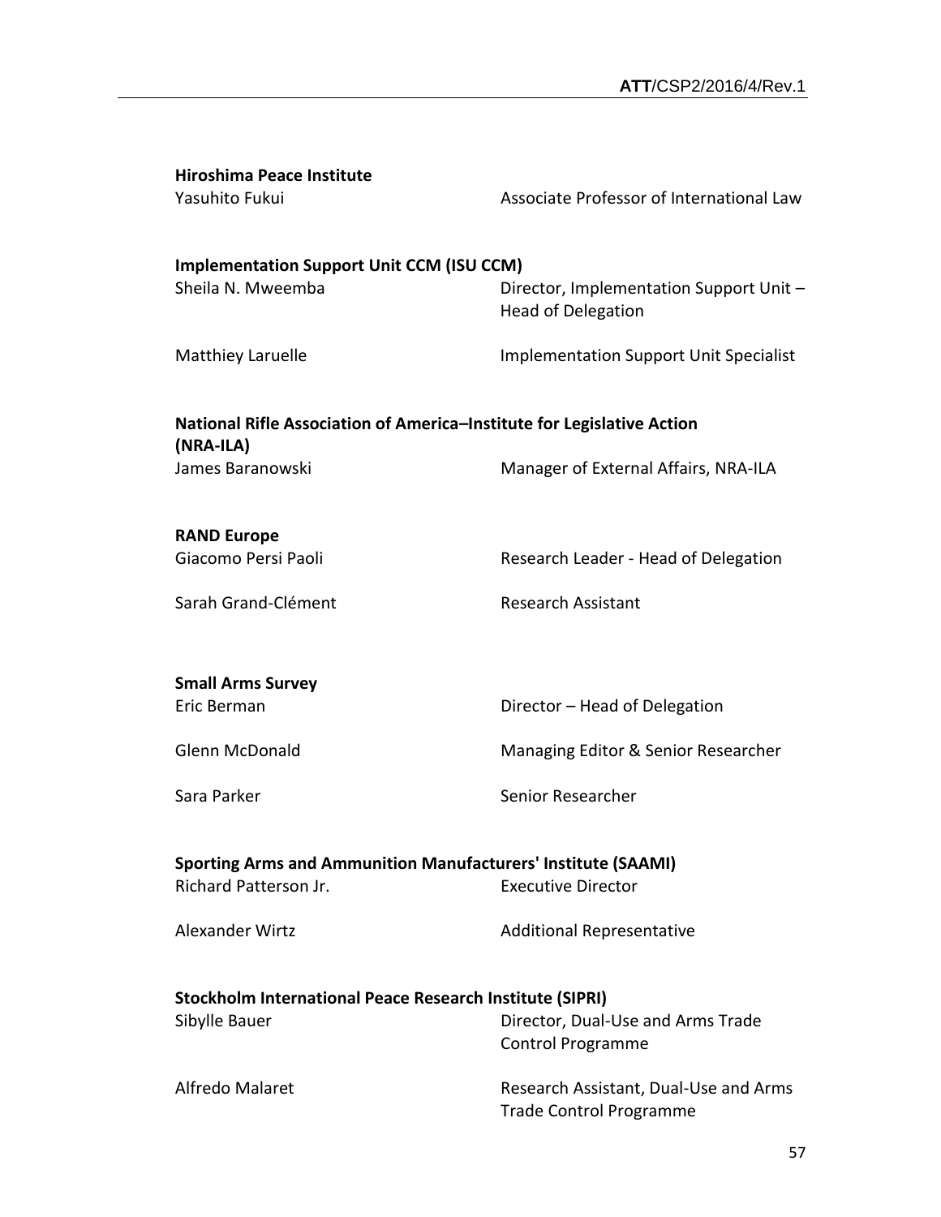**Hiroshima Peace Institute**

| | |
|---|---|
| Yasuhito Fukui | Associate Professor of International Law |

**Implementation Support Unit CCM (ISU CCM)**

| | |
|---|---|
| Sheila N. Mweemba | Director, Implementation Support Unit – Head of Delegation |
| Matthiey Laruelle | Implementation Support Unit Specialist |

**National Rifle Association of America–Institute for Legislative Action (NRA-ILA)**

| | |
|---|---|
| James Baranowski | Manager of External Affairs, NRA-ILA |

**RAND Europe**

| | |
|---|---|
| Giacomo Persi Paoli | Research Leader - Head of Delegation |
| Sarah Grand-Clément | Research Assistant |

**Small Arms Survey**

| | |
|---|---|
| Eric Berman | Director – Head of Delegation |
| Glenn McDonald | Managing Editor & Senior Researcher |
| Sara Parker | Senior Researcher |

**Sporting Arms and Ammunition Manufacturers' Institute (SAAMI)**

| | |
|---|---|
| Richard Patterson Jr. | Executive Director |
| Alexander Wirtz | Additional Representative |

**Stockholm International Peace Research Institute (SIPRI)**

| | |
|---|---|
| Sibylle Bauer | Director, Dual-Use and Arms Trade Control Programme |
| Alfredo Malaret | Research Assistant, Dual-Use and Arms Trade Control Programme |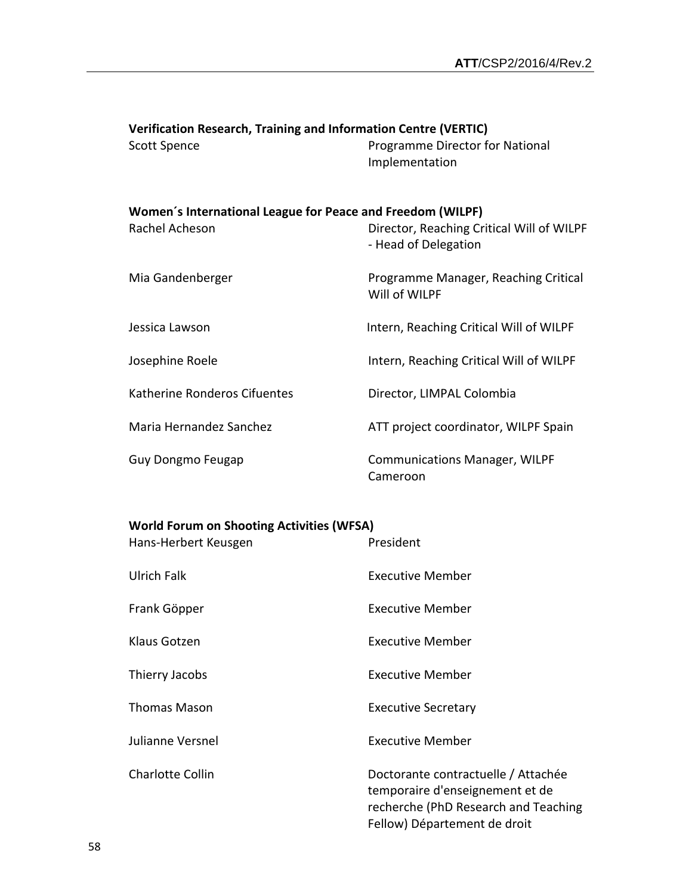**Verification Research, Training and Information Centre (VERTIC)**

| | |
|---|---|
| Scott Spence | Programme Director for National Implementation |

**Women´s International League for Peace and Freedom (WILPF)**

| | |
|---|---|
| Rachel Acheson | Director, Reaching Critical Will of WILPF - Head of Delegation |
| Mia Gandenberger | Programme Manager, Reaching Critical Will of WILPF |
| Jessica Lawson | Intern, Reaching Critical Will of WILPF |
| Josephine Roele | Intern, Reaching Critical Will of WILPF |
| Katherine Ronderos Cifuentes | Director, LIMPAL Colombia |
| Maria Hernandez Sanchez | ATT project coordinator, WILPF Spain |
| Guy Dongmo Feugap | Communications Manager, WILPF Cameroon |

**World Forum on Shooting Activities (WFSA)**

| | |
|---|---|
| Hans-Herbert Keusgen | President |
| Ulrich Falk | Executive Member |
| Frank Göpper | Executive Member |
| Klaus Gotzen | Executive Member |
| Thierry Jacobs | Executive Member |
| Thomas Mason | Executive Secretary |
| Julianne Versnel | Executive Member |
| Charlotte Collin | Doctorante contractuelle / Attachée temporaire d'enseignement et de recherche (PhD Research and Teaching Fellow) Département de droit |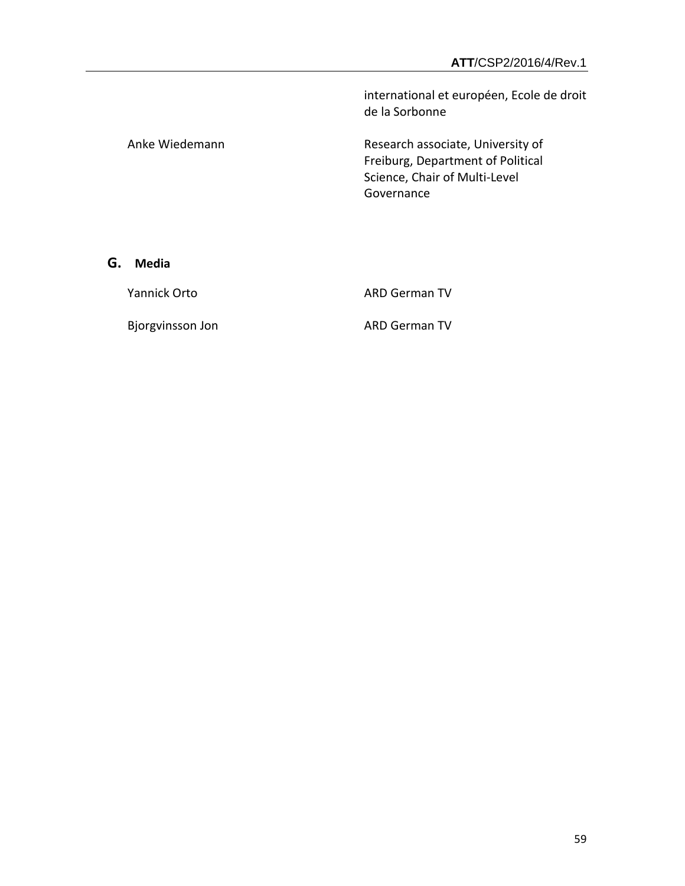| | |
|---|---|
| | international et européen, Ecole de droit de la Sorbonne |
| Anke Wiedemann | Research associate, University of Freiburg, Department of Political Science, Chair of Multi-Level Governance |

## G. Media

| | |
|---|---|
| Yannick Orto | ARD German TV |
| Bjorgvinsson Jon | ARD German TV |